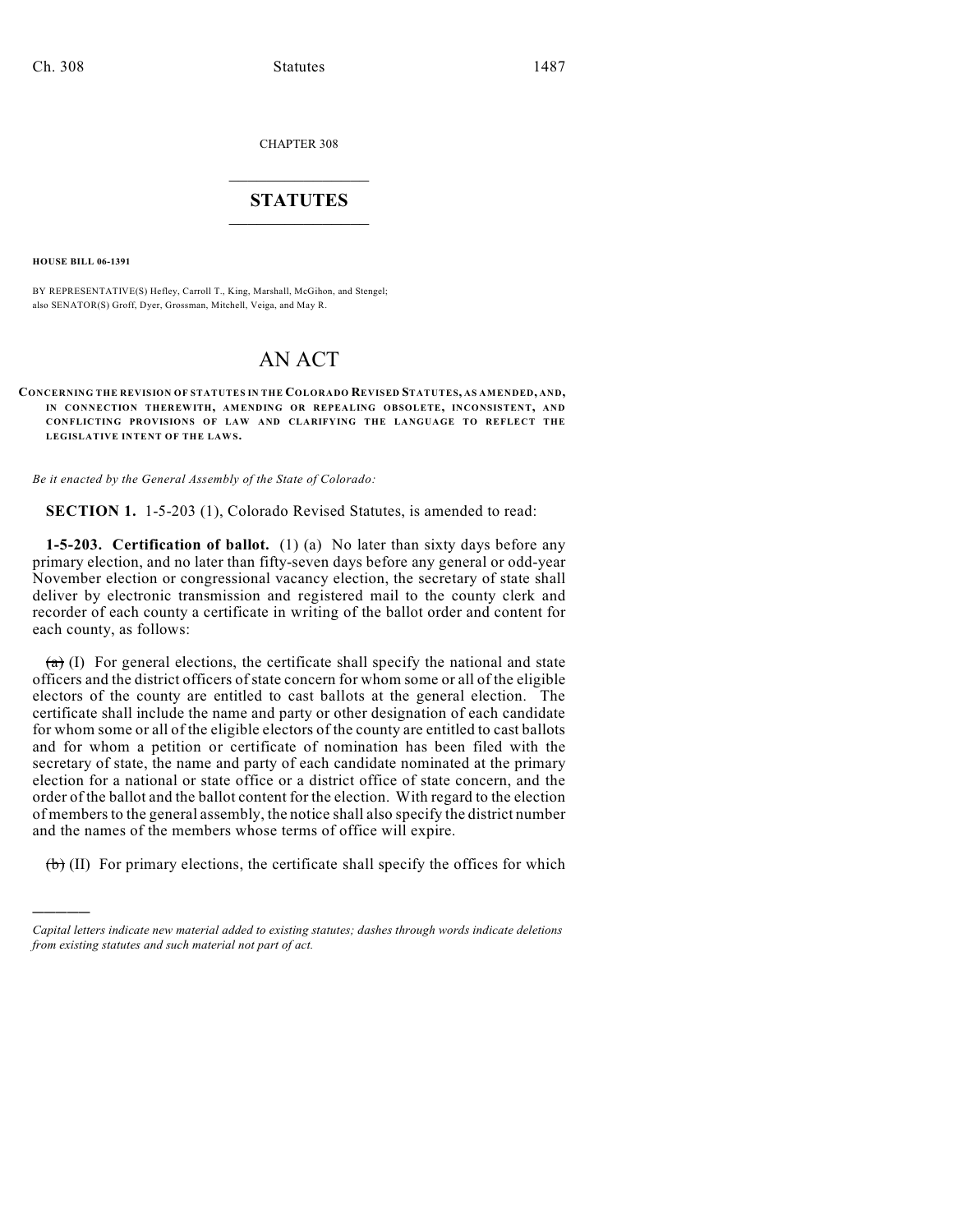CHAPTER 308

# STATUTES

**HOUSE BILL 06-1391**

BY REPRESENTATIVE(S) Hefley, Carroll T., King, Marshall, McGihon, and Stengel;
also SENATOR(S) Groff, Dyer, Grossman, Mitchell, Veiga, and May R.

# AN ACT

**CONCERNING THE REVISION OF STATUTES IN THE COLORADO REVISED STATUTES, AS AMENDED, AND, IN CONNECTION THEREWITH, AMENDING OR REPEALING OBSOLETE, INCONSISTENT, AND CONFLICTING PROVISIONS OF LAW AND CLARIFYING THE LANGUAGE TO REFLECT THE LEGISLATIVE INTENT OF THE LAWS.**

*Be it enacted by the General Assembly of the State of Colorado:*

**SECTION 1.** 1-5-203 (1), Colorado Revised Statutes, is amended to read:

**1-5-203. Certification of ballot.** (1) (a) No later than sixty days before any primary election, and no later than fifty-seven days before any general or odd-year November election or congressional vacancy election, the secretary of state shall deliver by electronic transmission and registered mail to the county clerk and recorder of each county a certificate in writing of the ballot order and content for each county, as follows:

~~(a)~~ (I) For general elections, the certificate shall specify the national and state officers and the district officers of state concern for whom some or all of the eligible electors of the county are entitled to cast ballots at the general election. The certificate shall include the name and party or other designation of each candidate for whom some or all of the eligible electors of the county are entitled to cast ballots and for whom a petition or certificate of nomination has been filed with the secretary of state, the name and party of each candidate nominated at the primary election for a national or state office or a district office of state concern, and the order of the ballot and the ballot content for the election. With regard to the election of members to the general assembly, the notice shall also specify the district number and the names of the members whose terms of office will expire.

~~(b)~~ (II) For primary elections, the certificate shall specify the offices for which

---

*Capital letters indicate new material added to existing statutes; dashes through words indicate deletions from existing statutes and such material not part of act.*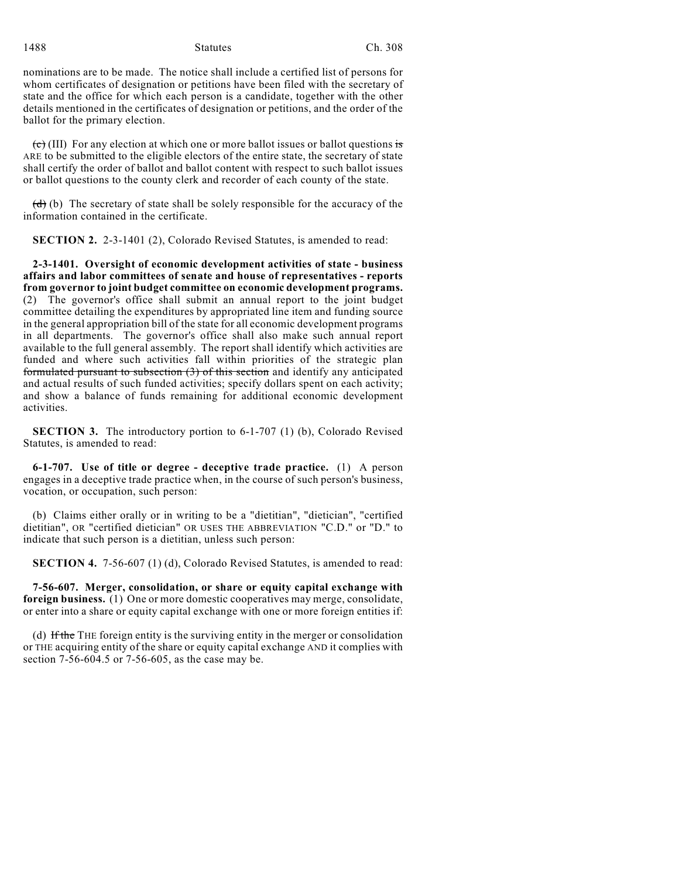nominations are to be made. The notice shall include a certified list of persons for whom certificates of designation or petitions have been filed with the secretary of state and the office for which each person is a candidate, together with the other details mentioned in the certificates of designation or petitions, and the order of the ballot for the primary election.

~~(c)~~ (III) For any election at which one or more ballot issues or ballot questions ~~is~~ ARE to be submitted to the eligible electors of the entire state, the secretary of state shall certify the order of ballot and ballot content with respect to such ballot issues or ballot questions to the county clerk and recorder of each county of the state.

~~(d)~~ (b) The secretary of state shall be solely responsible for the accuracy of the information contained in the certificate.

**SECTION 2.** 2-3-1401 (2), Colorado Revised Statutes, is amended to read:

**2-3-1401. Oversight of economic development activities of state - business affairs and labor committees of senate and house of representatives - reports from governor to joint budget committee on economic development programs.** (2) The governor's office shall submit an annual report to the joint budget committee detailing the expenditures by appropriated line item and funding source in the general appropriation bill of the state for all economic development programs in all departments. The governor's office shall also make such annual report available to the full general assembly. The report shall identify which activities are funded and where such activities fall within priorities of the strategic plan ~~formulated pursuant to subsection (3) of this section~~ and identify any anticipated and actual results of such funded activities; specify dollars spent on each activity; and show a balance of funds remaining for additional economic development activities.

**SECTION 3.** The introductory portion to 6-1-707 (1) (b), Colorado Revised Statutes, is amended to read:

**6-1-707. Use of title or degree - deceptive trade practice.** (1) A person engages in a deceptive trade practice when, in the course of such person's business, vocation, or occupation, such person:

(b) Claims either orally or in writing to be a "dietitian", "dietician", "certified dietitian", OR "certified dietician" OR USES THE ABBREVIATION "C.D." or "D." to indicate that such person is a dietitian, unless such person:

**SECTION 4.** 7-56-607 (1) (d), Colorado Revised Statutes, is amended to read:

**7-56-607. Merger, consolidation, or share or equity capital exchange with foreign business.** (1) One or more domestic cooperatives may merge, consolidate, or enter into a share or equity capital exchange with one or more foreign entities if:

(d) ~~If the~~ THE foreign entity is the surviving entity in the merger or consolidation or THE acquiring entity of the share or equity capital exchange AND it complies with section 7-56-604.5 or 7-56-605, as the case may be.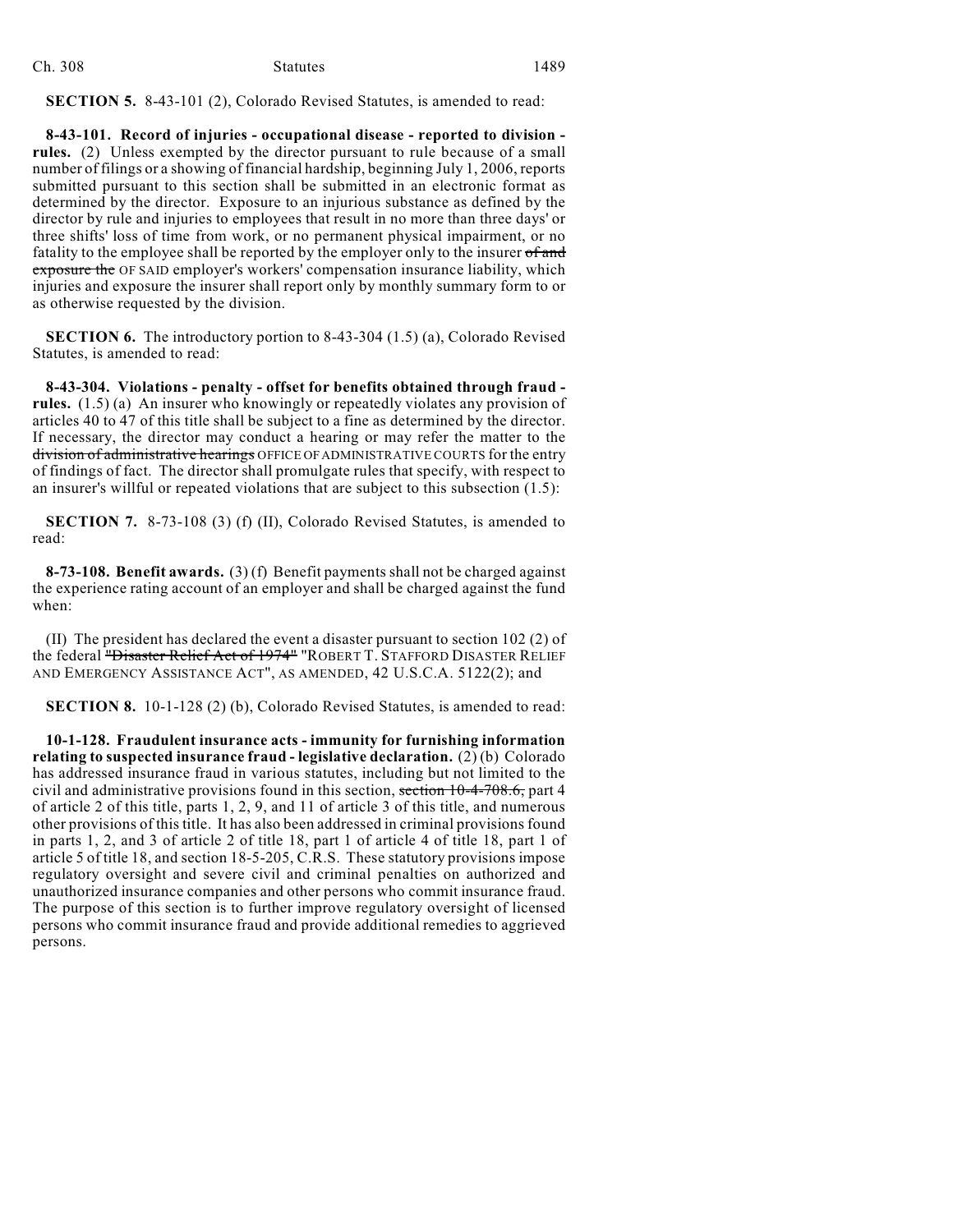**SECTION 5.** 8-43-101 (2), Colorado Revised Statutes, is amended to read:

**8-43-101. Record of injuries - occupational disease - reported to division - rules.** (2) Unless exempted by the director pursuant to rule because of a small number of filings or a showing of financial hardship, beginning July 1, 2006, reports submitted pursuant to this section shall be submitted in an electronic format as determined by the director. Exposure to an injurious substance as defined by the director by rule and injuries to employees that result in no more than three days' or three shifts' loss of time from work, or no permanent physical impairment, or no fatality to the employee shall be reported by the employer only to the insurer ~~of and exposure the~~ OF SAID employer's workers' compensation insurance liability, which injuries and exposure the insurer shall report only by monthly summary form to or as otherwise requested by the division.

**SECTION 6.** The introductory portion to 8-43-304 (1.5) (a), Colorado Revised Statutes, is amended to read:

**8-43-304. Violations - penalty - offset for benefits obtained through fraud - rules.** (1.5) (a) An insurer who knowingly or repeatedly violates any provision of articles 40 to 47 of this title shall be subject to a fine as determined by the director. If necessary, the director may conduct a hearing or may refer the matter to the ~~division of administrative hearings~~ OFFICE OF ADMINISTRATIVE COURTS for the entry of findings of fact. The director shall promulgate rules that specify, with respect to an insurer's willful or repeated violations that are subject to this subsection (1.5):

**SECTION 7.** 8-73-108 (3) (f) (II), Colorado Revised Statutes, is amended to read:

**8-73-108. Benefit awards.** (3) (f) Benefit payments shall not be charged against the experience rating account of an employer and shall be charged against the fund when:

(II) The president has declared the event a disaster pursuant to section 102 (2) of the federal ~~"Disaster Relief Act of 1974"~~ "ROBERT T. STAFFORD DISASTER RELIEF AND EMERGENCY ASSISTANCE ACT", AS AMENDED, 42 U.S.C.A. 5122(2); and

**SECTION 8.** 10-1-128 (2) (b), Colorado Revised Statutes, is amended to read:

**10-1-128. Fraudulent insurance acts - immunity for furnishing information relating to suspected insurance fraud - legislative declaration.** (2) (b) Colorado has addressed insurance fraud in various statutes, including but not limited to the civil and administrative provisions found in this section, ~~section 10-4-708.6,~~ part 4 of article 2 of this title, parts 1, 2, 9, and 11 of article 3 of this title, and numerous other provisions of this title. It has also been addressed in criminal provisions found in parts 1, 2, and 3 of article 2 of title 18, part 1 of article 4 of title 18, part 1 of article 5 of title 18, and section 18-5-205, C.R.S. These statutory provisions impose regulatory oversight and severe civil and criminal penalties on authorized and unauthorized insurance companies and other persons who commit insurance fraud. The purpose of this section is to further improve regulatory oversight of licensed persons who commit insurance fraud and provide additional remedies to aggrieved persons.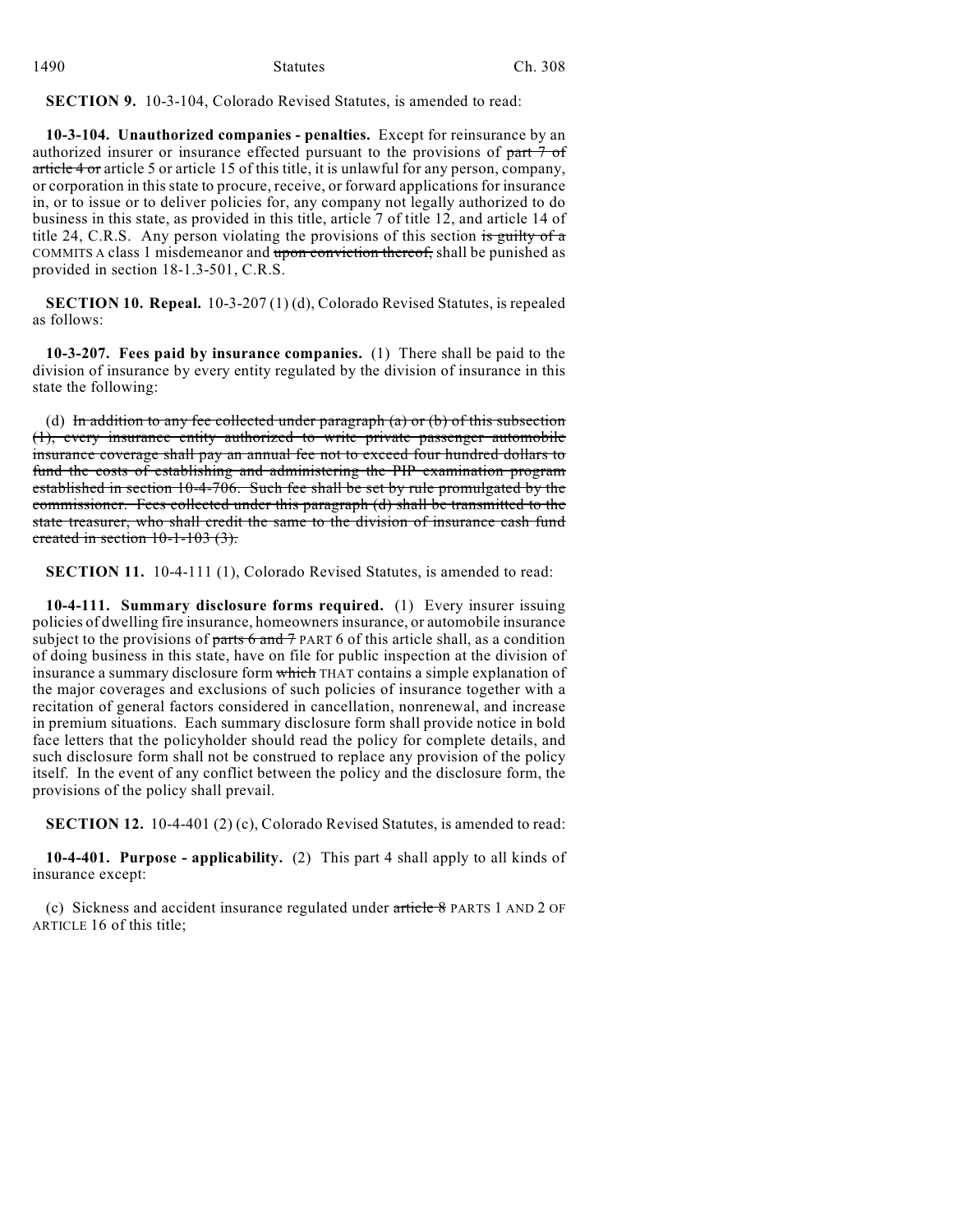**SECTION 9.** 10-3-104, Colorado Revised Statutes, is amended to read:

**10-3-104. Unauthorized companies - penalties.** Except for reinsurance by an authorized insurer or insurance effected pursuant to the provisions of ~~part 7 of article 4 or~~ article 5 or article 15 of this title, it is unlawful for any person, company, or corporation in this state to procure, receive, or forward applications for insurance in, or to issue or to deliver policies for, any company not legally authorized to do business in this state, as provided in this title, article 7 of title 12, and article 14 of title 24, C.R.S. Any person violating the provisions of this section ~~is guilty of a~~ COMMITS A class 1 misdemeanor and ~~upon conviction thereof,~~ shall be punished as provided in section 18-1.3-501, C.R.S.

**SECTION 10. Repeal.** 10-3-207 (1) (d), Colorado Revised Statutes, is repealed as follows:

**10-3-207. Fees paid by insurance companies.** (1) There shall be paid to the division of insurance by every entity regulated by the division of insurance in this state the following:

(d) ~~In addition to any fee collected under paragraph (a) or (b) of this subsection (1), every insurance entity authorized to write private passenger automobile insurance coverage shall pay an annual fee not to exceed four hundred dollars to fund the costs of establishing and administering the PIP examination program established in section 10-4-706. Such fee shall be set by rule promulgated by the commissioner. Fees collected under this paragraph (d) shall be transmitted to the state treasurer, who shall credit the same to the division of insurance cash fund created in section 10-1-103 (3).~~

**SECTION 11.** 10-4-111 (1), Colorado Revised Statutes, is amended to read:

**10-4-111. Summary disclosure forms required.** (1) Every insurer issuing policies of dwelling fire insurance, homeowners insurance, or automobile insurance subject to the provisions of ~~parts 6 and 7~~ PART 6 of this article shall, as a condition of doing business in this state, have on file for public inspection at the division of insurance a summary disclosure form ~~which~~ THAT contains a simple explanation of the major coverages and exclusions of such policies of insurance together with a recitation of general factors considered in cancellation, nonrenewal, and increase in premium situations. Each summary disclosure form shall provide notice in bold face letters that the policyholder should read the policy for complete details, and such disclosure form shall not be construed to replace any provision of the policy itself. In the event of any conflict between the policy and the disclosure form, the provisions of the policy shall prevail.

**SECTION 12.** 10-4-401 (2) (c), Colorado Revised Statutes, is amended to read:

**10-4-401. Purpose - applicability.** (2) This part 4 shall apply to all kinds of insurance except:

(c) Sickness and accident insurance regulated under ~~article 8~~ PARTS 1 AND 2 OF ARTICLE 16 of this title;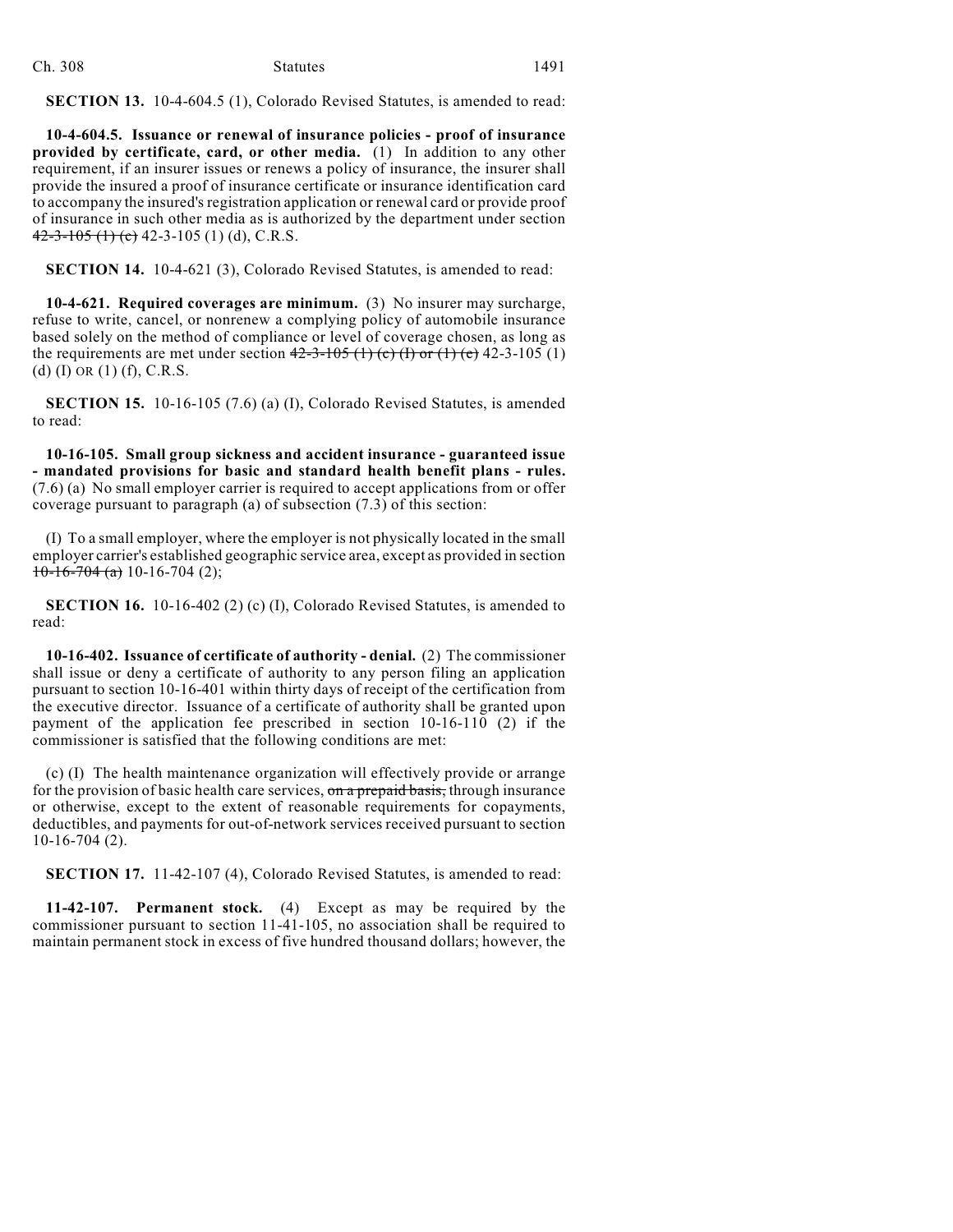**SECTION 13.** 10-4-604.5 (1), Colorado Revised Statutes, is amended to read:

**10-4-604.5. Issuance or renewal of insurance policies - proof of insurance provided by certificate, card, or other media.** (1) In addition to any other requirement, if an insurer issues or renews a policy of insurance, the insurer shall provide the insured a proof of insurance certificate or insurance identification card to accompany the insured's registration application or renewal card or provide proof of insurance in such other media as is authorized by the department under section ~~42-3-105 (1) (c)~~ 42-3-105 (1) (d), C.R.S.

**SECTION 14.** 10-4-621 (3), Colorado Revised Statutes, is amended to read:

**10-4-621. Required coverages are minimum.** (3) No insurer may surcharge, refuse to write, cancel, or nonrenew a complying policy of automobile insurance based solely on the method of compliance or level of coverage chosen, as long as the requirements are met under section ~~42-3-105 (1) (c) (I) or (1) (e)~~ 42-3-105 (1) (d) (I) OR (1) (f), C.R.S.

**SECTION 15.** 10-16-105 (7.6) (a) (I), Colorado Revised Statutes, is amended to read:

**10-16-105. Small group sickness and accident insurance - guaranteed issue - mandated provisions for basic and standard health benefit plans - rules.** (7.6) (a) No small employer carrier is required to accept applications from or offer coverage pursuant to paragraph (a) of subsection (7.3) of this section:

(I) To a small employer, where the employer is not physically located in the small employer carrier's established geographic service area, except as provided in section ~~10-16-704 (a)~~ 10-16-704 (2);

**SECTION 16.** 10-16-402 (2) (c) (I), Colorado Revised Statutes, is amended to read:

**10-16-402. Issuance of certificate of authority - denial.** (2) The commissioner shall issue or deny a certificate of authority to any person filing an application pursuant to section 10-16-401 within thirty days of receipt of the certification from the executive director. Issuance of a certificate of authority shall be granted upon payment of the application fee prescribed in section 10-16-110 (2) if the commissioner is satisfied that the following conditions are met:

(c) (I) The health maintenance organization will effectively provide or arrange for the provision of basic health care services, ~~on a prepaid basis,~~ through insurance or otherwise, except to the extent of reasonable requirements for copayments, deductibles, and payments for out-of-network services received pursuant to section 10-16-704 (2).

**SECTION 17.** 11-42-107 (4), Colorado Revised Statutes, is amended to read:

**11-42-107. Permanent stock.** (4) Except as may be required by the commissioner pursuant to section 11-41-105, no association shall be required to maintain permanent stock in excess of five hundred thousand dollars; however, the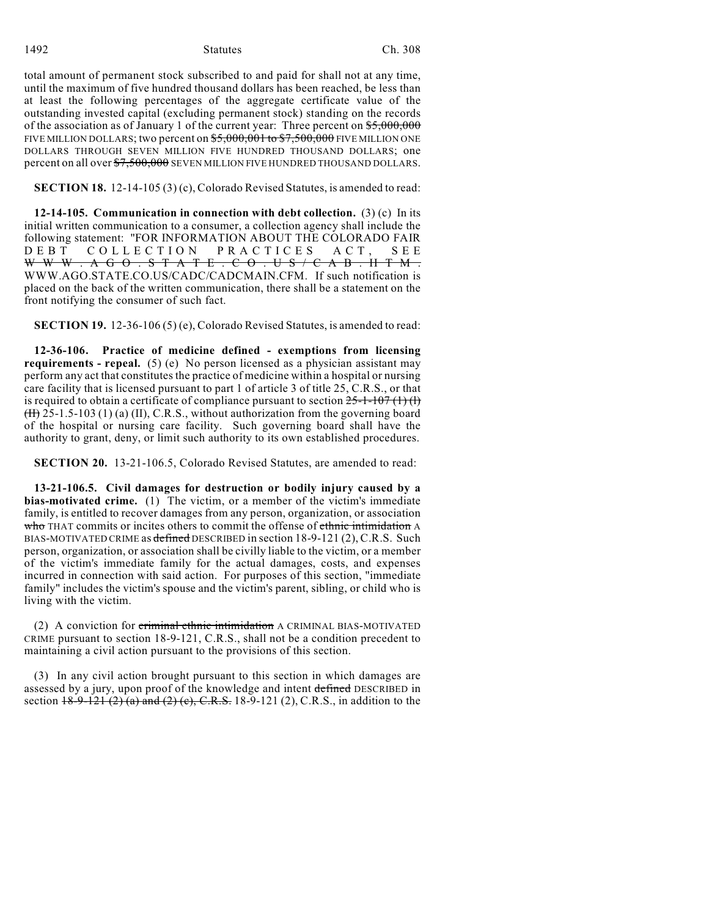total amount of permanent stock subscribed to and paid for shall not at any time, until the maximum of five hundred thousand dollars has been reached, be less than at least the following percentages of the aggregate certificate value of the outstanding invested capital (excluding permanent stock) standing on the records of the association as of January 1 of the current year: Three percent on ~~$5,000,000~~ FIVE MILLION DOLLARS; two percent on ~~$5,000,001 to $7,500,000~~ FIVE MILLION ONE DOLLARS THROUGH SEVEN MILLION FIVE HUNDRED THOUSAND DOLLARS; one percent on all over ~~$7,500,000~~ SEVEN MILLION FIVE HUNDRED THOUSAND DOLLARS.

**SECTION 18.** 12-14-105 (3) (c), Colorado Revised Statutes, is amended to read:

**12-14-105. Communication in connection with debt collection.** (3) (c) In its initial written communication to a consumer, a collection agency shall include the following statement: "FOR INFORMATION ABOUT THE COLORADO FAIR DEBT COLLECTION PRACTICES ACT, SEE ~~WWW.AGO.STATE.CO.US/CAB.HTM.~~ WWW.AGO.STATE.CO.US/CADC/CADCMAIN.CFM. If such notification is placed on the back of the written communication, there shall be a statement on the front notifying the consumer of such fact.

**SECTION 19.** 12-36-106 (5) (e), Colorado Revised Statutes, is amended to read:

**12-36-106. Practice of medicine defined - exemptions from licensing requirements - repeal.** (5) (e) No person licensed as a physician assistant may perform any act that constitutes the practice of medicine within a hospital or nursing care facility that is licensed pursuant to part 1 of article 3 of title 25, C.R.S., or that is required to obtain a certificate of compliance pursuant to section ~~25-1-107 (1) (l) (II)~~ 25-1.5-103 (1) (a) (II), C.R.S., without authorization from the governing board of the hospital or nursing care facility. Such governing board shall have the authority to grant, deny, or limit such authority to its own established procedures.

**SECTION 20.** 13-21-106.5, Colorado Revised Statutes, are amended to read:

**13-21-106.5. Civil damages for destruction or bodily injury caused by a bias-motivated crime.** (1) The victim, or a member of the victim's immediate family, is entitled to recover damages from any person, organization, or association ~~who~~ THAT commits or incites others to commit the offense of ~~ethnic intimidation~~ A BIAS-MOTIVATED CRIME as ~~defined~~ DESCRIBED in section 18-9-121 (2), C.R.S. Such person, organization, or association shall be civilly liable to the victim, or a member of the victim's immediate family for the actual damages, costs, and expenses incurred in connection with said action. For purposes of this section, "immediate family" includes the victim's spouse and the victim's parent, sibling, or child who is living with the victim.

(2) A conviction for ~~criminal ethnic intimidation~~ A CRIMINAL BIAS-MOTIVATED CRIME pursuant to section 18-9-121, C.R.S., shall not be a condition precedent to maintaining a civil action pursuant to the provisions of this section.

(3) In any civil action brought pursuant to this section in which damages are assessed by a jury, upon proof of the knowledge and intent ~~defined~~ DESCRIBED in section ~~18-9-121 (2) (a) and (2) (c), C.R.S.~~ 18-9-121 (2), C.R.S., in addition to the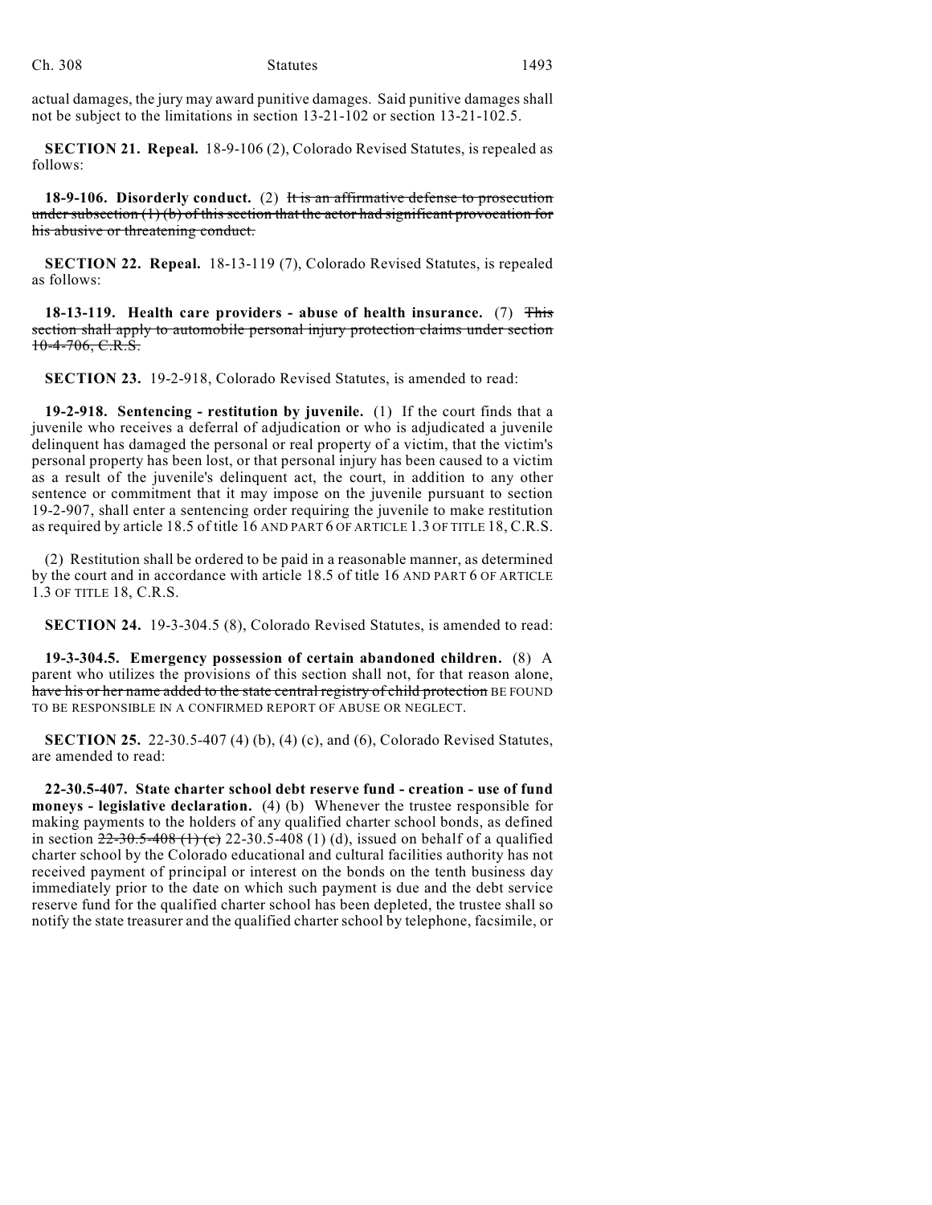actual damages, the jury may award punitive damages. Said punitive damages shall not be subject to the limitations in section 13-21-102 or section 13-21-102.5.

**SECTION 21. Repeal.** 18-9-106 (2), Colorado Revised Statutes, is repealed as follows:

**18-9-106. Disorderly conduct.** (2) ~~It is an affirmative defense to prosecution under subsection (1) (b) of this section that the actor had significant provocation for his abusive or threatening conduct.~~

**SECTION 22. Repeal.** 18-13-119 (7), Colorado Revised Statutes, is repealed as follows:

**18-13-119. Health care providers - abuse of health insurance.** (7) ~~This section shall apply to automobile personal injury protection claims under section 10-4-706, C.R.S.~~

**SECTION 23.** 19-2-918, Colorado Revised Statutes, is amended to read:

**19-2-918. Sentencing - restitution by juvenile.** (1) If the court finds that a juvenile who receives a deferral of adjudication or who is adjudicated a juvenile delinquent has damaged the personal or real property of a victim, that the victim's personal property has been lost, or that personal injury has been caused to a victim as a result of the juvenile's delinquent act, the court, in addition to any other sentence or commitment that it may impose on the juvenile pursuant to section 19-2-907, shall enter a sentencing order requiring the juvenile to make restitution as required by article 18.5 of title 16 AND PART 6 OF ARTICLE 1.3 OF TITLE 18, C.R.S.

(2) Restitution shall be ordered to be paid in a reasonable manner, as determined by the court and in accordance with article 18.5 of title 16 AND PART 6 OF ARTICLE 1.3 OF TITLE 18, C.R.S.

**SECTION 24.** 19-3-304.5 (8), Colorado Revised Statutes, is amended to read:

**19-3-304.5. Emergency possession of certain abandoned children.** (8) A parent who utilizes the provisions of this section shall not, for that reason alone, ~~have his or her name added to the state central registry of child protection~~ BE FOUND TO BE RESPONSIBLE IN A CONFIRMED REPORT OF ABUSE OR NEGLECT.

**SECTION 25.** 22-30.5-407 (4) (b), (4) (c), and (6), Colorado Revised Statutes, are amended to read:

**22-30.5-407. State charter school debt reserve fund - creation - use of fund moneys - legislative declaration.** (4) (b) Whenever the trustee responsible for making payments to the holders of any qualified charter school bonds, as defined in section ~~22-30.5-408 (1) (c)~~ 22-30.5-408 (1) (d), issued on behalf of a qualified charter school by the Colorado educational and cultural facilities authority has not received payment of principal or interest on the bonds on the tenth business day immediately prior to the date on which such payment is due and the debt service reserve fund for the qualified charter school has been depleted, the trustee shall so notify the state treasurer and the qualified charter school by telephone, facsimile, or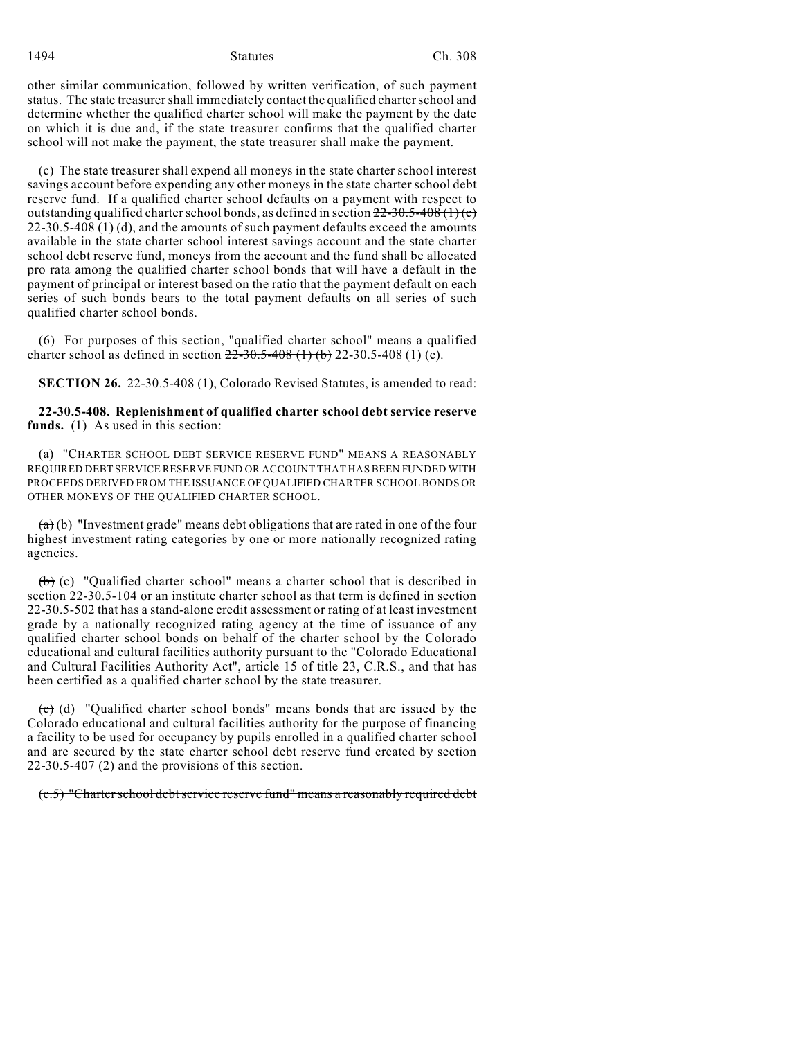other similar communication, followed by written verification, of such payment status. The state treasurer shall immediately contact the qualified charter school and determine whether the qualified charter school will make the payment by the date on which it is due and, if the state treasurer confirms that the qualified charter school will not make the payment, the state treasurer shall make the payment.

(c) The state treasurer shall expend all moneys in the state charter school interest savings account before expending any other moneys in the state charter school debt reserve fund. If a qualified charter school defaults on a payment with respect to outstanding qualified charter school bonds, as defined in section ~~22-30.5-408 (1) (c)~~ 22-30.5-408 (1) (d), and the amounts of such payment defaults exceed the amounts available in the state charter school interest savings account and the state charter school debt reserve fund, moneys from the account and the fund shall be allocated pro rata among the qualified charter school bonds that will have a default in the payment of principal or interest based on the ratio that the payment default on each series of such bonds bears to the total payment defaults on all series of such qualified charter school bonds.

(6) For purposes of this section, "qualified charter school" means a qualified charter school as defined in section ~~22-30.5-408 (1) (b)~~ 22-30.5-408 (1) (c).

**SECTION 26.** 22-30.5-408 (1), Colorado Revised Statutes, is amended to read:

**22-30.5-408. Replenishment of qualified charter school debt service reserve funds.** (1) As used in this section:

(a) "CHARTER SCHOOL DEBT SERVICE RESERVE FUND" MEANS A REASONABLY REQUIRED DEBT SERVICE RESERVE FUND OR ACCOUNT THAT HAS BEEN FUNDED WITH PROCEEDS DERIVED FROM THE ISSUANCE OF QUALIFIED CHARTER SCHOOL BONDS OR OTHER MONEYS OF THE QUALIFIED CHARTER SCHOOL.

~~(a)~~ (b) "Investment grade" means debt obligations that are rated in one of the four highest investment rating categories by one or more nationally recognized rating agencies.

~~(b)~~ (c) "Qualified charter school" means a charter school that is described in section 22-30.5-104 or an institute charter school as that term is defined in section 22-30.5-502 that has a stand-alone credit assessment or rating of at least investment grade by a nationally recognized rating agency at the time of issuance of any qualified charter school bonds on behalf of the charter school by the Colorado educational and cultural facilities authority pursuant to the "Colorado Educational and Cultural Facilities Authority Act", article 15 of title 23, C.R.S., and that has been certified as a qualified charter school by the state treasurer.

~~(c)~~ (d) "Qualified charter school bonds" means bonds that are issued by the Colorado educational and cultural facilities authority for the purpose of financing a facility to be used for occupancy by pupils enrolled in a qualified charter school and are secured by the state charter school debt reserve fund created by section 22-30.5-407 (2) and the provisions of this section.

~~(c.5) "Charter school debt service reserve fund" means a reasonably required debt~~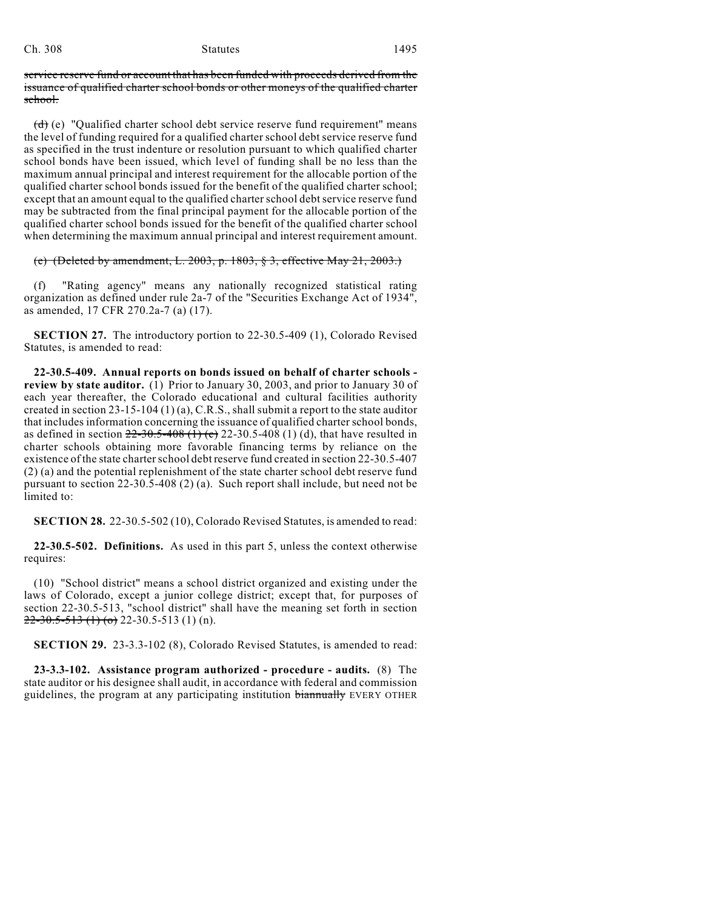~~service reserve fund or account that has been funded with proceeds derived from the issuance of qualified charter school bonds or other moneys of the qualified charter school.~~

~~(d)~~ (e) "Qualified charter school debt service reserve fund requirement" means the level of funding required for a qualified charter school debt service reserve fund as specified in the trust indenture or resolution pursuant to which qualified charter school bonds have been issued, which level of funding shall be no less than the maximum annual principal and interest requirement for the allocable portion of the qualified charter school bonds issued for the benefit of the qualified charter school; except that an amount equal to the qualified charter school debt service reserve fund may be subtracted from the final principal payment for the allocable portion of the qualified charter school bonds issued for the benefit of the qualified charter school when determining the maximum annual principal and interest requirement amount.

~~(e) (Deleted by amendment, L. 2003, p. 1803, § 3, effective May 21, 2003.)~~

(f) "Rating agency" means any nationally recognized statistical rating organization as defined under rule 2a-7 of the "Securities Exchange Act of 1934", as amended, 17 CFR 270.2a-7 (a) (17).

**SECTION 27.** The introductory portion to 22-30.5-409 (1), Colorado Revised Statutes, is amended to read:

**22-30.5-409. Annual reports on bonds issued on behalf of charter schools - review by state auditor.** (1) Prior to January 30, 2003, and prior to January 30 of each year thereafter, the Colorado educational and cultural facilities authority created in section 23-15-104 (1) (a), C.R.S., shall submit a report to the state auditor that includes information concerning the issuance of qualified charter school bonds, as defined in section ~~22-30.5-408 (1) (c)~~ 22-30.5-408 (1) (d), that have resulted in charter schools obtaining more favorable financing terms by reliance on the existence of the state charter school debt reserve fund created in section 22-30.5-407 (2) (a) and the potential replenishment of the state charter school debt reserve fund pursuant to section 22-30.5-408 (2) (a). Such report shall include, but need not be limited to:

**SECTION 28.** 22-30.5-502 (10), Colorado Revised Statutes, is amended to read:

**22-30.5-502. Definitions.** As used in this part 5, unless the context otherwise requires:

(10) "School district" means a school district organized and existing under the laws of Colorado, except a junior college district; except that, for purposes of section 22-30.5-513, "school district" shall have the meaning set forth in section ~~22-30.5-513 (1) (o)~~ 22-30.5-513 (1) (n).

**SECTION 29.** 23-3.3-102 (8), Colorado Revised Statutes, is amended to read:

**23-3.3-102. Assistance program authorized - procedure - audits.** (8) The state auditor or his designee shall audit, in accordance with federal and commission guidelines, the program at any participating institution ~~biannually~~ EVERY OTHER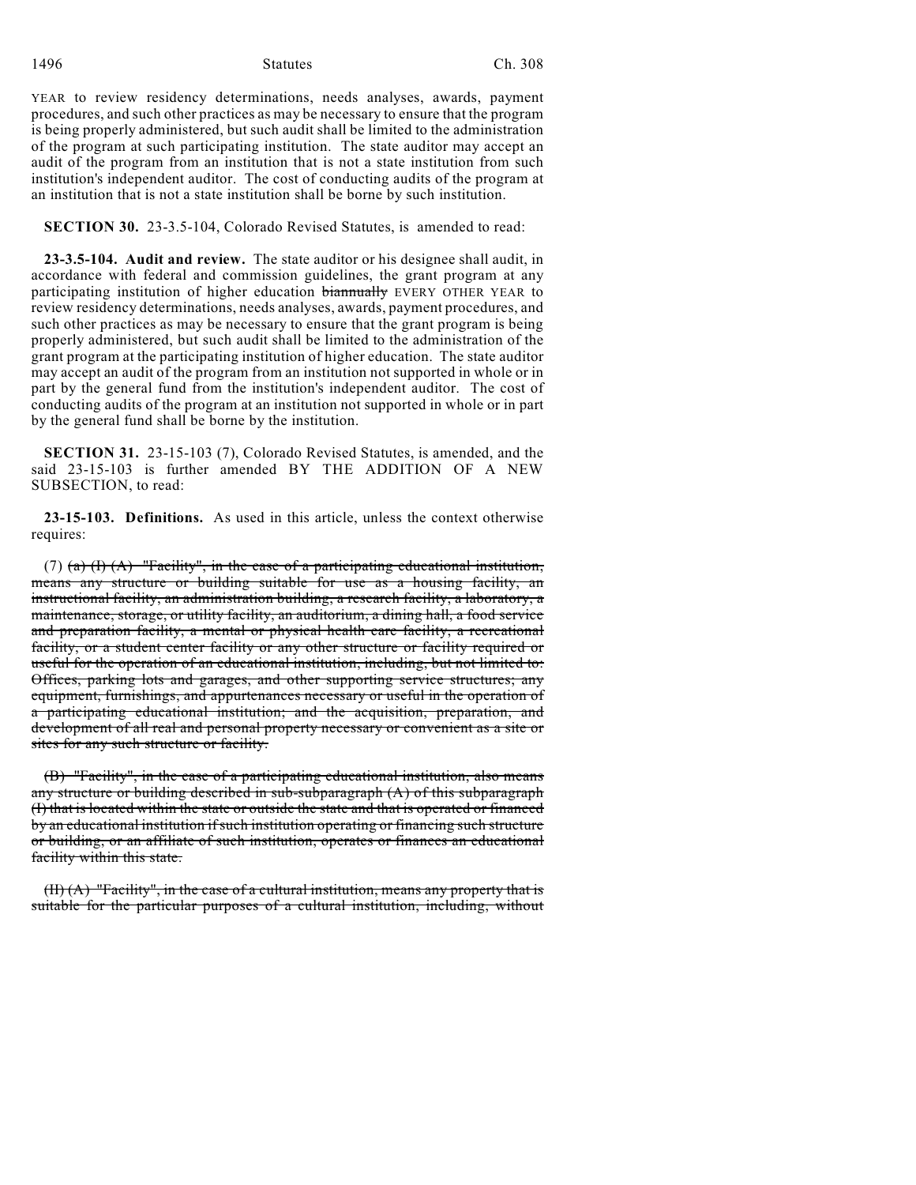YEAR to review residency determinations, needs analyses, awards, payment procedures, and such other practices as may be necessary to ensure that the program is being properly administered, but such audit shall be limited to the administration of the program at such participating institution. The state auditor may accept an audit of the program from an institution that is not a state institution from such institution's independent auditor. The cost of conducting audits of the program at an institution that is not a state institution shall be borne by such institution.

**SECTION 30.** 23-3.5-104, Colorado Revised Statutes, is amended to read:

**23-3.5-104. Audit and review.** The state auditor or his designee shall audit, in accordance with federal and commission guidelines, the grant program at any participating institution of higher education ~~biannually~~ EVERY OTHER YEAR to review residency determinations, needs analyses, awards, payment procedures, and such other practices as may be necessary to ensure that the grant program is being properly administered, but such audit shall be limited to the administration of the grant program at the participating institution of higher education. The state auditor may accept an audit of the program from an institution not supported in whole or in part by the general fund from the institution's independent auditor. The cost of conducting audits of the program at an institution not supported in whole or in part by the general fund shall be borne by the institution.

**SECTION 31.** 23-15-103 (7), Colorado Revised Statutes, is amended, and the said 23-15-103 is further amended BY THE ADDITION OF A NEW SUBSECTION, to read:

**23-15-103. Definitions.** As used in this article, unless the context otherwise requires:

(7) ~~(a) (I) (A) "Facility", in the case of a participating educational institution, means any structure or building suitable for use as a housing facility, an instructional facility, an administration building, a research facility, a laboratory, a maintenance, storage, or utility facility, an auditorium, a dining hall, a food service and preparation facility, a mental or physical health care facility, a recreational facility, or a student center facility or any other structure or facility required or useful for the operation of an educational institution, including, but not limited to: Offices, parking lots and garages, and other supporting service structures; any equipment, furnishings, and appurtenances necessary or useful in the operation of a participating educational institution; and the acquisition, preparation, and development of all real and personal property necessary or convenient as a site or sites for any such structure or facility.~~

~~(B) "Facility", in the case of a participating educational institution, also means any structure or building described in sub-subparagraph (A) of this subparagraph (I) that is located within the state or outside the state and that is operated or financed by an educational institution if such institution operating or financing such structure or building, or an affiliate of such institution, operates or finances an educational facility within this state.~~

~~(II) (A) "Facility", in the case of a cultural institution, means any property that is suitable for the particular purposes of a cultural institution, including, without~~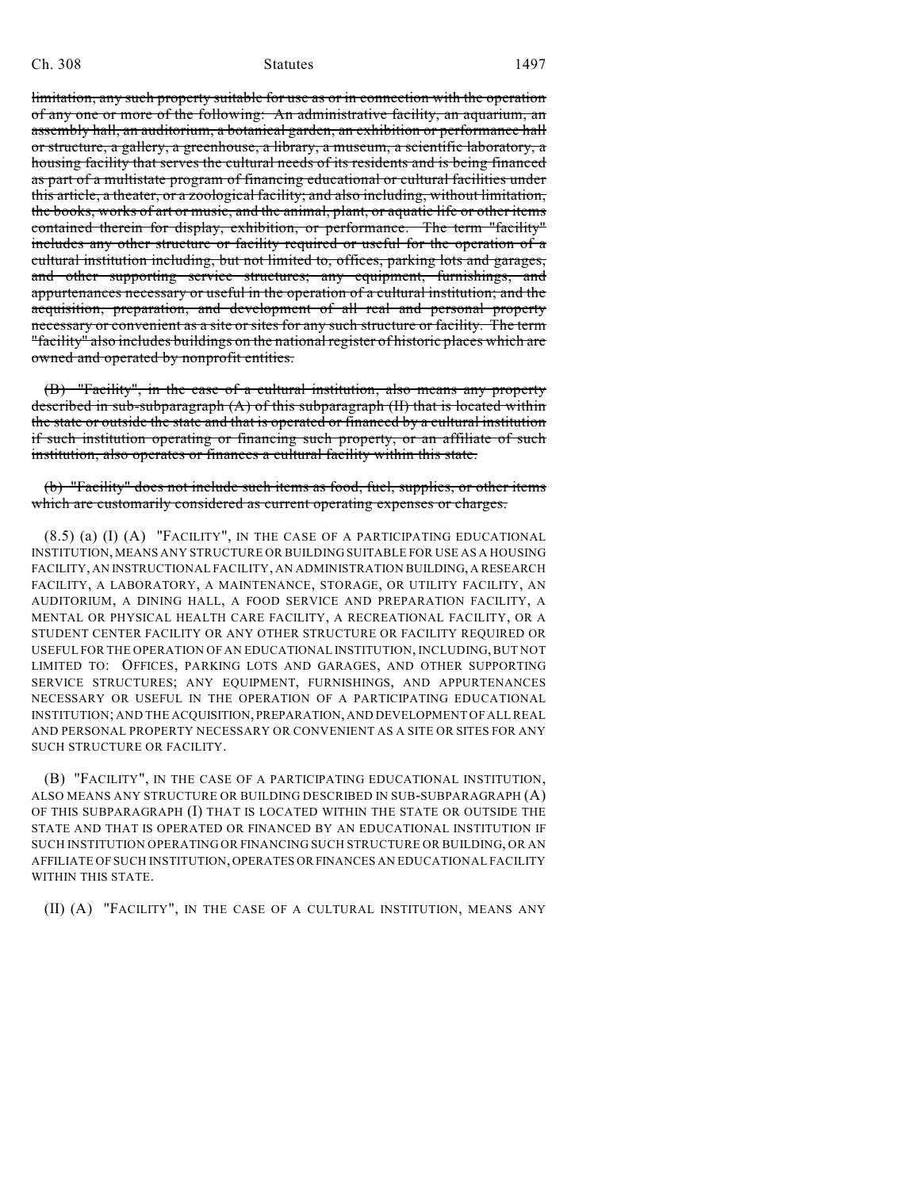~~limitation, any such property suitable for use as or in connection with the operation of any one or more of the following: An administrative facility, an aquarium, an assembly hall, an auditorium, a botanical garden, an exhibition or performance hall or structure, a gallery, a greenhouse, a library, a museum, a scientific laboratory, a housing facility that serves the cultural needs of its residents and is being financed as part of a multistate program of financing educational or cultural facilities under this article, a theater, or a zoological facility; and also including, without limitation, the books, works of art or music, and the animal, plant, or aquatic life or other items contained therein for display, exhibition, or performance. The term "facility" includes any other structure or facility required or useful for the operation of a cultural institution including, but not limited to, offices, parking lots and garages, and other supporting service structures; any equipment, furnishings, and appurtenances necessary or useful in the operation of a cultural institution; and the acquisition, preparation, and development of all real and personal property necessary or convenient as a site or sites for any such structure or facility. The term "facility" also includes buildings on the national register of historic places which are owned and operated by nonprofit entities.~~

~~(B) "Facility", in the case of a cultural institution, also means any property described in sub-subparagraph (A) of this subparagraph (II) that is located within the state or outside the state and that is operated or financed by a cultural institution if such institution operating or financing such property, or an affiliate of such institution, also operates or finances a cultural facility within this state.~~

~~(b) "Facility" does not include such items as food, fuel, supplies, or other items which are customarily considered as current operating expenses or charges.~~

(8.5) (a) (I) (A) "FACILITY", IN THE CASE OF A PARTICIPATING EDUCATIONAL INSTITUTION, MEANS ANY STRUCTURE OR BUILDING SUITABLE FOR USE AS A HOUSING FACILITY, AN INSTRUCTIONAL FACILITY, AN ADMINISTRATION BUILDING, A RESEARCH FACILITY, A LABORATORY, A MAINTENANCE, STORAGE, OR UTILITY FACILITY, AN AUDITORIUM, A DINING HALL, A FOOD SERVICE AND PREPARATION FACILITY, A MENTAL OR PHYSICAL HEALTH CARE FACILITY, A RECREATIONAL FACILITY, OR A STUDENT CENTER FACILITY OR ANY OTHER STRUCTURE OR FACILITY REQUIRED OR USEFUL FOR THE OPERATION OF AN EDUCATIONAL INSTITUTION, INCLUDING, BUT NOT LIMITED TO: OFFICES, PARKING LOTS AND GARAGES, AND OTHER SUPPORTING SERVICE STRUCTURES; ANY EQUIPMENT, FURNISHINGS, AND APPURTENANCES NECESSARY OR USEFUL IN THE OPERATION OF A PARTICIPATING EDUCATIONAL INSTITUTION; AND THE ACQUISITION, PREPARATION, AND DEVELOPMENT OF ALL REAL AND PERSONAL PROPERTY NECESSARY OR CONVENIENT AS A SITE OR SITES FOR ANY SUCH STRUCTURE OR FACILITY.

(B) "FACILITY", IN THE CASE OF A PARTICIPATING EDUCATIONAL INSTITUTION, ALSO MEANS ANY STRUCTURE OR BUILDING DESCRIBED IN SUB-SUBPARAGRAPH (A) OF THIS SUBPARAGRAPH (I) THAT IS LOCATED WITHIN THE STATE OR OUTSIDE THE STATE AND THAT IS OPERATED OR FINANCED BY AN EDUCATIONAL INSTITUTION IF SUCH INSTITUTION OPERATING OR FINANCING SUCH STRUCTURE OR BUILDING, OR AN AFFILIATE OF SUCH INSTITUTION, OPERATES OR FINANCES AN EDUCATIONAL FACILITY WITHIN THIS STATE.

(II) (A) "FACILITY", IN THE CASE OF A CULTURAL INSTITUTION, MEANS ANY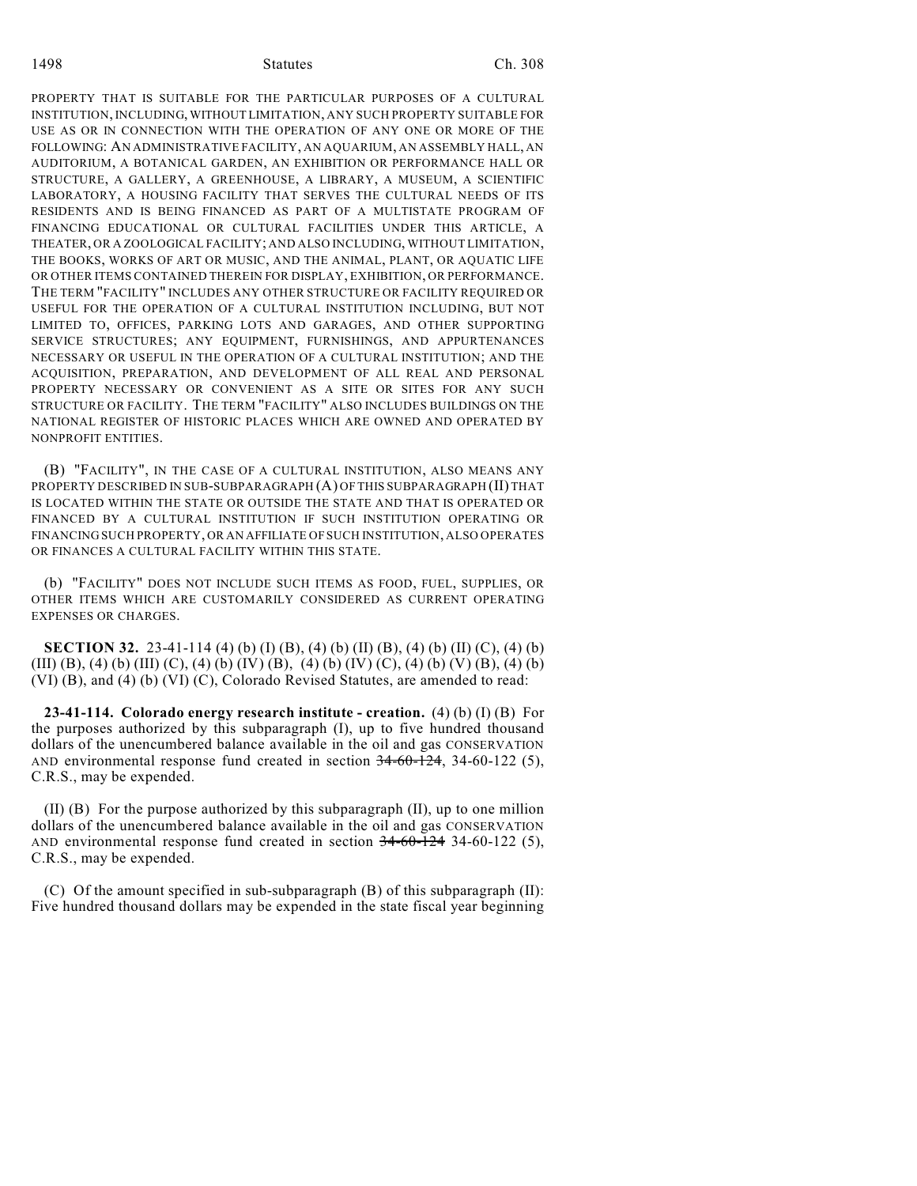PROPERTY THAT IS SUITABLE FOR THE PARTICULAR PURPOSES OF A CULTURAL INSTITUTION, INCLUDING, WITHOUT LIMITATION, ANY SUCH PROPERTY SUITABLE FOR USE AS OR IN CONNECTION WITH THE OPERATION OF ANY ONE OR MORE OF THE FOLLOWING: AN ADMINISTRATIVE FACILITY, AN AQUARIUM, AN ASSEMBLY HALL, AN AUDITORIUM, A BOTANICAL GARDEN, AN EXHIBITION OR PERFORMANCE HALL OR STRUCTURE, A GALLERY, A GREENHOUSE, A LIBRARY, A MUSEUM, A SCIENTIFIC LABORATORY, A HOUSING FACILITY THAT SERVES THE CULTURAL NEEDS OF ITS RESIDENTS AND IS BEING FINANCED AS PART OF A MULTISTATE PROGRAM OF FINANCING EDUCATIONAL OR CULTURAL FACILITIES UNDER THIS ARTICLE, A THEATER, OR A ZOOLOGICAL FACILITY; AND ALSO INCLUDING, WITHOUT LIMITATION, THE BOOKS, WORKS OF ART OR MUSIC, AND THE ANIMAL, PLANT, OR AQUATIC LIFE OR OTHER ITEMS CONTAINED THEREIN FOR DISPLAY, EXHIBITION, OR PERFORMANCE. THE TERM "FACILITY" INCLUDES ANY OTHER STRUCTURE OR FACILITY REQUIRED OR USEFUL FOR THE OPERATION OF A CULTURAL INSTITUTION INCLUDING, BUT NOT LIMITED TO, OFFICES, PARKING LOTS AND GARAGES, AND OTHER SUPPORTING SERVICE STRUCTURES; ANY EQUIPMENT, FURNISHINGS, AND APPURTENANCES NECESSARY OR USEFUL IN THE OPERATION OF A CULTURAL INSTITUTION; AND THE ACQUISITION, PREPARATION, AND DEVELOPMENT OF ALL REAL AND PERSONAL PROPERTY NECESSARY OR CONVENIENT AS A SITE OR SITES FOR ANY SUCH STRUCTURE OR FACILITY. THE TERM "FACILITY" ALSO INCLUDES BUILDINGS ON THE NATIONAL REGISTER OF HISTORIC PLACES WHICH ARE OWNED AND OPERATED BY NONPROFIT ENTITIES.

(B) "FACILITY", IN THE CASE OF A CULTURAL INSTITUTION, ALSO MEANS ANY PROPERTY DESCRIBED IN SUB-SUBPARAGRAPH (A) OF THIS SUBPARAGRAPH (II) THAT IS LOCATED WITHIN THE STATE OR OUTSIDE THE STATE AND THAT IS OPERATED OR FINANCED BY A CULTURAL INSTITUTION IF SUCH INSTITUTION OPERATING OR FINANCING SUCH PROPERTY, OR AN AFFILIATE OF SUCH INSTITUTION, ALSO OPERATES OR FINANCES A CULTURAL FACILITY WITHIN THIS STATE.

(b) "FACILITY" DOES NOT INCLUDE SUCH ITEMS AS FOOD, FUEL, SUPPLIES, OR OTHER ITEMS WHICH ARE CUSTOMARILY CONSIDERED AS CURRENT OPERATING EXPENSES OR CHARGES.

**SECTION 32.** 23-41-114 (4) (b) (I) (B), (4) (b) (II) (B), (4) (b) (II) (C), (4) (b) (III) (B), (4) (b) (III) (C), (4) (b) (IV) (B), (4) (b) (IV) (C), (4) (b) (V) (B), (4) (b) (VI) (B), and (4) (b) (VI) (C), Colorado Revised Statutes, are amended to read:

**23-41-114. Colorado energy research institute - creation.** (4) (b) (I) (B) For the purposes authorized by this subparagraph (I), up to five hundred thousand dollars of the unencumbered balance available in the oil and gas CONSERVATION AND environmental response fund created in section ~~34-60-124~~, 34-60-122 (5), C.R.S., may be expended.

(II) (B) For the purpose authorized by this subparagraph (II), up to one million dollars of the unencumbered balance available in the oil and gas CONSERVATION AND environmental response fund created in section ~~34-60-124~~ 34-60-122 (5), C.R.S., may be expended.

(C) Of the amount specified in sub-subparagraph (B) of this subparagraph (II): Five hundred thousand dollars may be expended in the state fiscal year beginning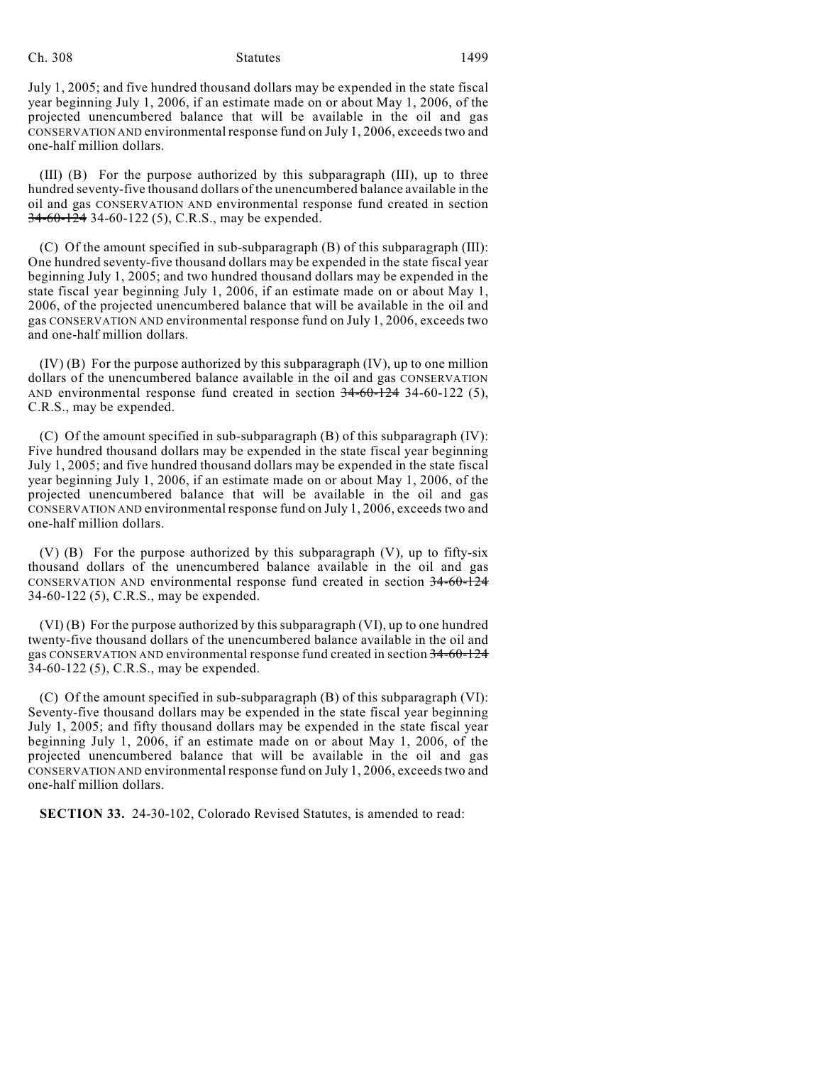July 1, 2005; and five hundred thousand dollars may be expended in the state fiscal year beginning July 1, 2006, if an estimate made on or about May 1, 2006, of the projected unencumbered balance that will be available in the oil and gas CONSERVATION AND environmental response fund on July 1, 2006, exceeds two and one-half million dollars.

(III) (B) For the purpose authorized by this subparagraph (III), up to three hundred seventy-five thousand dollars of the unencumbered balance available in the oil and gas CONSERVATION AND environmental response fund created in section ~~34-60-124~~ 34-60-122 (5), C.R.S., may be expended.

(C) Of the amount specified in sub-subparagraph (B) of this subparagraph (III): One hundred seventy-five thousand dollars may be expended in the state fiscal year beginning July 1, 2005; and two hundred thousand dollars may be expended in the state fiscal year beginning July 1, 2006, if an estimate made on or about May 1, 2006, of the projected unencumbered balance that will be available in the oil and gas CONSERVATION AND environmental response fund on July 1, 2006, exceeds two and one-half million dollars.

(IV) (B) For the purpose authorized by this subparagraph (IV), up to one million dollars of the unencumbered balance available in the oil and gas CONSERVATION AND environmental response fund created in section ~~34-60-124~~ 34-60-122 (5), C.R.S., may be expended.

(C) Of the amount specified in sub-subparagraph (B) of this subparagraph (IV): Five hundred thousand dollars may be expended in the state fiscal year beginning July 1, 2005; and five hundred thousand dollars may be expended in the state fiscal year beginning July 1, 2006, if an estimate made on or about May 1, 2006, of the projected unencumbered balance that will be available in the oil and gas CONSERVATION AND environmental response fund on July 1, 2006, exceeds two and one-half million dollars.

(V) (B) For the purpose authorized by this subparagraph (V), up to fifty-six thousand dollars of the unencumbered balance available in the oil and gas CONSERVATION AND environmental response fund created in section ~~34-60-124~~ 34-60-122 (5), C.R.S., may be expended.

(VI) (B) For the purpose authorized by this subparagraph (VI), up to one hundred twenty-five thousand dollars of the unencumbered balance available in the oil and gas CONSERVATION AND environmental response fund created in section ~~34-60-124~~ 34-60-122 (5), C.R.S., may be expended.

(C) Of the amount specified in sub-subparagraph (B) of this subparagraph (VI): Seventy-five thousand dollars may be expended in the state fiscal year beginning July 1, 2005; and fifty thousand dollars may be expended in the state fiscal year beginning July 1, 2006, if an estimate made on or about May 1, 2006, of the projected unencumbered balance that will be available in the oil and gas CONSERVATION AND environmental response fund on July 1, 2006, exceeds two and one-half million dollars.

**SECTION 33.** 24-30-102, Colorado Revised Statutes, is amended to read: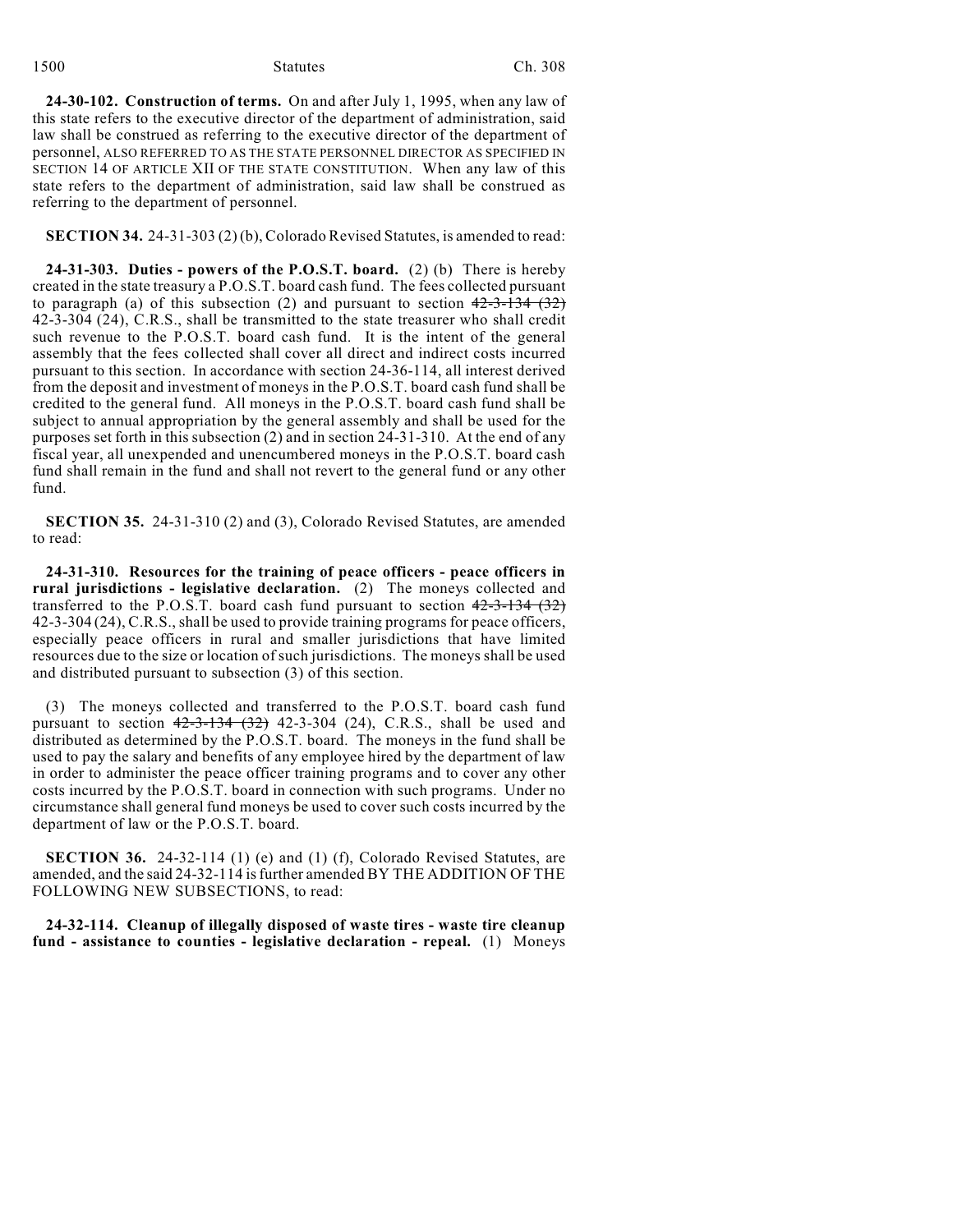**24-30-102. Construction of terms.** On and after July 1, 1995, when any law of this state refers to the executive director of the department of administration, said law shall be construed as referring to the executive director of the department of personnel, ALSO REFERRED TO AS THE STATE PERSONNEL DIRECTOR AS SPECIFIED IN SECTION 14 OF ARTICLE XII OF THE STATE CONSTITUTION. When any law of this state refers to the department of administration, said law shall be construed as referring to the department of personnel.

**SECTION 34.** 24-31-303 (2) (b), Colorado Revised Statutes, is amended to read:

**24-31-303. Duties - powers of the P.O.S.T. board.** (2) (b) There is hereby created in the state treasury a P.O.S.T. board cash fund. The fees collected pursuant to paragraph (a) of this subsection (2) and pursuant to section ~~42-3-134 (32)~~ 42-3-304 (24), C.R.S., shall be transmitted to the state treasurer who shall credit such revenue to the P.O.S.T. board cash fund. It is the intent of the general assembly that the fees collected shall cover all direct and indirect costs incurred pursuant to this section. In accordance with section 24-36-114, all interest derived from the deposit and investment of moneys in the P.O.S.T. board cash fund shall be credited to the general fund. All moneys in the P.O.S.T. board cash fund shall be subject to annual appropriation by the general assembly and shall be used for the purposes set forth in this subsection (2) and in section 24-31-310. At the end of any fiscal year, all unexpended and unencumbered moneys in the P.O.S.T. board cash fund shall remain in the fund and shall not revert to the general fund or any other fund.

**SECTION 35.** 24-31-310 (2) and (3), Colorado Revised Statutes, are amended to read:

**24-31-310. Resources for the training of peace officers - peace officers in rural jurisdictions - legislative declaration.** (2) The moneys collected and transferred to the P.O.S.T. board cash fund pursuant to section ~~42-3-134 (32)~~ 42-3-304 (24), C.R.S., shall be used to provide training programs for peace officers, especially peace officers in rural and smaller jurisdictions that have limited resources due to the size or location of such jurisdictions. The moneys shall be used and distributed pursuant to subsection (3) of this section.

(3) The moneys collected and transferred to the P.O.S.T. board cash fund pursuant to section ~~42-3-134 (32)~~ 42-3-304 (24), C.R.S., shall be used and distributed as determined by the P.O.S.T. board. The moneys in the fund shall be used to pay the salary and benefits of any employee hired by the department of law in order to administer the peace officer training programs and to cover any other costs incurred by the P.O.S.T. board in connection with such programs. Under no circumstance shall general fund moneys be used to cover such costs incurred by the department of law or the P.O.S.T. board.

**SECTION 36.** 24-32-114 (1) (e) and (1) (f), Colorado Revised Statutes, are amended, and the said 24-32-114 is further amended BY THE ADDITION OF THE FOLLOWING NEW SUBSECTIONS, to read:

**24-32-114. Cleanup of illegally disposed of waste tires - waste tire cleanup fund - assistance to counties - legislative declaration - repeal.** (1) Moneys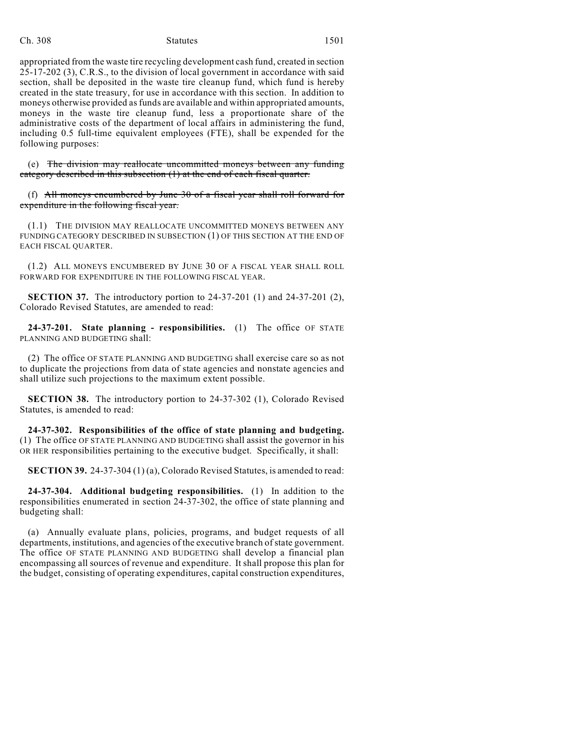appropriated from the waste tire recycling development cash fund, created in section 25-17-202 (3), C.R.S., to the division of local government in accordance with said section, shall be deposited in the waste tire cleanup fund, which fund is hereby created in the state treasury, for use in accordance with this section. In addition to moneys otherwise provided as funds are available and within appropriated amounts, moneys in the waste tire cleanup fund, less a proportionate share of the administrative costs of the department of local affairs in administering the fund, including 0.5 full-time equivalent employees (FTE), shall be expended for the following purposes:

(e) ~~The division may reallocate uncommitted moneys between any funding category described in this subsection (1) at the end of each fiscal quarter.~~

(f) ~~All moneys encumbered by June 30 of a fiscal year shall roll forward for expenditure in the following fiscal year.~~

(1.1) THE DIVISION MAY REALLOCATE UNCOMMITTED MONEYS BETWEEN ANY FUNDING CATEGORY DESCRIBED IN SUBSECTION (1) OF THIS SECTION AT THE END OF EACH FISCAL QUARTER.

(1.2) ALL MONEYS ENCUMBERED BY JUNE 30 OF A FISCAL YEAR SHALL ROLL FORWARD FOR EXPENDITURE IN THE FOLLOWING FISCAL YEAR.

**SECTION 37.** The introductory portion to 24-37-201 (1) and 24-37-201 (2), Colorado Revised Statutes, are amended to read:

**24-37-201. State planning - responsibilities.** (1) The office OF STATE PLANNING AND BUDGETING shall:

(2) The office OF STATE PLANNING AND BUDGETING shall exercise care so as not to duplicate the projections from data of state agencies and nonstate agencies and shall utilize such projections to the maximum extent possible.

**SECTION 38.** The introductory portion to 24-37-302 (1), Colorado Revised Statutes, is amended to read:

**24-37-302. Responsibilities of the office of state planning and budgeting.** (1) The office OF STATE PLANNING AND BUDGETING shall assist the governor in his OR HER responsibilities pertaining to the executive budget. Specifically, it shall:

**SECTION 39.** 24-37-304 (1) (a), Colorado Revised Statutes, is amended to read:

**24-37-304. Additional budgeting responsibilities.** (1) In addition to the responsibilities enumerated in section 24-37-302, the office of state planning and budgeting shall:

(a) Annually evaluate plans, policies, programs, and budget requests of all departments, institutions, and agencies of the executive branch of state government. The office OF STATE PLANNING AND BUDGETING shall develop a financial plan encompassing all sources of revenue and expenditure. It shall propose this plan for the budget, consisting of operating expenditures, capital construction expenditures,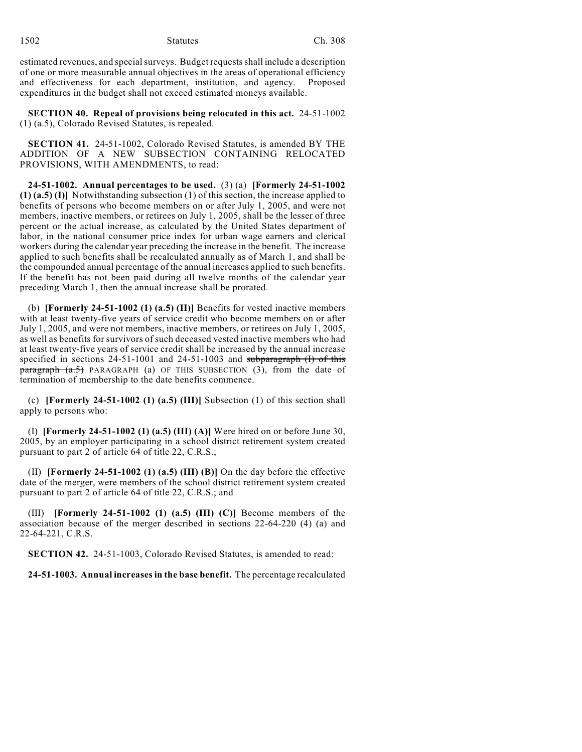estimated revenues, and special surveys. Budget requests shall include a description of one or more measurable annual objectives in the areas of operational efficiency and effectiveness for each department, institution, and agency. Proposed expenditures in the budget shall not exceed estimated moneys available.

**SECTION 40. Repeal of provisions being relocated in this act.** 24-51-1002 (1) (a.5), Colorado Revised Statutes, is repealed.

**SECTION 41.** 24-51-1002, Colorado Revised Statutes, is amended BY THE ADDITION OF A NEW SUBSECTION CONTAINING RELOCATED PROVISIONS, WITH AMENDMENTS, to read:

**24-51-1002. Annual percentages to be used.** (3) (a) **[Formerly 24-51-1002 (1) (a.5) (I)]** Notwithstanding subsection (1) of this section, the increase applied to benefits of persons who become members on or after July 1, 2005, and were not members, inactive members, or retirees on July 1, 2005, shall be the lesser of three percent or the actual increase, as calculated by the United States department of labor, in the national consumer price index for urban wage earners and clerical workers during the calendar year preceding the increase in the benefit. The increase applied to such benefits shall be recalculated annually as of March 1, and shall be the compounded annual percentage of the annual increases applied to such benefits. If the benefit has not been paid during all twelve months of the calendar year preceding March 1, then the annual increase shall be prorated.

(b) **[Formerly 24-51-1002 (1) (a.5) (II)]** Benefits for vested inactive members with at least twenty-five years of service credit who become members on or after July 1, 2005, and were not members, inactive members, or retirees on July 1, 2005, as well as benefits for survivors of such deceased vested inactive members who had at least twenty-five years of service credit shall be increased by the annual increase specified in sections 24-51-1001 and 24-51-1003 and ~~subparagraph (I) of this paragraph (a.5)~~ PARAGRAPH (a) OF THIS SUBSECTION (3), from the date of termination of membership to the date benefits commence.

(c) **[Formerly 24-51-1002 (1) (a.5) (III)]** Subsection (1) of this section shall apply to persons who:

(I) **[Formerly 24-51-1002 (1) (a.5) (III) (A)]** Were hired on or before June 30, 2005, by an employer participating in a school district retirement system created pursuant to part 2 of article 64 of title 22, C.R.S.;

(II) **[Formerly 24-51-1002 (1) (a.5) (III) (B)]** On the day before the effective date of the merger, were members of the school district retirement system created pursuant to part 2 of article 64 of title 22, C.R.S.; and

(III) **[Formerly 24-51-1002 (1) (a.5) (III) (C)]** Become members of the association because of the merger described in sections 22-64-220 (4) (a) and 22-64-221, C.R.S.

**SECTION 42.** 24-51-1003, Colorado Revised Statutes, is amended to read:

**24-51-1003. Annual increases in the base benefit.** The percentage recalculated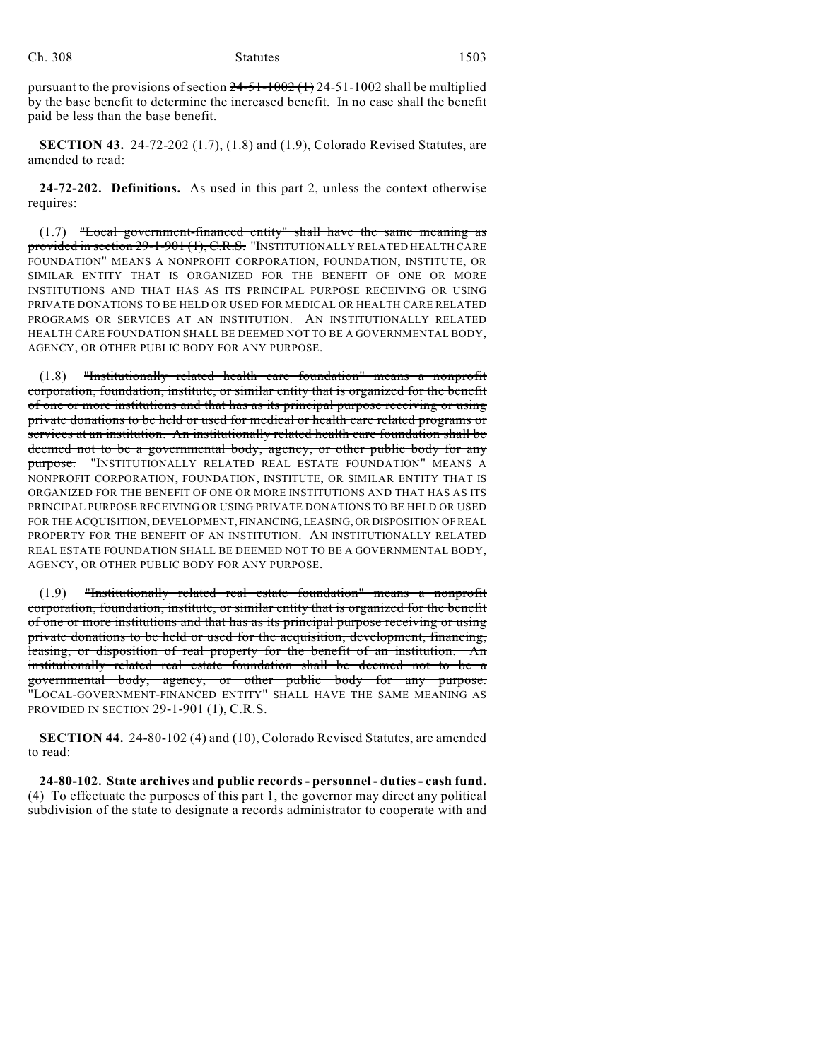pursuant to the provisions of section ~~24-51-1002 (1)~~ 24-51-1002 shall be multiplied by the base benefit to determine the increased benefit. In no case shall the benefit paid be less than the base benefit.

**SECTION 43.** 24-72-202 (1.7), (1.8) and (1.9), Colorado Revised Statutes, are amended to read:

**24-72-202. Definitions.** As used in this part 2, unless the context otherwise requires:

(1.7) ~~"Local government-financed entity" shall have the same meaning as provided in section 29-1-901 (1), C.R.S.~~ "INSTITUTIONALLY RELATED HEALTH CARE FOUNDATION" MEANS A NONPROFIT CORPORATION, FOUNDATION, INSTITUTE, OR SIMILAR ENTITY THAT IS ORGANIZED FOR THE BENEFIT OF ONE OR MORE INSTITUTIONS AND THAT HAS AS ITS PRINCIPAL PURPOSE RECEIVING OR USING PRIVATE DONATIONS TO BE HELD OR USED FOR MEDICAL OR HEALTH CARE RELATED PROGRAMS OR SERVICES AT AN INSTITUTION. AN INSTITUTIONALLY RELATED HEALTH CARE FOUNDATION SHALL BE DEEMED NOT TO BE A GOVERNMENTAL BODY, AGENCY, OR OTHER PUBLIC BODY FOR ANY PURPOSE.

(1.8) ~~"Institutionally related health care foundation" means a nonprofit corporation, foundation, institute, or similar entity that is organized for the benefit of one or more institutions and that has as its principal purpose receiving or using private donations to be held or used for medical or health care related programs or services at an institution. An institutionally related health care foundation shall be deemed not to be a governmental body, agency, or other public body for any purpose.~~ "INSTITUTIONALLY RELATED REAL ESTATE FOUNDATION" MEANS A NONPROFIT CORPORATION, FOUNDATION, INSTITUTE, OR SIMILAR ENTITY THAT IS ORGANIZED FOR THE BENEFIT OF ONE OR MORE INSTITUTIONS AND THAT HAS AS ITS PRINCIPAL PURPOSE RECEIVING OR USING PRIVATE DONATIONS TO BE HELD OR USED FOR THE ACQUISITION, DEVELOPMENT, FINANCING, LEASING, OR DISPOSITION OF REAL PROPERTY FOR THE BENEFIT OF AN INSTITUTION. AN INSTITUTIONALLY RELATED REAL ESTATE FOUNDATION SHALL BE DEEMED NOT TO BE A GOVERNMENTAL BODY, AGENCY, OR OTHER PUBLIC BODY FOR ANY PURPOSE.

(1.9) ~~"Institutionally related real estate foundation" means a nonprofit corporation, foundation, institute, or similar entity that is organized for the benefit of one or more institutions and that has as its principal purpose receiving or using private donations to be held or used for the acquisition, development, financing, leasing, or disposition of real property for the benefit of an institution. An institutionally related real estate foundation shall be deemed not to be a governmental body, agency, or other public body for any purpose.~~ "LOCAL-GOVERNMENT-FINANCED ENTITY" SHALL HAVE THE SAME MEANING AS PROVIDED IN SECTION 29-1-901 (1), C.R.S.

**SECTION 44.** 24-80-102 (4) and (10), Colorado Revised Statutes, are amended to read:

**24-80-102. State archives and public records - personnel - duties - cash fund.** (4) To effectuate the purposes of this part 1, the governor may direct any political subdivision of the state to designate a records administrator to cooperate with and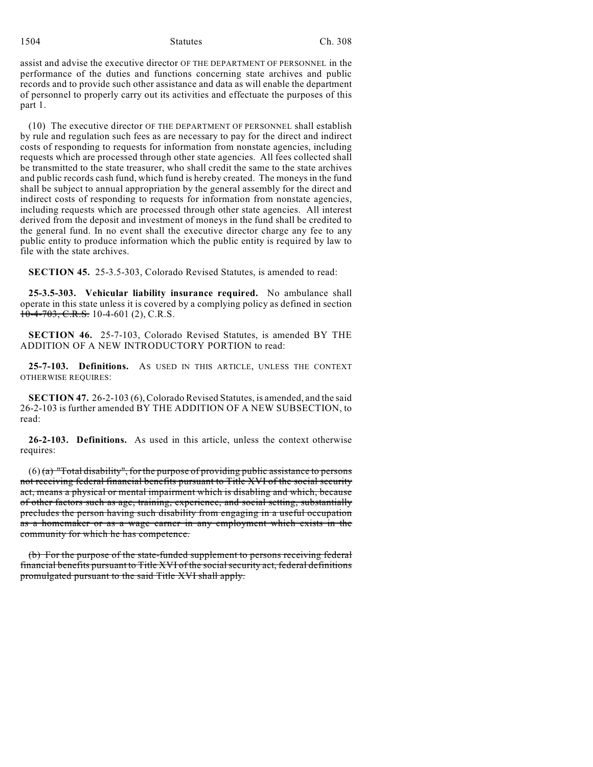assist and advise the executive director OF THE DEPARTMENT OF PERSONNEL in the performance of the duties and functions concerning state archives and public records and to provide such other assistance and data as will enable the department of personnel to properly carry out its activities and effectuate the purposes of this part 1.

(10) The executive director OF THE DEPARTMENT OF PERSONNEL shall establish by rule and regulation such fees as are necessary to pay for the direct and indirect costs of responding to requests for information from nonstate agencies, including requests which are processed through other state agencies. All fees collected shall be transmitted to the state treasurer, who shall credit the same to the state archives and public records cash fund, which fund is hereby created. The moneys in the fund shall be subject to annual appropriation by the general assembly for the direct and indirect costs of responding to requests for information from nonstate agencies, including requests which are processed through other state agencies. All interest derived from the deposit and investment of moneys in the fund shall be credited to the general fund. In no event shall the executive director charge any fee to any public entity to produce information which the public entity is required by law to file with the state archives.

**SECTION 45.** 25-3.5-303, Colorado Revised Statutes, is amended to read:

**25-3.5-303. Vehicular liability insurance required.** No ambulance shall operate in this state unless it is covered by a complying policy as defined in section ~~10-4-703, C.R.S.~~ 10-4-601 (2), C.R.S.

**SECTION 46.** 25-7-103, Colorado Revised Statutes, is amended BY THE ADDITION OF A NEW INTRODUCTORY PORTION to read:

**25-7-103. Definitions.** AS USED IN THIS ARTICLE, UNLESS THE CONTEXT OTHERWISE REQUIRES:

**SECTION 47.** 26-2-103 (6), Colorado Revised Statutes, is amended, and the said 26-2-103 is further amended BY THE ADDITION OF A NEW SUBSECTION, to read:

**26-2-103. Definitions.** As used in this article, unless the context otherwise requires:

(6) ~~(a) "Total disability", for the purpose of providing public assistance to persons not receiving federal financial benefits pursuant to Title XVI of the social security act, means a physical or mental impairment which is disabling and which, because of other factors such as age, training, experience, and social setting, substantially precludes the person having such disability from engaging in a useful occupation as a homemaker or as a wage earner in any employment which exists in the community for which he has competence.~~

~~(b) For the purpose of the state-funded supplement to persons receiving federal financial benefits pursuant to Title XVI of the social security act, federal definitions promulgated pursuant to the said Title XVI shall apply.~~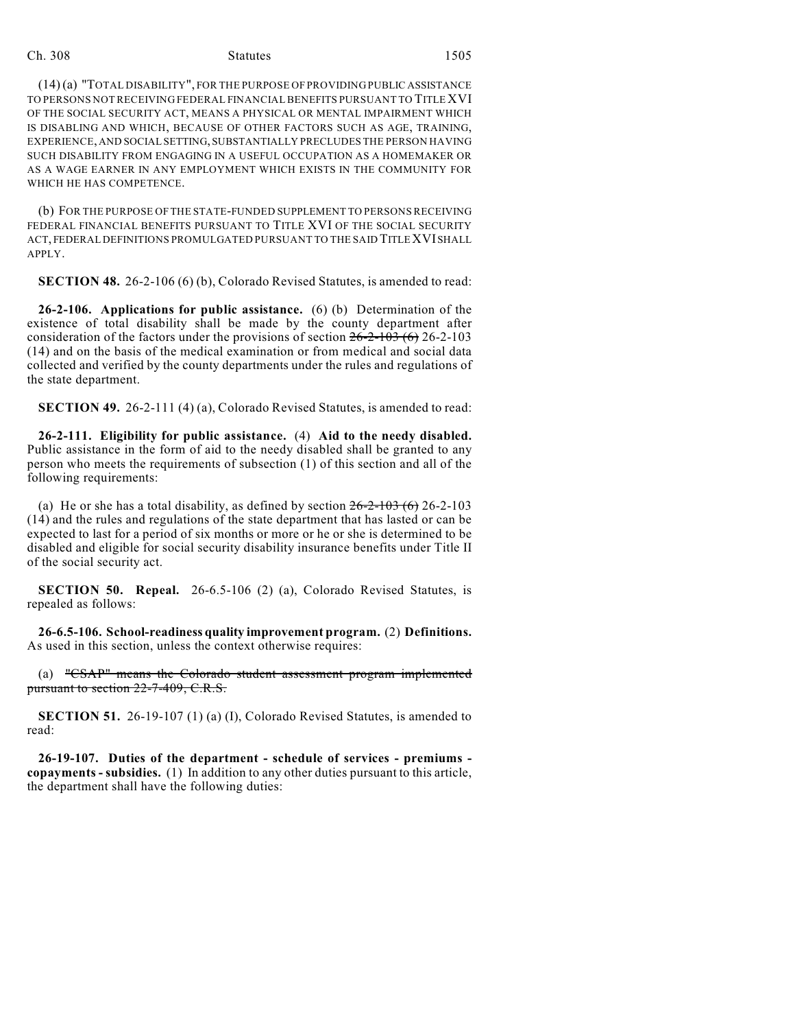(14) (a) "TOTAL DISABILITY", FOR THE PURPOSE OF PROVIDING PUBLIC ASSISTANCE TO PERSONS NOT RECEIVING FEDERAL FINANCIAL BENEFITS PURSUANT TO TITLE XVI OF THE SOCIAL SECURITY ACT, MEANS A PHYSICAL OR MENTAL IMPAIRMENT WHICH IS DISABLING AND WHICH, BECAUSE OF OTHER FACTORS SUCH AS AGE, TRAINING, EXPERIENCE, AND SOCIAL SETTING, SUBSTANTIALLY PRECLUDES THE PERSON HAVING SUCH DISABILITY FROM ENGAGING IN A USEFUL OCCUPATION AS A HOMEMAKER OR AS A WAGE EARNER IN ANY EMPLOYMENT WHICH EXISTS IN THE COMMUNITY FOR WHICH HE HAS COMPETENCE.

(b) FOR THE PURPOSE OF THE STATE-FUNDED SUPPLEMENT TO PERSONS RECEIVING FEDERAL FINANCIAL BENEFITS PURSUANT TO TITLE XVI OF THE SOCIAL SECURITY ACT, FEDERAL DEFINITIONS PROMULGATED PURSUANT TO THE SAID TITLE XVI SHALL APPLY.

**SECTION 48.** 26-2-106 (6) (b), Colorado Revised Statutes, is amended to read:

**26-2-106. Applications for public assistance.** (6) (b) Determination of the existence of total disability shall be made by the county department after consideration of the factors under the provisions of section ~~26-2-103 (6)~~ 26-2-103 (14) and on the basis of the medical examination or from medical and social data collected and verified by the county departments under the rules and regulations of the state department.

**SECTION 49.** 26-2-111 (4) (a), Colorado Revised Statutes, is amended to read:

**26-2-111. Eligibility for public assistance.** (4) **Aid to the needy disabled.** Public assistance in the form of aid to the needy disabled shall be granted to any person who meets the requirements of subsection (1) of this section and all of the following requirements:

(a) He or she has a total disability, as defined by section ~~26-2-103 (6)~~ 26-2-103 (14) and the rules and regulations of the state department that has lasted or can be expected to last for a period of six months or more or he or she is determined to be disabled and eligible for social security disability insurance benefits under Title II of the social security act.

**SECTION 50. Repeal.** 26-6.5-106 (2) (a), Colorado Revised Statutes, is repealed as follows:

**26-6.5-106. School-readiness quality improvement program.** (2) **Definitions.** As used in this section, unless the context otherwise requires:

(a) ~~"CSAP" means the Colorado student assessment program implemented pursuant to section 22-7-409, C.R.S.~~

**SECTION 51.** 26-19-107 (1) (a) (I), Colorado Revised Statutes, is amended to read:

**26-19-107. Duties of the department - schedule of services - premiums - copayments - subsidies.** (1) In addition to any other duties pursuant to this article, the department shall have the following duties: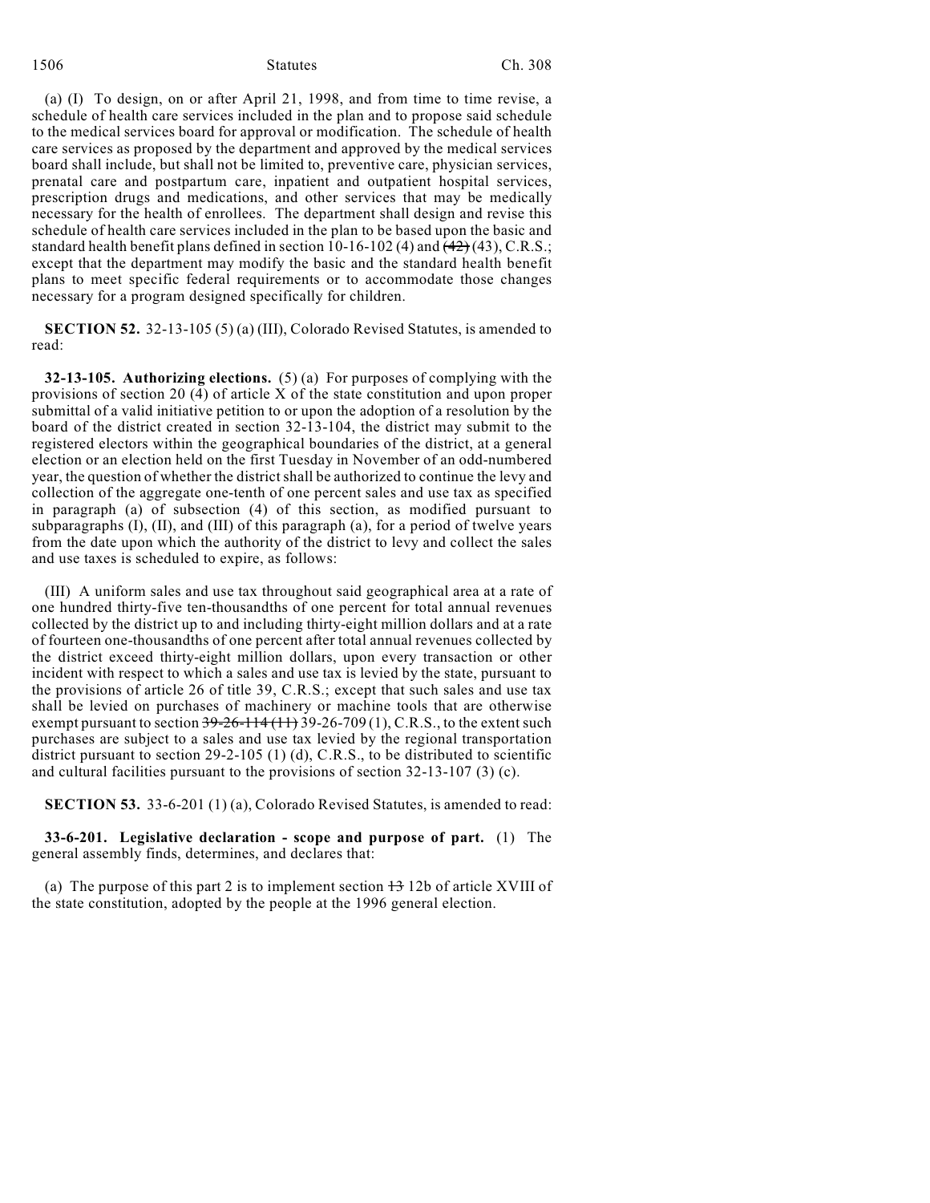(a) (I) To design, on or after April 21, 1998, and from time to time revise, a schedule of health care services included in the plan and to propose said schedule to the medical services board for approval or modification. The schedule of health care services as proposed by the department and approved by the medical services board shall include, but shall not be limited to, preventive care, physician services, prenatal care and postpartum care, inpatient and outpatient hospital services, prescription drugs and medications, and other services that may be medically necessary for the health of enrollees. The department shall design and revise this schedule of health care services included in the plan to be based upon the basic and standard health benefit plans defined in section 10-16-102 (4) and ~~(42)~~ (43), C.R.S.; except that the department may modify the basic and the standard health benefit plans to meet specific federal requirements or to accommodate those changes necessary for a program designed specifically for children.

**SECTION 52.** 32-13-105 (5) (a) (III), Colorado Revised Statutes, is amended to read:

**32-13-105. Authorizing elections.** (5) (a) For purposes of complying with the provisions of section 20 (4) of article X of the state constitution and upon proper submittal of a valid initiative petition to or upon the adoption of a resolution by the board of the district created in section 32-13-104, the district may submit to the registered electors within the geographical boundaries of the district, at a general election or an election held on the first Tuesday in November of an odd-numbered year, the question of whether the district shall be authorized to continue the levy and collection of the aggregate one-tenth of one percent sales and use tax as specified in paragraph (a) of subsection (4) of this section, as modified pursuant to subparagraphs (I), (II), and (III) of this paragraph (a), for a period of twelve years from the date upon which the authority of the district to levy and collect the sales and use taxes is scheduled to expire, as follows:

(III) A uniform sales and use tax throughout said geographical area at a rate of one hundred thirty-five ten-thousandths of one percent for total annual revenues collected by the district up to and including thirty-eight million dollars and at a rate of fourteen one-thousandths of one percent after total annual revenues collected by the district exceed thirty-eight million dollars, upon every transaction or other incident with respect to which a sales and use tax is levied by the state, pursuant to the provisions of article 26 of title 39, C.R.S.; except that such sales and use tax shall be levied on purchases of machinery or machine tools that are otherwise exempt pursuant to section ~~39-26-114 (11)~~ 39-26-709 (1), C.R.S., to the extent such purchases are subject to a sales and use tax levied by the regional transportation district pursuant to section 29-2-105 (1) (d), C.R.S., to be distributed to scientific and cultural facilities pursuant to the provisions of section 32-13-107 (3) (c).

**SECTION 53.** 33-6-201 (1) (a), Colorado Revised Statutes, is amended to read:

**33-6-201. Legislative declaration - scope and purpose of part.** (1) The general assembly finds, determines, and declares that:

(a) The purpose of this part 2 is to implement section ~~13~~ 12b of article XVIII of the state constitution, adopted by the people at the 1996 general election.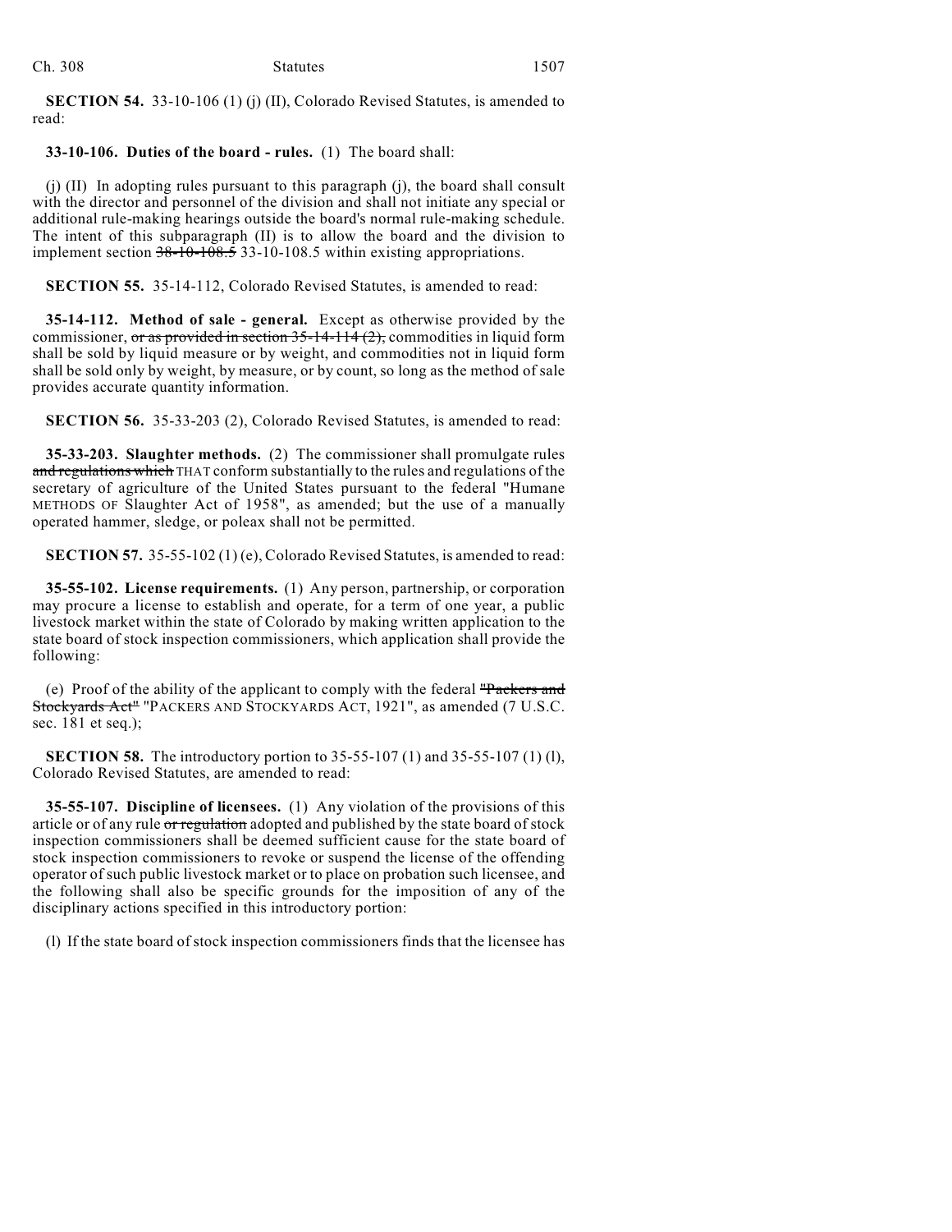**SECTION 54.** 33-10-106 (1) (j) (II), Colorado Revised Statutes, is amended to read:

**33-10-106. Duties of the board - rules.** (1) The board shall:

(j) (II) In adopting rules pursuant to this paragraph (j), the board shall consult with the director and personnel of the division and shall not initiate any special or additional rule-making hearings outside the board's normal rule-making schedule. The intent of this subparagraph (II) is to allow the board and the division to implement section ~~38-10-108.5~~ 33-10-108.5 within existing appropriations.

**SECTION 55.** 35-14-112, Colorado Revised Statutes, is amended to read:

**35-14-112. Method of sale - general.** Except as otherwise provided by the commissioner, ~~or as provided in section 35-14-114 (2),~~ commodities in liquid form shall be sold by liquid measure or by weight, and commodities not in liquid form shall be sold only by weight, by measure, or by count, so long as the method of sale provides accurate quantity information.

**SECTION 56.** 35-33-203 (2), Colorado Revised Statutes, is amended to read:

**35-33-203. Slaughter methods.** (2) The commissioner shall promulgate rules ~~and regulations which~~ THAT conform substantially to the rules and regulations of the secretary of agriculture of the United States pursuant to the federal "Humane METHODS OF Slaughter Act of 1958", as amended; but the use of a manually operated hammer, sledge, or poleax shall not be permitted.

**SECTION 57.** 35-55-102 (1) (e), Colorado Revised Statutes, is amended to read:

**35-55-102. License requirements.** (1) Any person, partnership, or corporation may procure a license to establish and operate, for a term of one year, a public livestock market within the state of Colorado by making written application to the state board of stock inspection commissioners, which application shall provide the following:

(e) Proof of the ability of the applicant to comply with the federal ~~"Packers and Stockyards Act"~~ "PACKERS AND STOCKYARDS ACT, 1921", as amended (7 U.S.C. sec. 181 et seq.);

**SECTION 58.** The introductory portion to 35-55-107 (1) and 35-55-107 (1) (l), Colorado Revised Statutes, are amended to read:

**35-55-107. Discipline of licensees.** (1) Any violation of the provisions of this article or of any rule ~~or regulation~~ adopted and published by the state board of stock inspection commissioners shall be deemed sufficient cause for the state board of stock inspection commissioners to revoke or suspend the license of the offending operator of such public livestock market or to place on probation such licensee, and the following shall also be specific grounds for the imposition of any of the disciplinary actions specified in this introductory portion:

(l) If the state board of stock inspection commissioners finds that the licensee has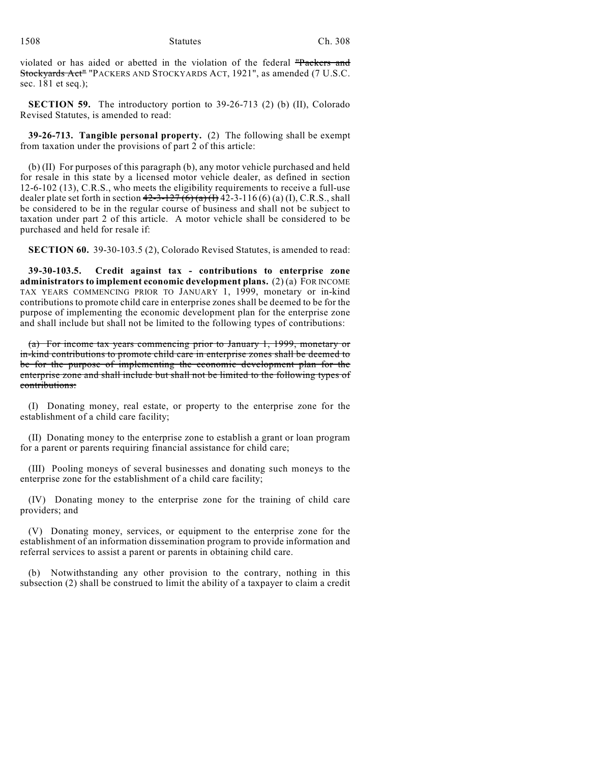violated or has aided or abetted in the violation of the federal ~~"Packers and Stockyards Act"~~ "PACKERS AND STOCKYARDS ACT, 1921", as amended (7 U.S.C. sec. 181 et seq.);

**SECTION 59.** The introductory portion to 39-26-713 (2) (b) (II), Colorado Revised Statutes, is amended to read:

**39-26-713. Tangible personal property.** (2) The following shall be exempt from taxation under the provisions of part 2 of this article:

(b) (II) For purposes of this paragraph (b), any motor vehicle purchased and held for resale in this state by a licensed motor vehicle dealer, as defined in section 12-6-102 (13), C.R.S., who meets the eligibility requirements to receive a full-use dealer plate set forth in section ~~42-3-127 (6) (a) (I)~~ 42-3-116 (6) (a) (I), C.R.S., shall be considered to be in the regular course of business and shall not be subject to taxation under part 2 of this article. A motor vehicle shall be considered to be purchased and held for resale if:

**SECTION 60.** 39-30-103.5 (2), Colorado Revised Statutes, is amended to read:

**39-30-103.5. Credit against tax - contributions to enterprise zone administrators to implement economic development plans.** (2) (a) FOR INCOME TAX YEARS COMMENCING PRIOR TO JANUARY 1, 1999, monetary or in-kind contributions to promote child care in enterprise zones shall be deemed to be for the purpose of implementing the economic development plan for the enterprise zone and shall include but shall not be limited to the following types of contributions:

~~(a) For income tax years commencing prior to January 1, 1999, monetary or in-kind contributions to promote child care in enterprise zones shall be deemed to be for the purpose of implementing the economic development plan for the enterprise zone and shall include but shall not be limited to the following types of contributions:~~

(I) Donating money, real estate, or property to the enterprise zone for the establishment of a child care facility;

(II) Donating money to the enterprise zone to establish a grant or loan program for a parent or parents requiring financial assistance for child care;

(III) Pooling moneys of several businesses and donating such moneys to the enterprise zone for the establishment of a child care facility;

(IV) Donating money to the enterprise zone for the training of child care providers; and

(V) Donating money, services, or equipment to the enterprise zone for the establishment of an information dissemination program to provide information and referral services to assist a parent or parents in obtaining child care.

(b) Notwithstanding any other provision to the contrary, nothing in this subsection (2) shall be construed to limit the ability of a taxpayer to claim a credit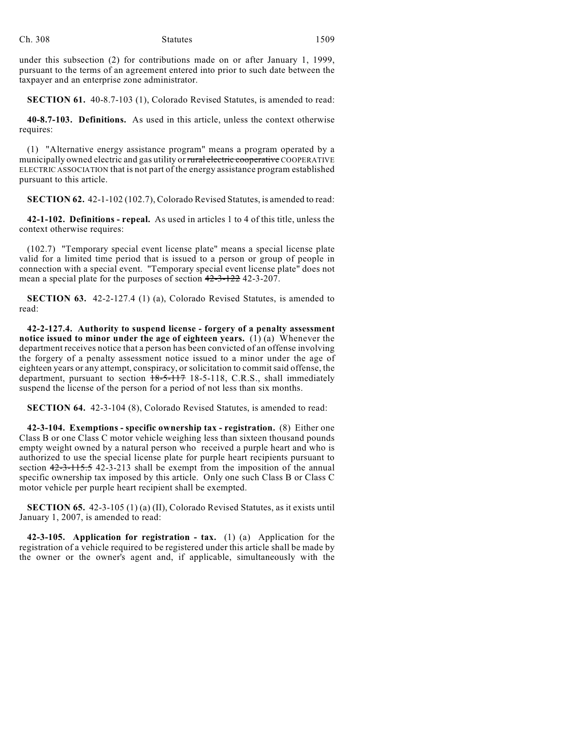under this subsection (2) for contributions made on or after January 1, 1999, pursuant to the terms of an agreement entered into prior to such date between the taxpayer and an enterprise zone administrator.

**SECTION 61.** 40-8.7-103 (1), Colorado Revised Statutes, is amended to read:

**40-8.7-103. Definitions.** As used in this article, unless the context otherwise requires:

(1) "Alternative energy assistance program" means a program operated by a municipally owned electric and gas utility or ~~rural electric cooperative~~ COOPERATIVE ELECTRIC ASSOCIATION that is not part of the energy assistance program established pursuant to this article.

**SECTION 62.** 42-1-102 (102.7), Colorado Revised Statutes, is amended to read:

**42-1-102. Definitions - repeal.** As used in articles 1 to 4 of this title, unless the context otherwise requires:

(102.7) "Temporary special event license plate" means a special license plate valid for a limited time period that is issued to a person or group of people in connection with a special event. "Temporary special event license plate" does not mean a special plate for the purposes of section ~~42-3-122~~ 42-3-207.

**SECTION 63.** 42-2-127.4 (1) (a), Colorado Revised Statutes, is amended to read:

**42-2-127.4. Authority to suspend license - forgery of a penalty assessment notice issued to minor under the age of eighteen years.** (1) (a) Whenever the department receives notice that a person has been convicted of an offense involving the forgery of a penalty assessment notice issued to a minor under the age of eighteen years or any attempt, conspiracy, or solicitation to commit said offense, the department, pursuant to section ~~18-5-117~~ 18-5-118, C.R.S., shall immediately suspend the license of the person for a period of not less than six months.

**SECTION 64.** 42-3-104 (8), Colorado Revised Statutes, is amended to read:

**42-3-104. Exemptions - specific ownership tax - registration.** (8) Either one Class B or one Class C motor vehicle weighing less than sixteen thousand pounds empty weight owned by a natural person who received a purple heart and who is authorized to use the special license plate for purple heart recipients pursuant to section ~~42-3-115.5~~ 42-3-213 shall be exempt from the imposition of the annual specific ownership tax imposed by this article. Only one such Class B or Class C motor vehicle per purple heart recipient shall be exempted.

**SECTION 65.** 42-3-105 (1) (a) (II), Colorado Revised Statutes, as it exists until January 1, 2007, is amended to read:

**42-3-105. Application for registration - tax.** (1) (a) Application for the registration of a vehicle required to be registered under this article shall be made by the owner or the owner's agent and, if applicable, simultaneously with the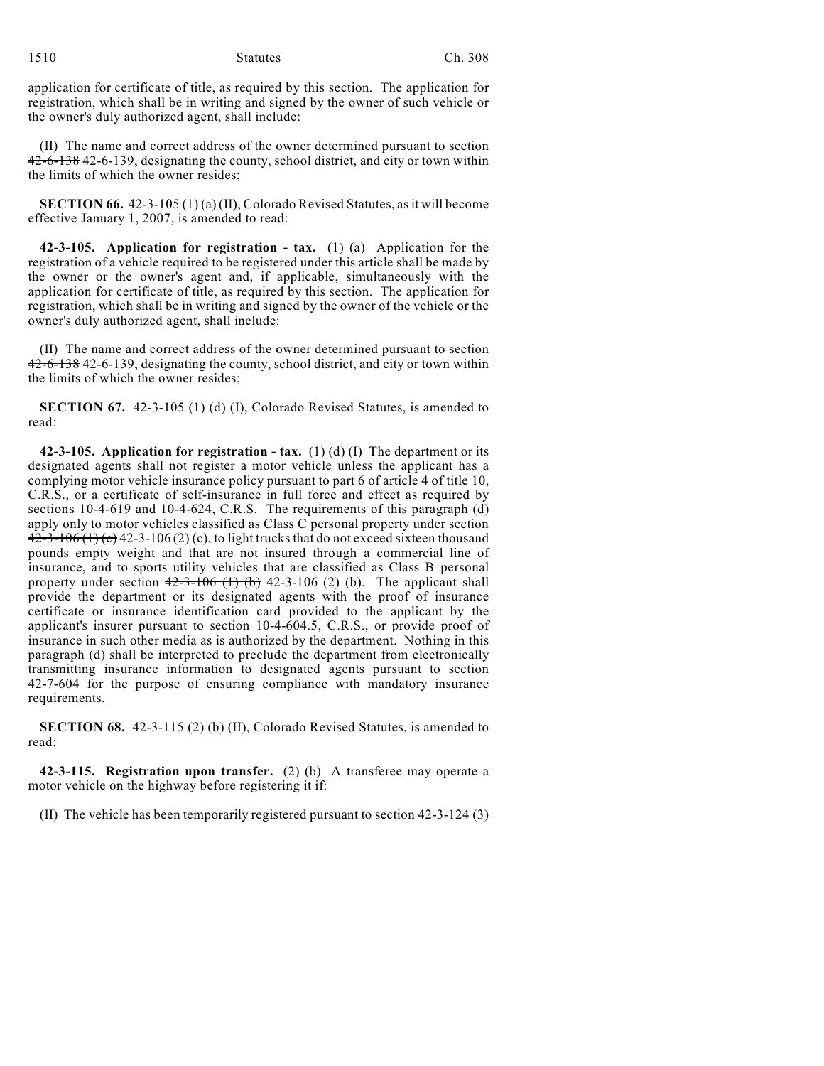application for certificate of title, as required by this section. The application for registration, which shall be in writing and signed by the owner of such vehicle or the owner's duly authorized agent, shall include:

(II) The name and correct address of the owner determined pursuant to section ~~42-6-138~~ 42-6-139, designating the county, school district, and city or town within the limits of which the owner resides;

**SECTION 66.** 42-3-105 (1) (a) (II), Colorado Revised Statutes, as it will become effective January 1, 2007, is amended to read:

**42-3-105. Application for registration - tax.** (1) (a) Application for the registration of a vehicle required to be registered under this article shall be made by the owner or the owner's agent and, if applicable, simultaneously with the application for certificate of title, as required by this section. The application for registration, which shall be in writing and signed by the owner of the vehicle or the owner's duly authorized agent, shall include:

(II) The name and correct address of the owner determined pursuant to section ~~42-6-138~~ 42-6-139, designating the county, school district, and city or town within the limits of which the owner resides;

**SECTION 67.** 42-3-105 (1) (d) (I), Colorado Revised Statutes, is amended to read:

**42-3-105. Application for registration - tax.** (1) (d) (I) The department or its designated agents shall not register a motor vehicle unless the applicant has a complying motor vehicle insurance policy pursuant to part 6 of article 4 of title 10, C.R.S., or a certificate of self-insurance in full force and effect as required by sections 10-4-619 and 10-4-624, C.R.S. The requirements of this paragraph (d) apply only to motor vehicles classified as Class C personal property under section ~~42-3-106 (1) (c)~~ 42-3-106 (2) (c), to light trucks that do not exceed sixteen thousand pounds empty weight and that are not insured through a commercial line of insurance, and to sports utility vehicles that are classified as Class B personal property under section ~~42-3-106 (1) (b)~~ 42-3-106 (2) (b). The applicant shall provide the department or its designated agents with the proof of insurance certificate or insurance identification card provided to the applicant by the applicant's insurer pursuant to section 10-4-604.5, C.R.S., or provide proof of insurance in such other media as is authorized by the department. Nothing in this paragraph (d) shall be interpreted to preclude the department from electronically transmitting insurance information to designated agents pursuant to section 42-7-604 for the purpose of ensuring compliance with mandatory insurance requirements.

**SECTION 68.** 42-3-115 (2) (b) (II), Colorado Revised Statutes, is amended to read:

**42-3-115. Registration upon transfer.** (2) (b) A transferee may operate a motor vehicle on the highway before registering it if:

(II) The vehicle has been temporarily registered pursuant to section ~~42-3-124 (3)~~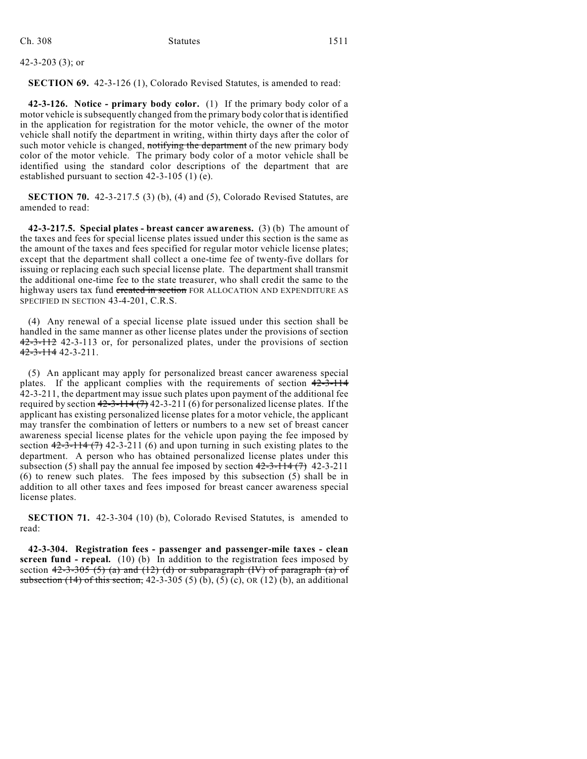42-3-203 (3); or

**SECTION 69.** 42-3-126 (1), Colorado Revised Statutes, is amended to read:

**42-3-126. Notice - primary body color.** (1) If the primary body color of a motor vehicle is subsequently changed from the primary body color that is identified in the application for registration for the motor vehicle, the owner of the motor vehicle shall notify the department in writing, within thirty days after the color of such motor vehicle is changed, ~~notifying the department~~ of the new primary body color of the motor vehicle. The primary body color of a motor vehicle shall be identified using the standard color descriptions of the department that are established pursuant to section 42-3-105 (1) (e).

**SECTION 70.** 42-3-217.5 (3) (b), (4) and (5), Colorado Revised Statutes, are amended to read:

**42-3-217.5. Special plates - breast cancer awareness.** (3) (b) The amount of the taxes and fees for special license plates issued under this section is the same as the amount of the taxes and fees specified for regular motor vehicle license plates; except that the department shall collect a one-time fee of twenty-five dollars for issuing or replacing each such special license plate. The department shall transmit the additional one-time fee to the state treasurer, who shall credit the same to the highway users tax fund ~~created in section~~ FOR ALLOCATION AND EXPENDITURE AS SPECIFIED IN SECTION 43-4-201, C.R.S.

(4) Any renewal of a special license plate issued under this section shall be handled in the same manner as other license plates under the provisions of section ~~42-3-112~~ 42-3-113 or, for personalized plates, under the provisions of section ~~42-3-114~~ 42-3-211.

(5) An applicant may apply for personalized breast cancer awareness special plates. If the applicant complies with the requirements of section ~~42-3-114~~ 42-3-211, the department may issue such plates upon payment of the additional fee required by section ~~42-3-114 (7)~~ 42-3-211 (6) for personalized license plates. If the applicant has existing personalized license plates for a motor vehicle, the applicant may transfer the combination of letters or numbers to a new set of breast cancer awareness special license plates for the vehicle upon paying the fee imposed by section ~~42-3-114 (7)~~ 42-3-211 (6) and upon turning in such existing plates to the department. A person who has obtained personalized license plates under this subsection (5) shall pay the annual fee imposed by section ~~42-3-114 (7)~~ 42-3-211 (6) to renew such plates. The fees imposed by this subsection (5) shall be in addition to all other taxes and fees imposed for breast cancer awareness special license plates.

**SECTION 71.** 42-3-304 (10) (b), Colorado Revised Statutes, is amended to read:

**42-3-304. Registration fees - passenger and passenger-mile taxes - clean screen fund - repeal.** (10) (b) In addition to the registration fees imposed by section ~~42-3-305 (5) (a) and (12) (d) or subparagraph (IV) of paragraph (a) of subsection (14) of this section,~~ 42-3-305 (5) (b), (5) (c), OR (12) (b), an additional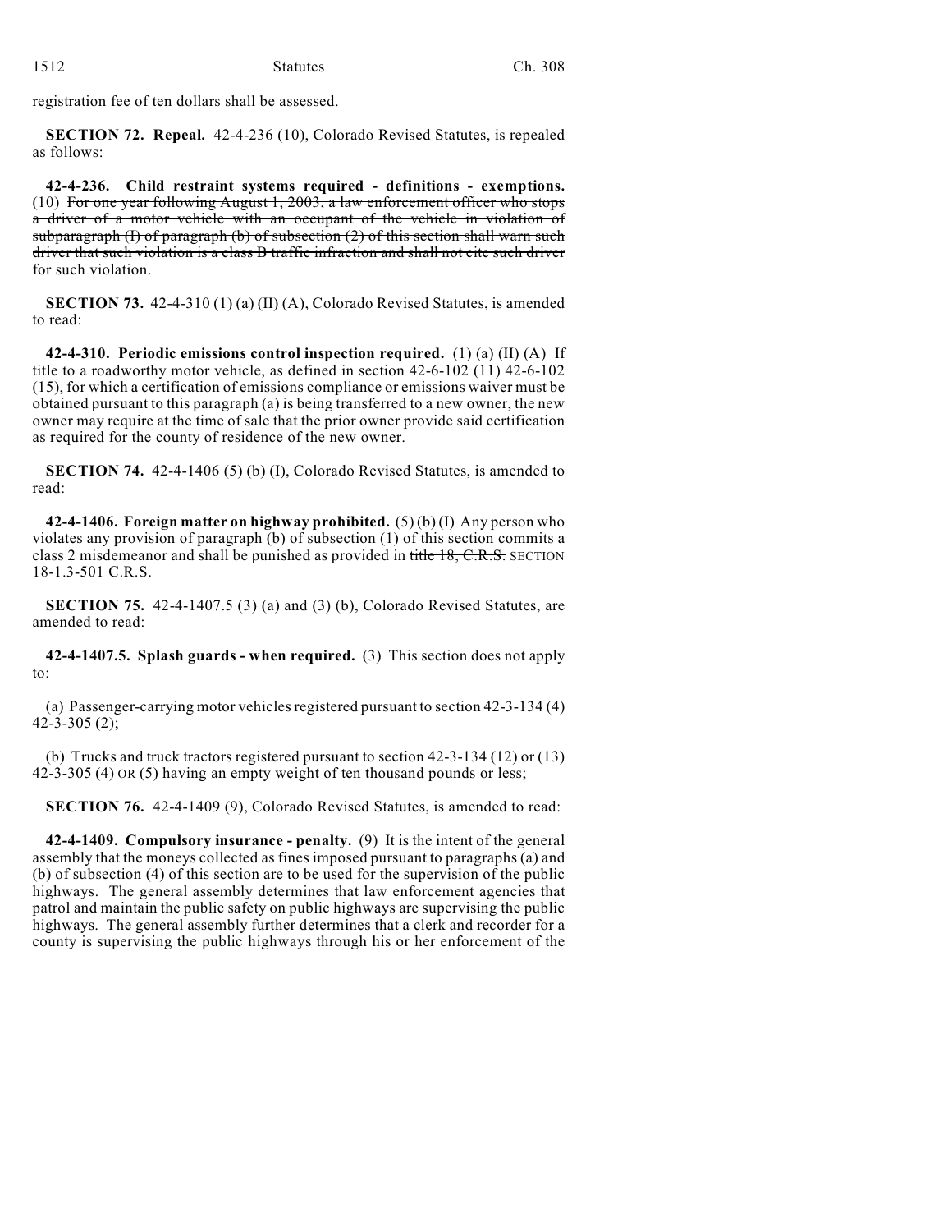registration fee of ten dollars shall be assessed.

**SECTION 72. Repeal.** 42-4-236 (10), Colorado Revised Statutes, is repealed as follows:

**42-4-236. Child restraint systems required - definitions - exemptions.** (10) ~~For one year following August 1, 2003, a law enforcement officer who stops a driver of a motor vehicle with an occupant of the vehicle in violation of subparagraph (I) of paragraph (b) of subsection (2) of this section shall warn such driver that such violation is a class B traffic infraction and shall not cite such driver for such violation.~~

**SECTION 73.** 42-4-310 (1) (a) (II) (A), Colorado Revised Statutes, is amended to read:

**42-4-310. Periodic emissions control inspection required.** (1) (a) (II) (A) If title to a roadworthy motor vehicle, as defined in section ~~42-6-102 (11)~~ 42-6-102 (15), for which a certification of emissions compliance or emissions waiver must be obtained pursuant to this paragraph (a) is being transferred to a new owner, the new owner may require at the time of sale that the prior owner provide said certification as required for the county of residence of the new owner.

**SECTION 74.** 42-4-1406 (5) (b) (I), Colorado Revised Statutes, is amended to read:

**42-4-1406. Foreign matter on highway prohibited.** (5) (b) (I) Any person who violates any provision of paragraph (b) of subsection (1) of this section commits a class 2 misdemeanor and shall be punished as provided in ~~title 18, C.R.S.~~ SECTION 18-1.3-501 C.R.S.

**SECTION 75.** 42-4-1407.5 (3) (a) and (3) (b), Colorado Revised Statutes, are amended to read:

**42-4-1407.5. Splash guards - when required.** (3) This section does not apply to:

(a) Passenger-carrying motor vehicles registered pursuant to section ~~42-3-134 (4)~~ 42-3-305 (2);

(b) Trucks and truck tractors registered pursuant to section ~~42-3-134 (12) or (13)~~ 42-3-305 (4) OR (5) having an empty weight of ten thousand pounds or less;

**SECTION 76.** 42-4-1409 (9), Colorado Revised Statutes, is amended to read:

**42-4-1409. Compulsory insurance - penalty.** (9) It is the intent of the general assembly that the moneys collected as fines imposed pursuant to paragraphs (a) and (b) of subsection (4) of this section are to be used for the supervision of the public highways. The general assembly determines that law enforcement agencies that patrol and maintain the public safety on public highways are supervising the public highways. The general assembly further determines that a clerk and recorder for a county is supervising the public highways through his or her enforcement of the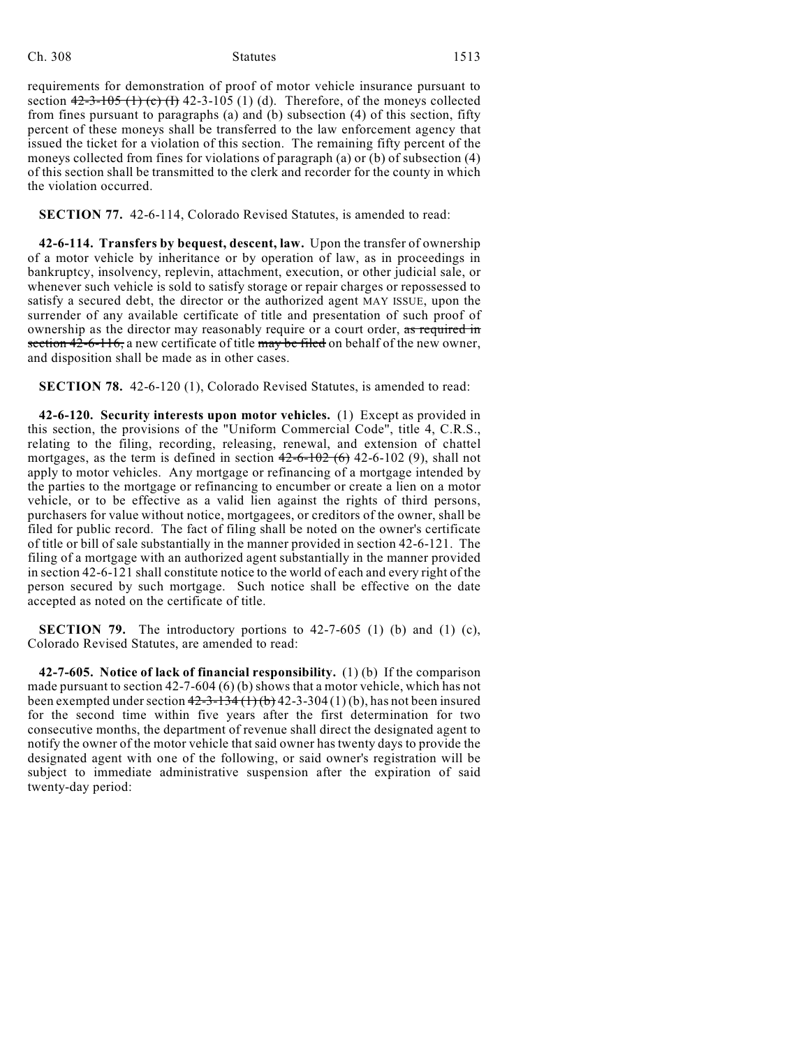requirements for demonstration of proof of motor vehicle insurance pursuant to section ~~42-3-105 (1) (c) (I)~~ 42-3-105 (1) (d). Therefore, of the moneys collected from fines pursuant to paragraphs (a) and (b) subsection (4) of this section, fifty percent of these moneys shall be transferred to the law enforcement agency that issued the ticket for a violation of this section. The remaining fifty percent of the moneys collected from fines for violations of paragraph (a) or (b) of subsection (4) of this section shall be transmitted to the clerk and recorder for the county in which the violation occurred.

**SECTION 77.** 42-6-114, Colorado Revised Statutes, is amended to read:

**42-6-114. Transfers by bequest, descent, law.** Upon the transfer of ownership of a motor vehicle by inheritance or by operation of law, as in proceedings in bankruptcy, insolvency, replevin, attachment, execution, or other judicial sale, or whenever such vehicle is sold to satisfy storage or repair charges or repossessed to satisfy a secured debt, the director or the authorized agent MAY ISSUE, upon the surrender of any available certificate of title and presentation of such proof of ownership as the director may reasonably require or a court order, ~~as required in section 42-6-116,~~ a new certificate of title ~~may be filed~~ on behalf of the new owner, and disposition shall be made as in other cases.

**SECTION 78.** 42-6-120 (1), Colorado Revised Statutes, is amended to read:

**42-6-120. Security interests upon motor vehicles.** (1) Except as provided in this section, the provisions of the "Uniform Commercial Code", title 4, C.R.S., relating to the filing, recording, releasing, renewal, and extension of chattel mortgages, as the term is defined in section ~~42-6-102 (6)~~ 42-6-102 (9), shall not apply to motor vehicles. Any mortgage or refinancing of a mortgage intended by the parties to the mortgage or refinancing to encumber or create a lien on a motor vehicle, or to be effective as a valid lien against the rights of third persons, purchasers for value without notice, mortgagees, or creditors of the owner, shall be filed for public record. The fact of filing shall be noted on the owner's certificate of title or bill of sale substantially in the manner provided in section 42-6-121. The filing of a mortgage with an authorized agent substantially in the manner provided in section 42-6-121 shall constitute notice to the world of each and every right of the person secured by such mortgage. Such notice shall be effective on the date accepted as noted on the certificate of title.

**SECTION 79.** The introductory portions to 42-7-605 (1) (b) and (1) (c), Colorado Revised Statutes, are amended to read:

**42-7-605. Notice of lack of financial responsibility.** (1) (b) If the comparison made pursuant to section 42-7-604 (6) (b) shows that a motor vehicle, which has not been exempted under section ~~42-3-134 (1) (b)~~ 42-3-304 (1) (b), has not been insured for the second time within five years after the first determination for two consecutive months, the department of revenue shall direct the designated agent to notify the owner of the motor vehicle that said owner has twenty days to provide the designated agent with one of the following, or said owner's registration will be subject to immediate administrative suspension after the expiration of said twenty-day period: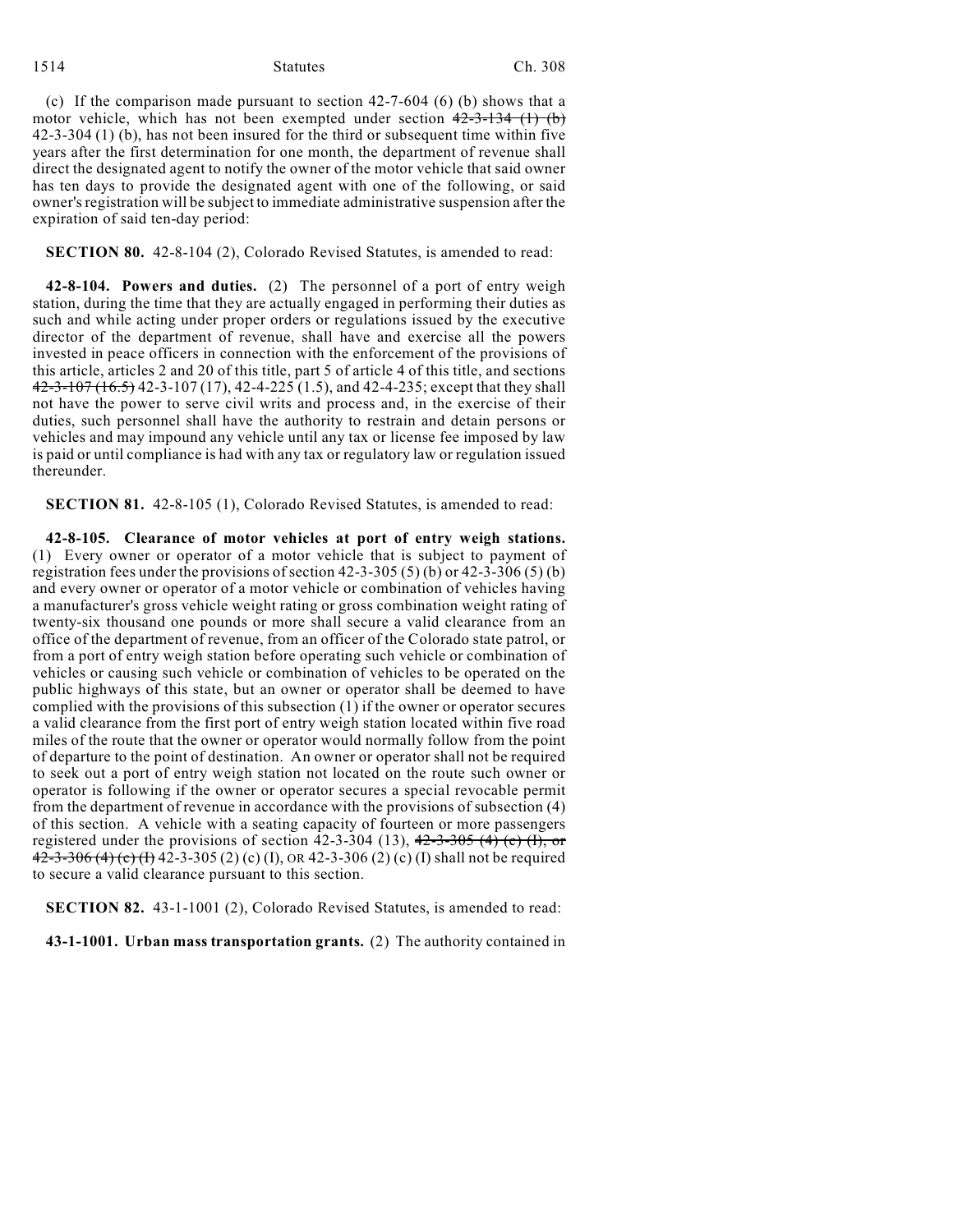(c) If the comparison made pursuant to section 42-7-604 (6) (b) shows that a motor vehicle, which has not been exempted under section ~~42-3-134 (1) (b)~~ 42-3-304 (1) (b), has not been insured for the third or subsequent time within five years after the first determination for one month, the department of revenue shall direct the designated agent to notify the owner of the motor vehicle that said owner has ten days to provide the designated agent with one of the following, or said owner's registration will be subject to immediate administrative suspension after the expiration of said ten-day period:

**SECTION 80.** 42-8-104 (2), Colorado Revised Statutes, is amended to read:

**42-8-104. Powers and duties.** (2) The personnel of a port of entry weigh station, during the time that they are actually engaged in performing their duties as such and while acting under proper orders or regulations issued by the executive director of the department of revenue, shall have and exercise all the powers invested in peace officers in connection with the enforcement of the provisions of this article, articles 2 and 20 of this title, part 5 of article 4 of this title, and sections ~~42-3-107 (16.5)~~ 42-3-107 (17), 42-4-225 (1.5), and 42-4-235; except that they shall not have the power to serve civil writs and process and, in the exercise of their duties, such personnel shall have the authority to restrain and detain persons or vehicles and may impound any vehicle until any tax or license fee imposed by law is paid or until compliance is had with any tax or regulatory law or regulation issued thereunder.

**SECTION 81.** 42-8-105 (1), Colorado Revised Statutes, is amended to read:

**42-8-105. Clearance of motor vehicles at port of entry weigh stations.** (1) Every owner or operator of a motor vehicle that is subject to payment of registration fees under the provisions of section 42-3-305 (5) (b) or 42-3-306 (5) (b) and every owner or operator of a motor vehicle or combination of vehicles having a manufacturer's gross vehicle weight rating or gross combination weight rating of twenty-six thousand one pounds or more shall secure a valid clearance from an office of the department of revenue, from an officer of the Colorado state patrol, or from a port of entry weigh station before operating such vehicle or combination of vehicles or causing such vehicle or combination of vehicles to be operated on the public highways of this state, but an owner or operator shall be deemed to have complied with the provisions of this subsection (1) if the owner or operator secures a valid clearance from the first port of entry weigh station located within five road miles of the route that the owner or operator would normally follow from the point of departure to the point of destination. An owner or operator shall not be required to seek out a port of entry weigh station not located on the route such owner or operator is following if the owner or operator secures a special revocable permit from the department of revenue in accordance with the provisions of subsection (4) of this section. A vehicle with a seating capacity of fourteen or more passengers registered under the provisions of section 42-3-304 (13), ~~42-3-305 (4) (c) (I), or 42-3-306 (4) (c) (I)~~ 42-3-305 (2) (c) (I), OR 42-3-306 (2) (c) (I) shall not be required to secure a valid clearance pursuant to this section.

**SECTION 82.** 43-1-1001 (2), Colorado Revised Statutes, is amended to read:

**43-1-1001. Urban mass transportation grants.** (2) The authority contained in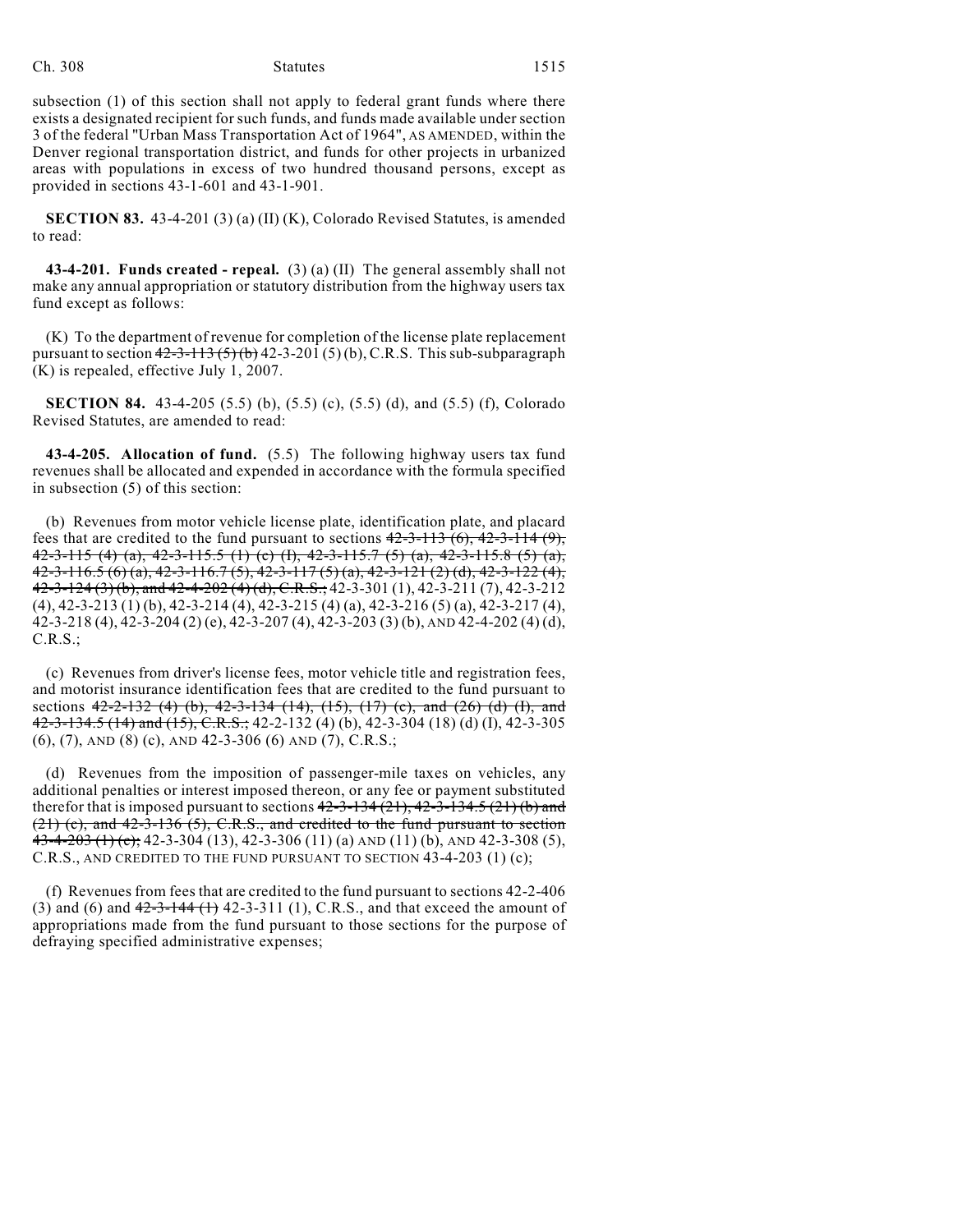subsection (1) of this section shall not apply to federal grant funds where there exists a designated recipient for such funds, and funds made available under section 3 of the federal "Urban Mass Transportation Act of 1964", AS AMENDED, within the Denver regional transportation district, and funds for other projects in urbanized areas with populations in excess of two hundred thousand persons, except as provided in sections 43-1-601 and 43-1-901.

**SECTION 83.** 43-4-201 (3) (a) (II) (K), Colorado Revised Statutes, is amended to read:

**43-4-201. Funds created - repeal.** (3) (a) (II) The general assembly shall not make any annual appropriation or statutory distribution from the highway users tax fund except as follows:

(K) To the department of revenue for completion of the license plate replacement pursuant to section ~~42-3-113 (5) (b)~~ 42-3-201 (5) (b), C.R.S. This sub-subparagraph (K) is repealed, effective July 1, 2007.

**SECTION 84.** 43-4-205 (5.5) (b), (5.5) (c), (5.5) (d), and (5.5) (f), Colorado Revised Statutes, are amended to read:

**43-4-205. Allocation of fund.** (5.5) The following highway users tax fund revenues shall be allocated and expended in accordance with the formula specified in subsection (5) of this section:

(b) Revenues from motor vehicle license plate, identification plate, and placard fees that are credited to the fund pursuant to sections ~~42-3-113 (6), 42-3-114 (9), 42-3-115 (4) (a), 42-3-115.5 (1) (c) (I), 42-3-115.7 (5) (a), 42-3-115.8 (5) (a), 42-3-116.5 (6) (a), 42-3-116.7 (5), 42-3-117 (5) (a), 42-3-121 (2) (d), 42-3-122 (4), 42-3-124 (3) (b), and 42-4-202 (4) (d), C.R.S.;~~ 42-3-301 (1), 42-3-211 (7), 42-3-212 (4), 42-3-213 (1) (b), 42-3-214 (4), 42-3-215 (4) (a), 42-3-216 (5) (a), 42-3-217 (4), 42-3-218 (4), 42-3-204 (2) (e), 42-3-207 (4), 42-3-203 (3) (b), AND 42-4-202 (4) (d), C.R.S.;

(c) Revenues from driver's license fees, motor vehicle title and registration fees, and motorist insurance identification fees that are credited to the fund pursuant to sections ~~42-2-132 (4) (b), 42-3-134 (14), (15), (17) (c), and (26) (d) (I), and 42-3-134.5 (14) and (15), C.R.S.;~~ 42-2-132 (4) (b), 42-3-304 (18) (d) (I), 42-3-305 (6), (7), AND (8) (c), AND 42-3-306 (6) AND (7), C.R.S.;

(d) Revenues from the imposition of passenger-mile taxes on vehicles, any additional penalties or interest imposed thereon, or any fee or payment substituted therefor that is imposed pursuant to sections ~~42-3-134 (21), 42-3-134.5 (21) (b) and (21) (c), and 42-3-136 (5), C.R.S., and credited to the fund pursuant to section 43-4-203 (1) (c);~~ 42-3-304 (13), 42-3-306 (11) (a) AND (11) (b), AND 42-3-308 (5), C.R.S., AND CREDITED TO THE FUND PURSUANT TO SECTION 43-4-203 (1) (c);

(f) Revenues from fees that are credited to the fund pursuant to sections 42-2-406 (3) and (6) and ~~42-3-144 (1)~~ 42-3-311 (1), C.R.S., and that exceed the amount of appropriations made from the fund pursuant to those sections for the purpose of defraying specified administrative expenses;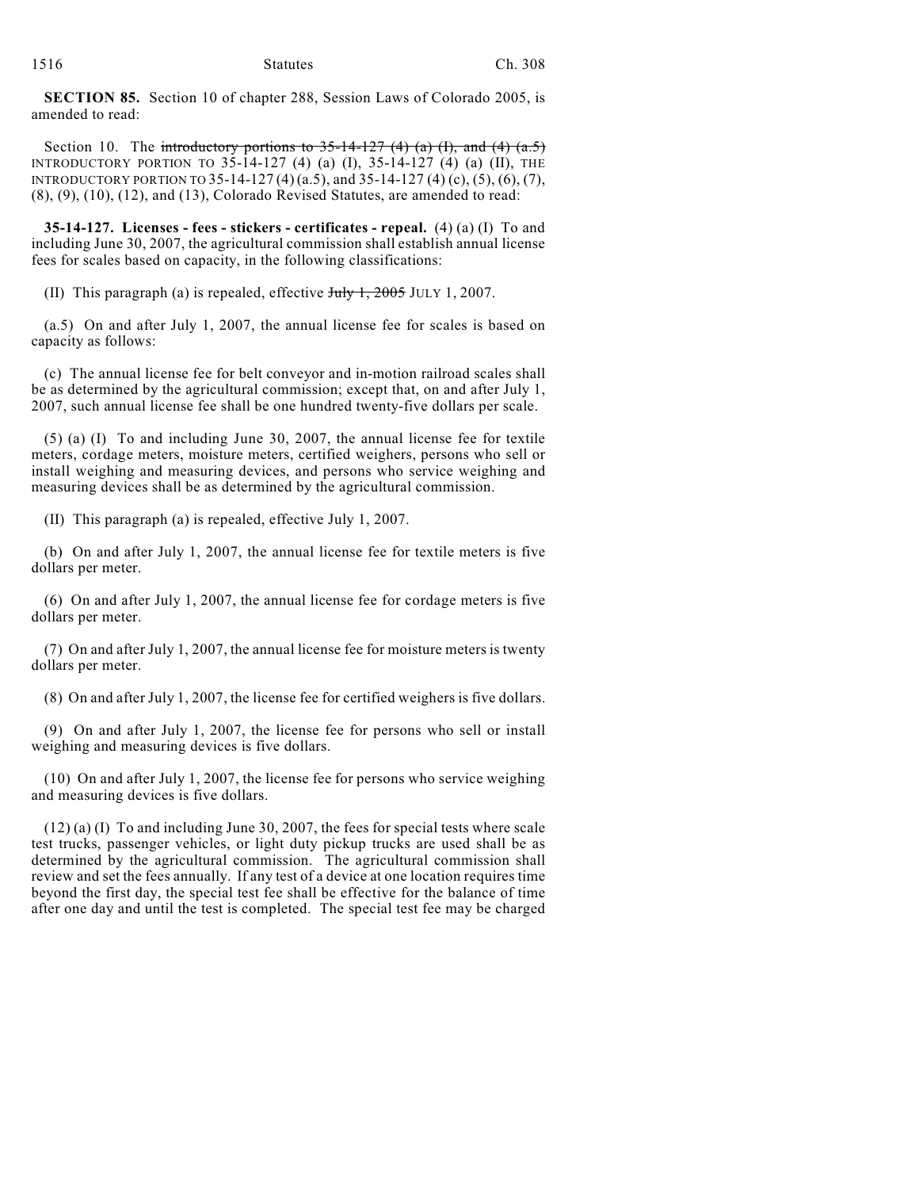**SECTION 85.** Section 10 of chapter 288, Session Laws of Colorado 2005, is amended to read:

Section 10. The ~~introductory portions to 35-14-127 (4) (a) (I), and (4) (a.5)~~ INTRODUCTORY PORTION TO 35-14-127 (4) (a) (I), 35-14-127 (4) (a) (II), THE INTRODUCTORY PORTION TO 35-14-127 (4) (a.5), and 35-14-127 (4) (c), (5), (6), (7), (8), (9), (10), (12), and (13), Colorado Revised Statutes, are amended to read:

**35-14-127. Licenses - fees - stickers - certificates - repeal.** (4) (a) (I) To and including June 30, 2007, the agricultural commission shall establish annual license fees for scales based on capacity, in the following classifications:

(II) This paragraph (a) is repealed, effective ~~July 1, 2005~~ JULY 1, 2007.

(a.5) On and after July 1, 2007, the annual license fee for scales is based on capacity as follows:

(c) The annual license fee for belt conveyor and in-motion railroad scales shall be as determined by the agricultural commission; except that, on and after July 1, 2007, such annual license fee shall be one hundred twenty-five dollars per scale.

(5) (a) (I) To and including June 30, 2007, the annual license fee for textile meters, cordage meters, moisture meters, certified weighers, persons who sell or install weighing and measuring devices, and persons who service weighing and measuring devices shall be as determined by the agricultural commission.

(II) This paragraph (a) is repealed, effective July 1, 2007.

(b) On and after July 1, 2007, the annual license fee for textile meters is five dollars per meter.

(6) On and after July 1, 2007, the annual license fee for cordage meters is five dollars per meter.

(7) On and after July 1, 2007, the annual license fee for moisture meters is twenty dollars per meter.

(8) On and after July 1, 2007, the license fee for certified weighers is five dollars.

(9) On and after July 1, 2007, the license fee for persons who sell or install weighing and measuring devices is five dollars.

(10) On and after July 1, 2007, the license fee for persons who service weighing and measuring devices is five dollars.

(12) (a) (I) To and including June 30, 2007, the fees for special tests where scale test trucks, passenger vehicles, or light duty pickup trucks are used shall be as determined by the agricultural commission. The agricultural commission shall review and set the fees annually. If any test of a device at one location requires time beyond the first day, the special test fee shall be effective for the balance of time after one day and until the test is completed. The special test fee may be charged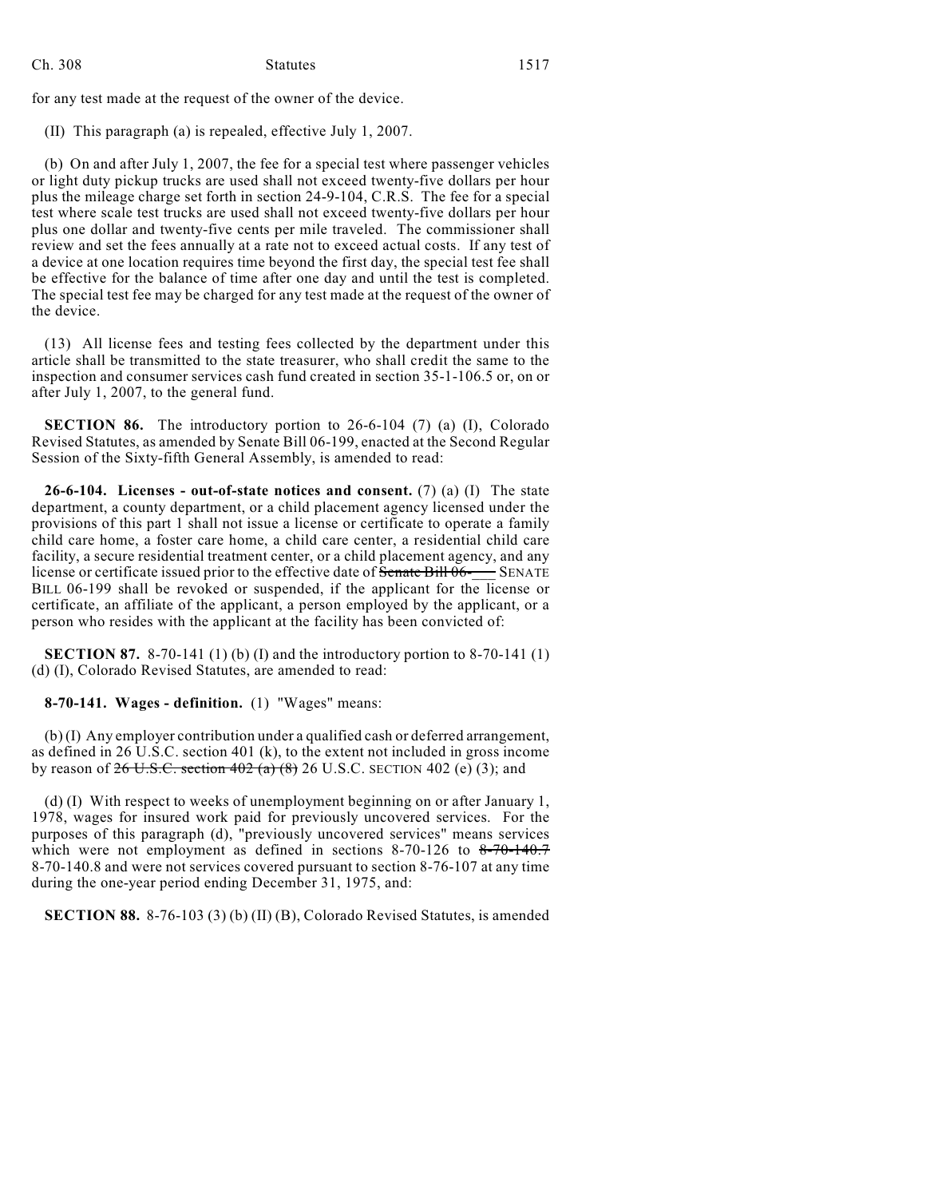for any test made at the request of the owner of the device.

(II) This paragraph (a) is repealed, effective July 1, 2007.

(b) On and after July 1, 2007, the fee for a special test where passenger vehicles or light duty pickup trucks are used shall not exceed twenty-five dollars per hour plus the mileage charge set forth in section 24-9-104, C.R.S. The fee for a special test where scale test trucks are used shall not exceed twenty-five dollars per hour plus one dollar and twenty-five cents per mile traveled. The commissioner shall review and set the fees annually at a rate not to exceed actual costs. If any test of a device at one location requires time beyond the first day, the special test fee shall be effective for the balance of time after one day and until the test is completed. The special test fee may be charged for any test made at the request of the owner of the device.

(13) All license fees and testing fees collected by the department under this article shall be transmitted to the state treasurer, who shall credit the same to the inspection and consumer services cash fund created in section 35-1-106.5 or, on or after July 1, 2007, to the general fund.

**SECTION 86.** The introductory portion to 26-6-104 (7) (a) (I), Colorado Revised Statutes, as amended by Senate Bill 06-199, enacted at the Second Regular Session of the Sixty-fifth General Assembly, is amended to read:

**26-6-104. Licenses - out-of-state notices and consent.** (7) (a) (I) The state department, a county department, or a child placement agency licensed under the provisions of this part 1 shall not issue a license or certificate to operate a family child care home, a foster care home, a child care center, a residential child care facility, a secure residential treatment center, or a child placement agency, and any license or certificate issued prior to the effective date of ~~Senate Bill 06-\_\_\_~~ SENATE BILL 06-199 shall be revoked or suspended, if the applicant for the license or certificate, an affiliate of the applicant, a person employed by the applicant, or a person who resides with the applicant at the facility has been convicted of:

**SECTION 87.** 8-70-141 (1) (b) (I) and the introductory portion to 8-70-141 (1) (d) (I), Colorado Revised Statutes, are amended to read:

**8-70-141. Wages - definition.** (1) "Wages" means:

(b) (I) Any employer contribution under a qualified cash or deferred arrangement, as defined in 26 U.S.C. section 401 (k), to the extent not included in gross income by reason of ~~26 U.S.C. section 402 (a) (8)~~ 26 U.S.C. SECTION 402 (e) (3); and

(d) (I) With respect to weeks of unemployment beginning on or after January 1, 1978, wages for insured work paid for previously uncovered services. For the purposes of this paragraph (d), "previously uncovered services" means services which were not employment as defined in sections 8-70-126 to ~~8-70-140.7~~ 8-70-140.8 and were not services covered pursuant to section 8-76-107 at any time during the one-year period ending December 31, 1975, and:

**SECTION 88.** 8-76-103 (3) (b) (II) (B), Colorado Revised Statutes, is amended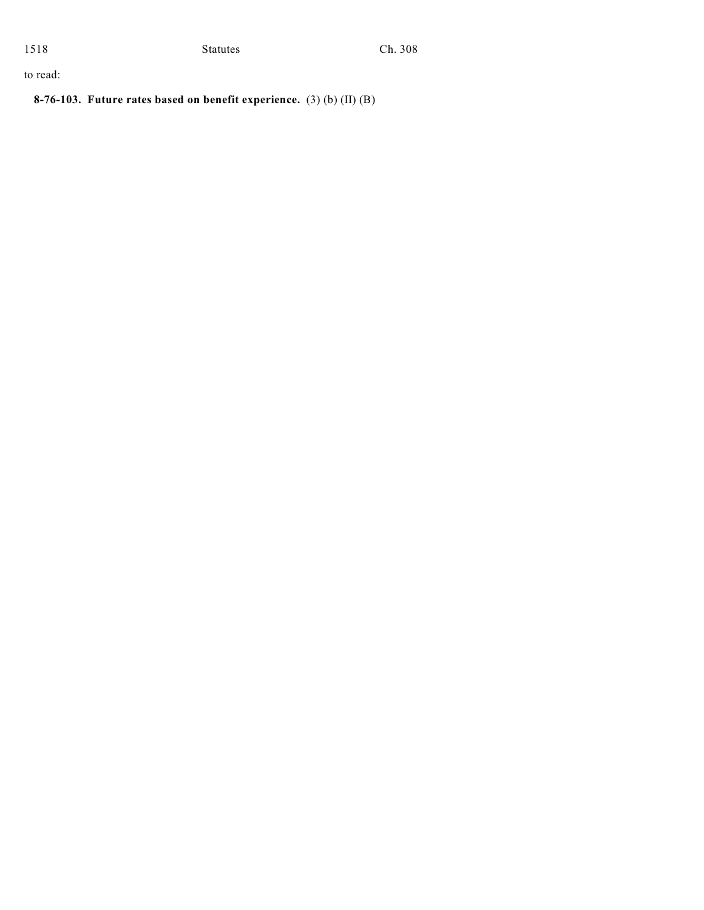to read:

**8-76-103. Future rates based on benefit experience.** (3) (b) (II) (B)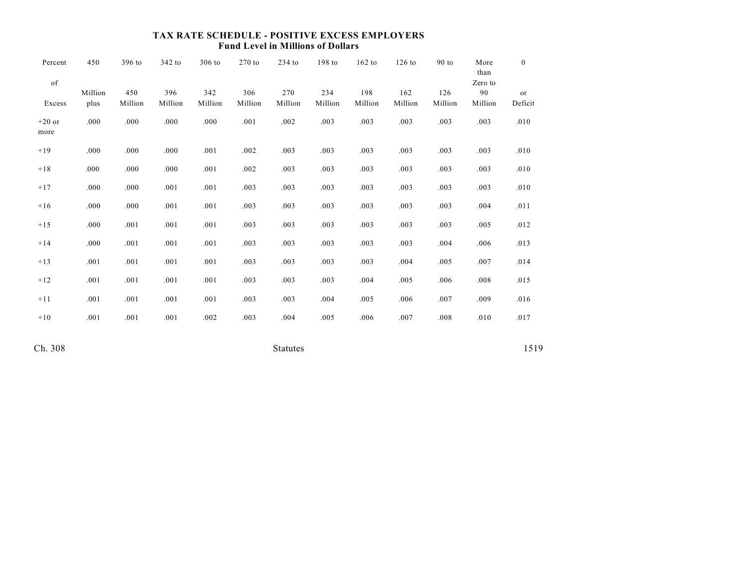**TAX RATE SCHEDULE - POSITIVE EXCESS EMPLOYERS**
**Fund Level in Millions of Dollars**

| Percent of Excess | 450 Million plus | 396 to 450 Million | 342 to 396 Million | 306 to 342 Million | 270 to 306 Million | 234 to 270 Million | 198 to 234 Million | 162 to 198 Million | 126 to 162 Million | 90 to 126 Million | More than Zero to 90 Million | 0 or Deficit |
|---|---|---|---|---|---|---|---|---|---|---|---|---|
| +20 or more | .000 | .000 | .000 | .000 | .001 | .002 | .003 | .003 | .003 | .003 | .003 | .010 |
| +19 | .000 | .000 | .000 | .001 | .002 | .003 | .003 | .003 | .003 | .003 | .003 | .010 |
| +18 | .000 | .000 | .000 | .001 | .002 | .003 | .003 | .003 | .003 | .003 | .003 | .010 |
| +17 | .000 | .000 | .001 | .001 | .003 | .003 | .003 | .003 | .003 | .003 | .003 | .010 |
| +16 | .000 | .000 | .001 | .001 | .003 | .003 | .003 | .003 | .003 | .003 | .004 | .011 |
| +15 | .000 | .001 | .001 | .001 | .003 | .003 | .003 | .003 | .003 | .003 | .005 | .012 |
| +14 | .000 | .001 | .001 | .001 | .003 | .003 | .003 | .003 | .003 | .004 | .006 | .013 |
| +13 | .001 | .001 | .001 | .001 | .003 | .003 | .003 | .003 | .004 | .005 | .007 | .014 |
| +12 | .001 | .001 | .001 | .001 | .003 | .003 | .003 | .004 | .005 | .006 | .008 | .015 |
| +11 | .001 | .001 | .001 | .001 | .003 | .003 | .004 | .005 | .006 | .007 | .009 | .016 |
| +10 | .001 | .001 | .001 | .002 | .003 | .004 | .005 | .006 | .007 | .008 | .010 | .017 |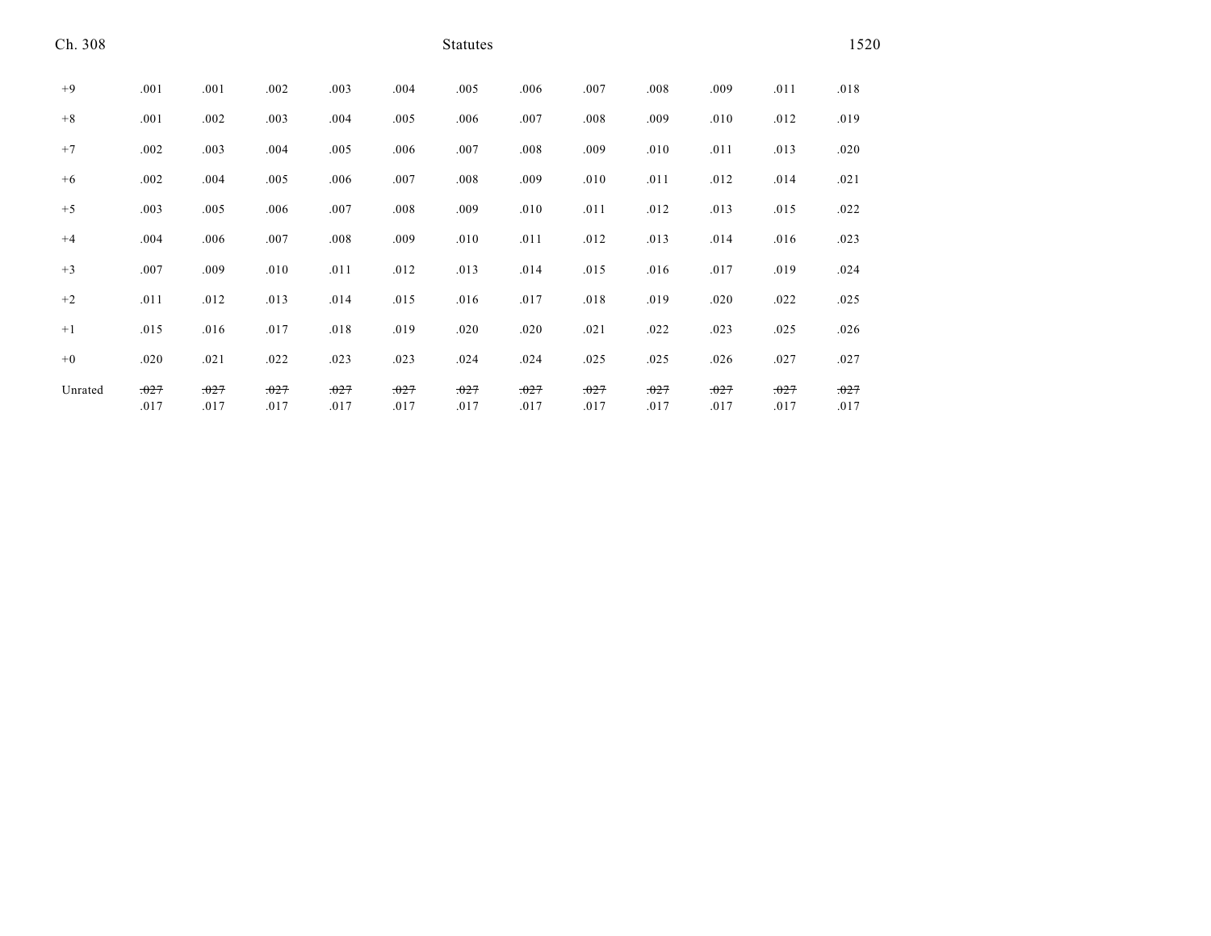| | | | | | | | | | | | | |
|---|---|---|---|---|---|---|---|---|---|---|---|---|
| +9 | .001 | .001 | .002 | .003 | .004 | .005 | .006 | .007 | .008 | .009 | .011 | .018 |
| +8 | .001 | .002 | .003 | .004 | .005 | .006 | .007 | .008 | .009 | .010 | .012 | .019 |
| +7 | .002 | .003 | .004 | .005 | .006 | .007 | .008 | .009 | .010 | .011 | .013 | .020 |
| +6 | .002 | .004 | .005 | .006 | .007 | .008 | .009 | .010 | .011 | .012 | .014 | .021 |
| +5 | .003 | .005 | .006 | .007 | .008 | .009 | .010 | .011 | .012 | .013 | .015 | .022 |
| +4 | .004 | .006 | .007 | .008 | .009 | .010 | .011 | .012 | .013 | .014 | .016 | .023 |
| +3 | .007 | .009 | .010 | .011 | .012 | .013 | .014 | .015 | .016 | .017 | .019 | .024 |
| +2 | .011 | .012 | .013 | .014 | .015 | .016 | .017 | .018 | .019 | .020 | .022 | .025 |
| +1 | .015 | .016 | .017 | .018 | .019 | .020 | .020 | .021 | .022 | .023 | .025 | .026 |
| +0 | .020 | .021 | .022 | .023 | .023 | .024 | .024 | .025 | .025 | .026 | .027 | .027 |
| Unrated | ~~.027~~ .017 | ~~.027~~ .017 | ~~.027~~ .017 | ~~.027~~ .017 | ~~.027~~ .017 | ~~.027~~ .017 | ~~.027~~ .017 | ~~.027~~ .017 | ~~.027~~ .017 | ~~.027~~ .017 | ~~.027~~ .017 | ~~.027~~ .017 |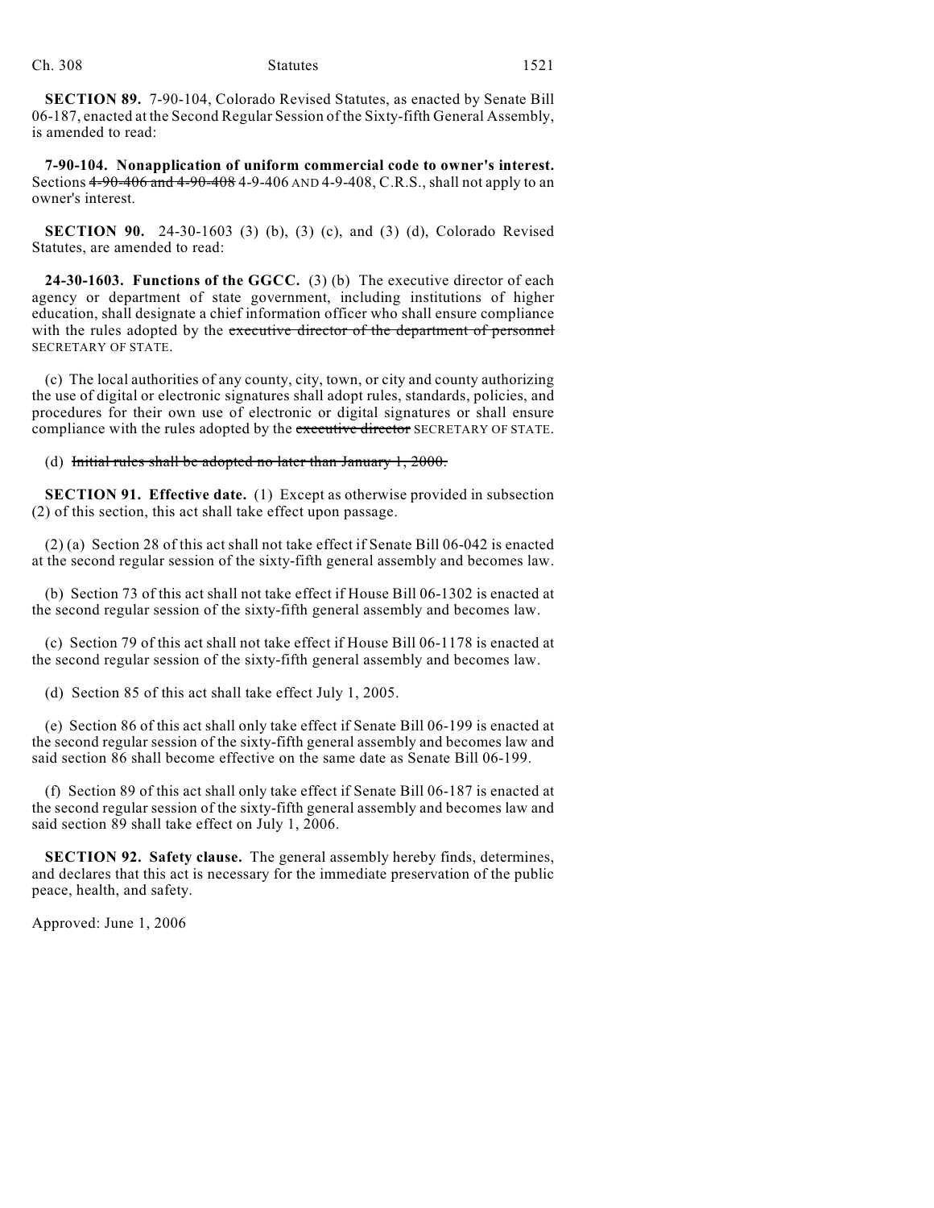**SECTION 89.** 7-90-104, Colorado Revised Statutes, as enacted by Senate Bill 06-187, enacted at the Second Regular Session of the Sixty-fifth General Assembly, is amended to read:

**7-90-104. Nonapplication of uniform commercial code to owner's interest.** Sections ~~4-90-406 and 4-90-408~~ 4-9-406 AND 4-9-408, C.R.S., shall not apply to an owner's interest.

**SECTION 90.** 24-30-1603 (3) (b), (3) (c), and (3) (d), Colorado Revised Statutes, are amended to read:

**24-30-1603. Functions of the GGCC.** (3) (b) The executive director of each agency or department of state government, including institutions of higher education, shall designate a chief information officer who shall ensure compliance with the rules adopted by the ~~executive director of the department of personnel~~ SECRETARY OF STATE.

(c) The local authorities of any county, city, town, or city and county authorizing the use of digital or electronic signatures shall adopt rules, standards, policies, and procedures for their own use of electronic or digital signatures or shall ensure compliance with the rules adopted by the ~~executive director~~ SECRETARY OF STATE.

(d) ~~Initial rules shall be adopted no later than January 1, 2000.~~

**SECTION 91. Effective date.** (1) Except as otherwise provided in subsection (2) of this section, this act shall take effect upon passage.

(2) (a) Section 28 of this act shall not take effect if Senate Bill 06-042 is enacted at the second regular session of the sixty-fifth general assembly and becomes law.

(b) Section 73 of this act shall not take effect if House Bill 06-1302 is enacted at the second regular session of the sixty-fifth general assembly and becomes law.

(c) Section 79 of this act shall not take effect if House Bill 06-1178 is enacted at the second regular session of the sixty-fifth general assembly and becomes law.

(d) Section 85 of this act shall take effect July 1, 2005.

(e) Section 86 of this act shall only take effect if Senate Bill 06-199 is enacted at the second regular session of the sixty-fifth general assembly and becomes law and said section 86 shall become effective on the same date as Senate Bill 06-199.

(f) Section 89 of this act shall only take effect if Senate Bill 06-187 is enacted at the second regular session of the sixty-fifth general assembly and becomes law and said section 89 shall take effect on July 1, 2006.

**SECTION 92. Safety clause.** The general assembly hereby finds, determines, and declares that this act is necessary for the immediate preservation of the public peace, health, and safety.

Approved: June 1, 2006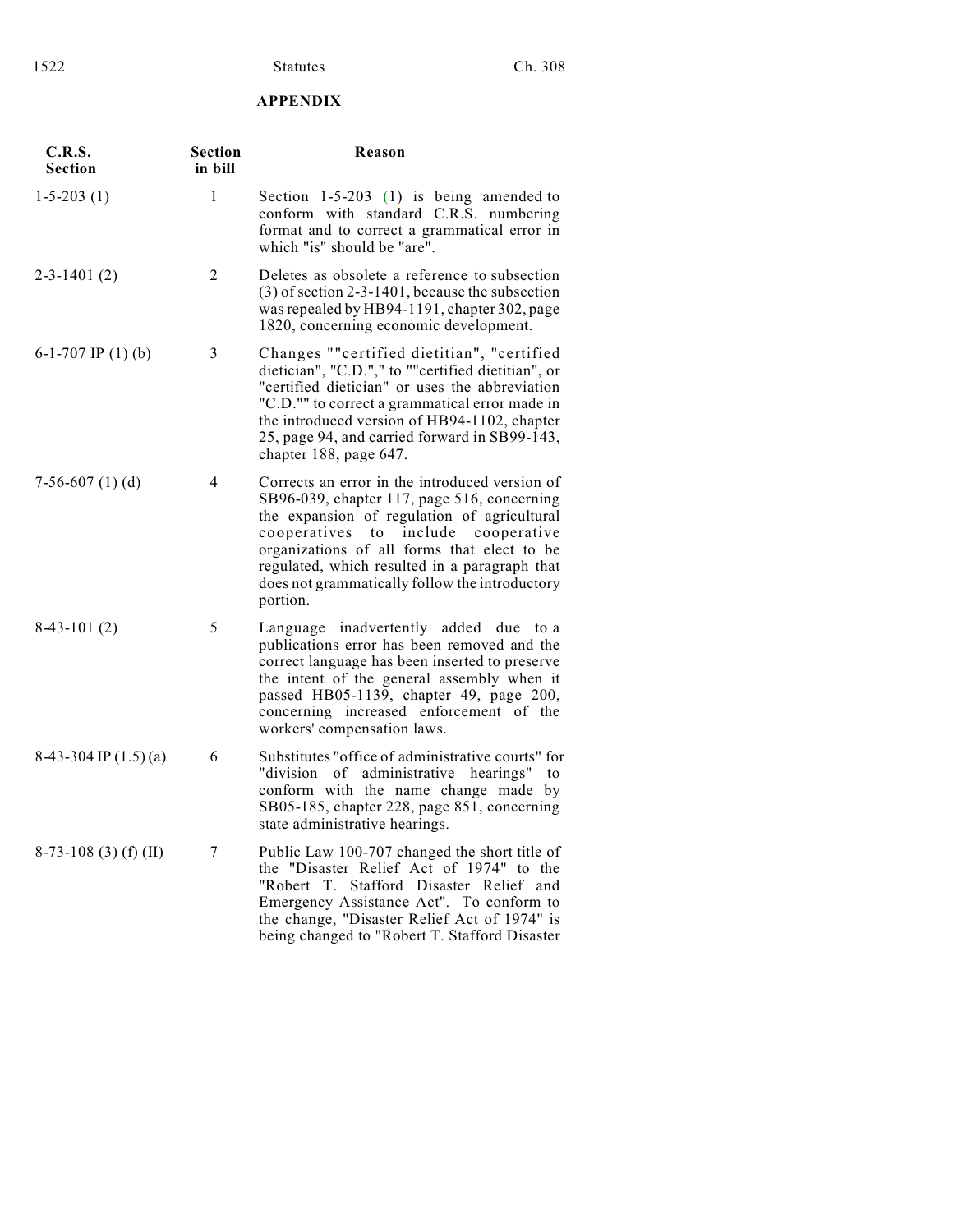## APPENDIX

| C.R.S. Section | Section in bill | Reason |
|---|---|---|
| 1-5-203 (1) | 1 | Section 1-5-203 (1) is being amended to conform with standard C.R.S. numbering format and to correct a grammatical error in which "is" should be "are". |
| 2-3-1401 (2) | 2 | Deletes as obsolete a reference to subsection (3) of section 2-3-1401, because the subsection was repealed by HB94-1191, chapter 302, page 1820, concerning economic development. |
| 6-1-707 IP (1) (b) | 3 | Changes ""certified dietitian", "certified dietician", "C.D."," to ""certified dietitian", or "certified dietician" or uses the abbreviation "C.D."" to correct a grammatical error made in the introduced version of HB94-1102, chapter 25, page 94, and carried forward in SB99-143, chapter 188, page 647. |
| 7-56-607 (1) (d) | 4 | Corrects an error in the introduced version of SB96-039, chapter 117, page 516, concerning the expansion of regulation of agricultural cooperatives to include cooperative organizations of all forms that elect to be regulated, which resulted in a paragraph that does not grammatically follow the introductory portion. |
| 8-43-101 (2) | 5 | Language inadvertently added due to a publications error has been removed and the correct language has been inserted to preserve the intent of the general assembly when it passed HB05-1139, chapter 49, page 200, concerning increased enforcement of the workers' compensation laws. |
| 8-43-304 IP (1.5) (a) | 6 | Substitutes "office of administrative courts" for "division of administrative hearings" to conform with the name change made by SB05-185, chapter 228, page 851, concerning state administrative hearings. |
| 8-73-108 (3) (f) (II) | 7 | Public Law 100-707 changed the short title of the "Disaster Relief Act of 1974" to the "Robert T. Stafford Disaster Relief and Emergency Assistance Act". To conform to the change, "Disaster Relief Act of 1974" is being changed to "Robert T. Stafford Disaster |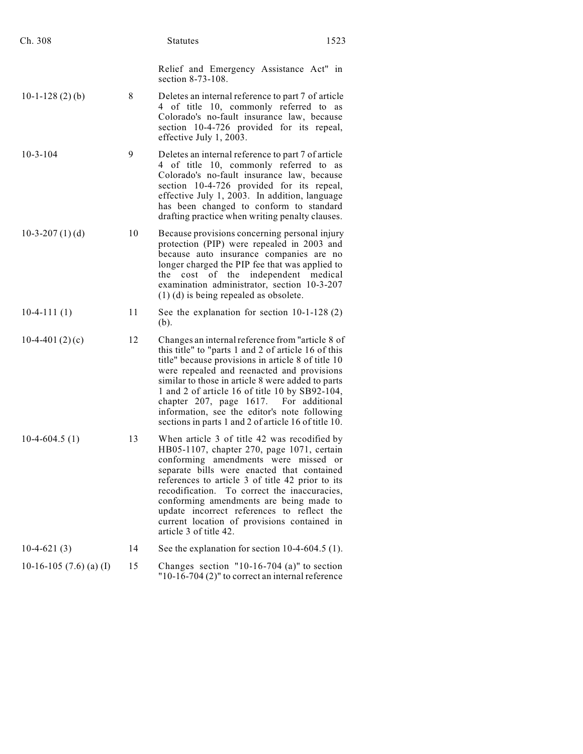| | | |
|---|---|---|
| | | Relief and Emergency Assistance Act" in section 8-73-108. |
| 10-1-128 (2) (b) | 8 | Deletes an internal reference to part 7 of article 4 of title 10, commonly referred to as Colorado's no-fault insurance law, because section 10-4-726 provided for its repeal, effective July 1, 2003. |
| 10-3-104 | 9 | Deletes an internal reference to part 7 of article 4 of title 10, commonly referred to as Colorado's no-fault insurance law, because section 10-4-726 provided for its repeal, effective July 1, 2003. In addition, language has been changed to conform to standard drafting practice when writing penalty clauses. |
| 10-3-207 (1) (d) | 10 | Because provisions concerning personal injury protection (PIP) were repealed in 2003 and because auto insurance companies are no longer charged the PIP fee that was applied to the cost of the independent medical examination administrator, section 10-3-207 (1) (d) is being repealed as obsolete. |
| 10-4-111 (1) | 11 | See the explanation for section 10-1-128 (2) (b). |
| 10-4-401 (2) (c) | 12 | Changes an internal reference from "article 8 of this title" to "parts 1 and 2 of article 16 of this title" because provisions in article 8 of title 10 were repealed and reenacted and provisions similar to those in article 8 were added to parts 1 and 2 of article 16 of title 10 by SB92-104, chapter 207, page 1617. For additional information, see the editor's note following sections in parts 1 and 2 of article 16 of title 10. |
| 10-4-604.5 (1) | 13 | When article 3 of title 42 was recodified by HB05-1107, chapter 270, page 1071, certain conforming amendments were missed or separate bills were enacted that contained references to article 3 of title 42 prior to its recodification. To correct the inaccuracies, conforming amendments are being made to update incorrect references to reflect the current location of provisions contained in article 3 of title 42. |
| 10-4-621 (3) | 14 | See the explanation for section 10-4-604.5 (1). |
| 10-16-105 (7.6) (a) (I) | 15 | Changes section "10-16-704 (a)" to section "10-16-704 (2)" to correct an internal reference |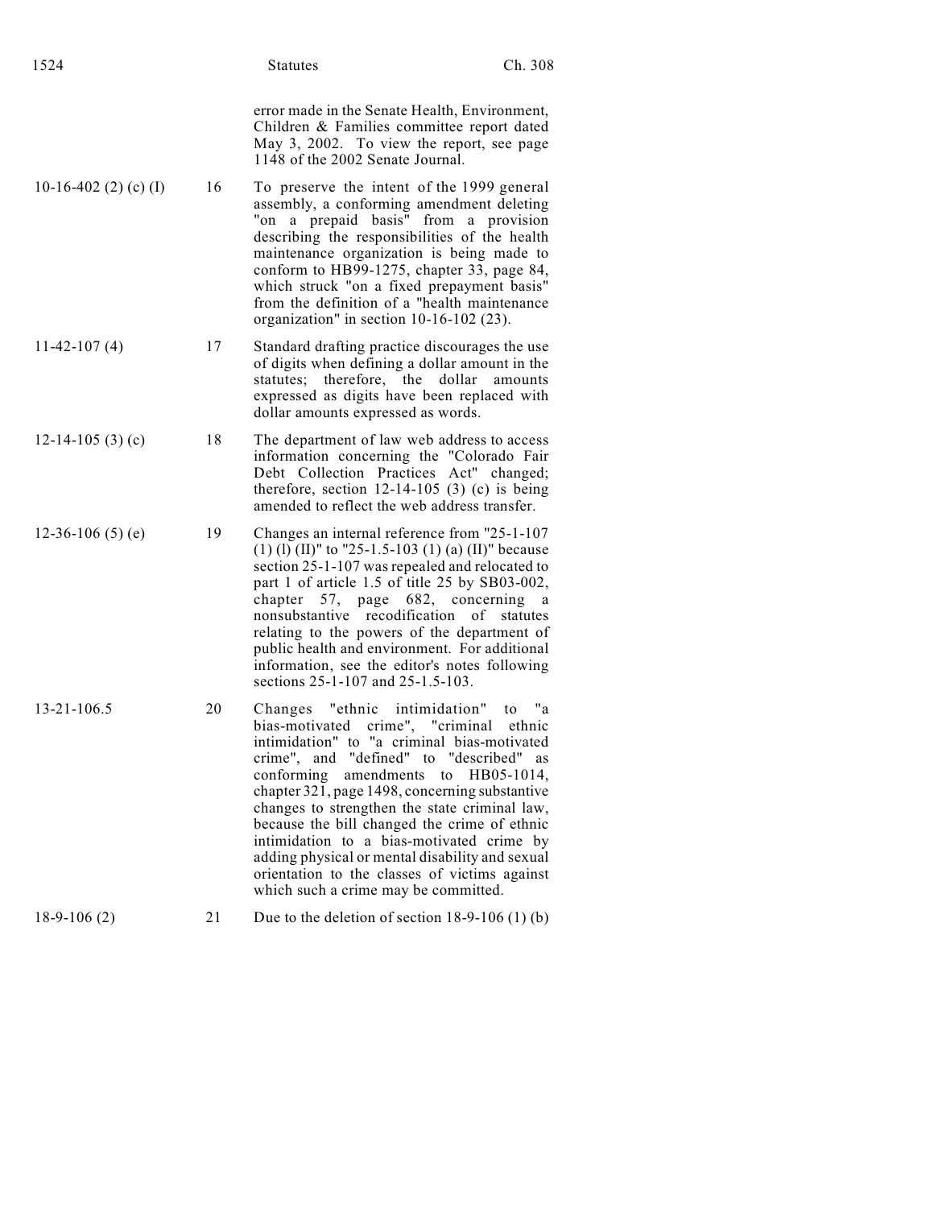| | | |
|---|---|---|
| | | error made in the Senate Health, Environment, Children & Families committee report dated May 3, 2002. To view the report, see page 1148 of the 2002 Senate Journal. |
| 10-16-402 (2) (c) (I) | 16 | To preserve the intent of the 1999 general assembly, a conforming amendment deleting "on a prepaid basis" from a provision describing the responsibilities of the health maintenance organization is being made to conform to HB99-1275, chapter 33, page 84, which struck "on a fixed prepayment basis" from the definition of a "health maintenance organization" in section 10-16-102 (23). |
| 11-42-107 (4) | 17 | Standard drafting practice discourages the use of digits when defining a dollar amount in the statutes; therefore, the dollar amounts expressed as digits have been replaced with dollar amounts expressed as words. |
| 12-14-105 (3) (c) | 18 | The department of law web address to access information concerning the "Colorado Fair Debt Collection Practices Act" changed; therefore, section 12-14-105 (3) (c) is being amended to reflect the web address transfer. |
| 12-36-106 (5) (e) | 19 | Changes an internal reference from "25-1-107 (1) (l) (II)" to "25-1.5-103 (1) (a) (II)" because section 25-1-107 was repealed and relocated to part 1 of article 1.5 of title 25 by SB03-002, chapter 57, page 682, concerning a nonsubstantive recodification of statutes relating to the powers of the department of public health and environment. For additional information, see the editor's notes following sections 25-1-107 and 25-1.5-103. |
| 13-21-106.5 | 20 | Changes "ethnic intimidation" to "a bias-motivated crime", "criminal ethnic intimidation" to "a criminal bias-motivated crime", and "defined" to "described" as conforming amendments to HB05-1014, chapter 321, page 1498, concerning substantive changes to strengthen the state criminal law, because the bill changed the crime of ethnic intimidation to a bias-motivated crime by adding physical or mental disability and sexual orientation to the classes of victims against which such a crime may be committed. |
| 18-9-106 (2) | 21 | Due to the deletion of section 18-9-106 (1) (b) |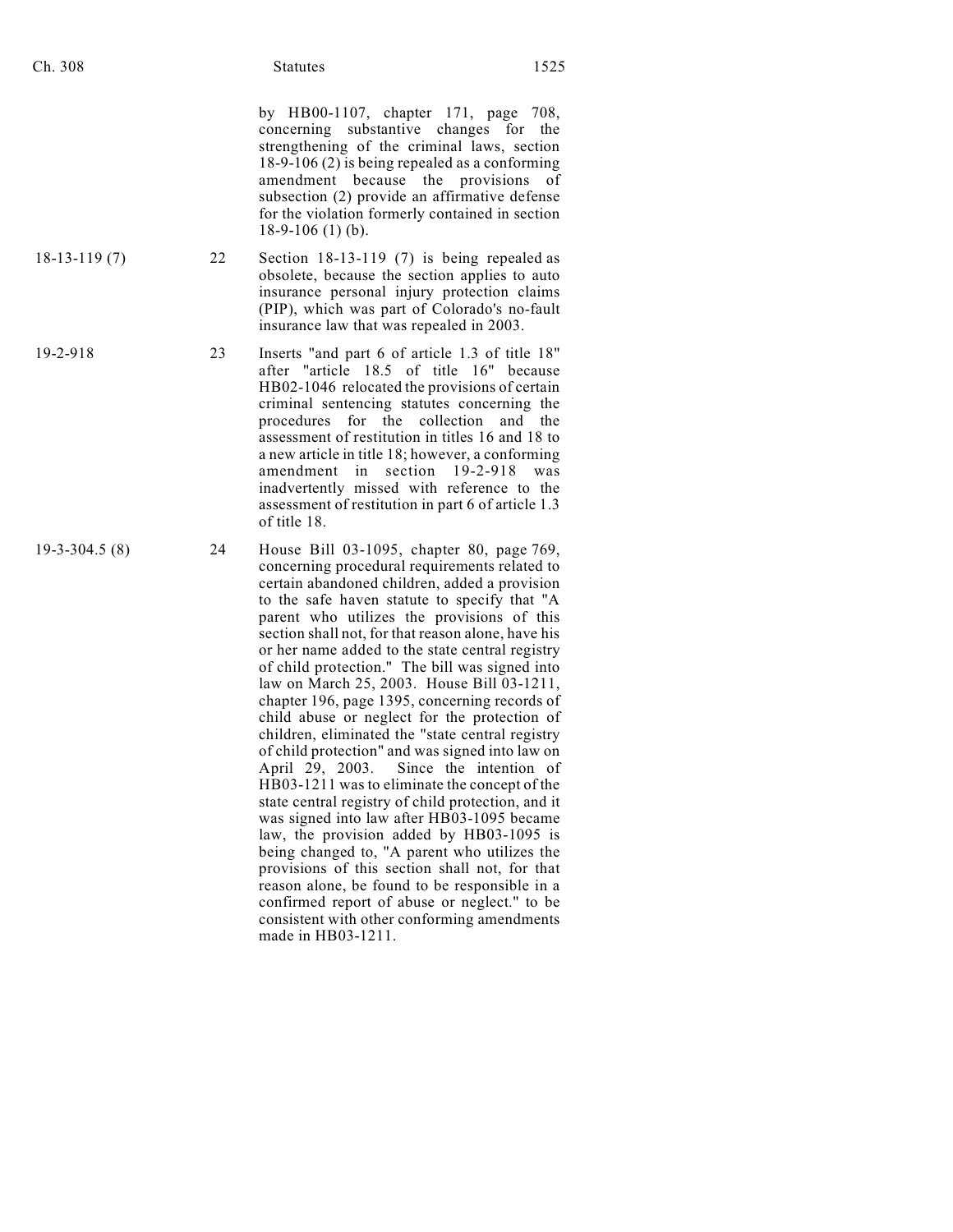|  |  | by HB00-1107, chapter 171, page 708, concerning substantive changes for the strengthening of the criminal laws, section 18-9-106 (2) is being repealed as a conforming amendment because the provisions of subsection (2) provide an affirmative defense for the violation formerly contained in section 18-9-106 (1) (b). |
| --- | --- | --- |
| 18-13-119 (7) | 22 | Section 18-13-119 (7) is being repealed as obsolete, because the section applies to auto insurance personal injury protection claims (PIP), which was part of Colorado's no-fault insurance law that was repealed in 2003. |
| 19-2-918 | 23 | Inserts "and part 6 of article 1.3 of title 18" after "article 18.5 of title 16" because HB02-1046 relocated the provisions of certain criminal sentencing statutes concerning the procedures for the collection and the assessment of restitution in titles 16 and 18 to a new article in title 18; however, a conforming amendment in section 19-2-918 was inadvertently missed with reference to the assessment of restitution in part 6 of article 1.3 of title 18. |
| 19-3-304.5 (8) | 24 | House Bill 03-1095, chapter 80, page 769, concerning procedural requirements related to certain abandoned children, added a provision to the safe haven statute to specify that "A parent who utilizes the provisions of this section shall not, for that reason alone, have his or her name added to the state central registry of child protection." The bill was signed into law on March 25, 2003. House Bill 03-1211, chapter 196, page 1395, concerning records of child abuse or neglect for the protection of children, eliminated the "state central registry of child protection" and was signed into law on April 29, 2003. Since the intention of HB03-1211 was to eliminate the concept of the state central registry of child protection, and it was signed into law after HB03-1095 became law, the provision added by HB03-1095 is being changed to, "A parent who utilizes the provisions of this section shall not, for that reason alone, be found to be responsible in a confirmed report of abuse or neglect." to be consistent with other conforming amendments made in HB03-1211. |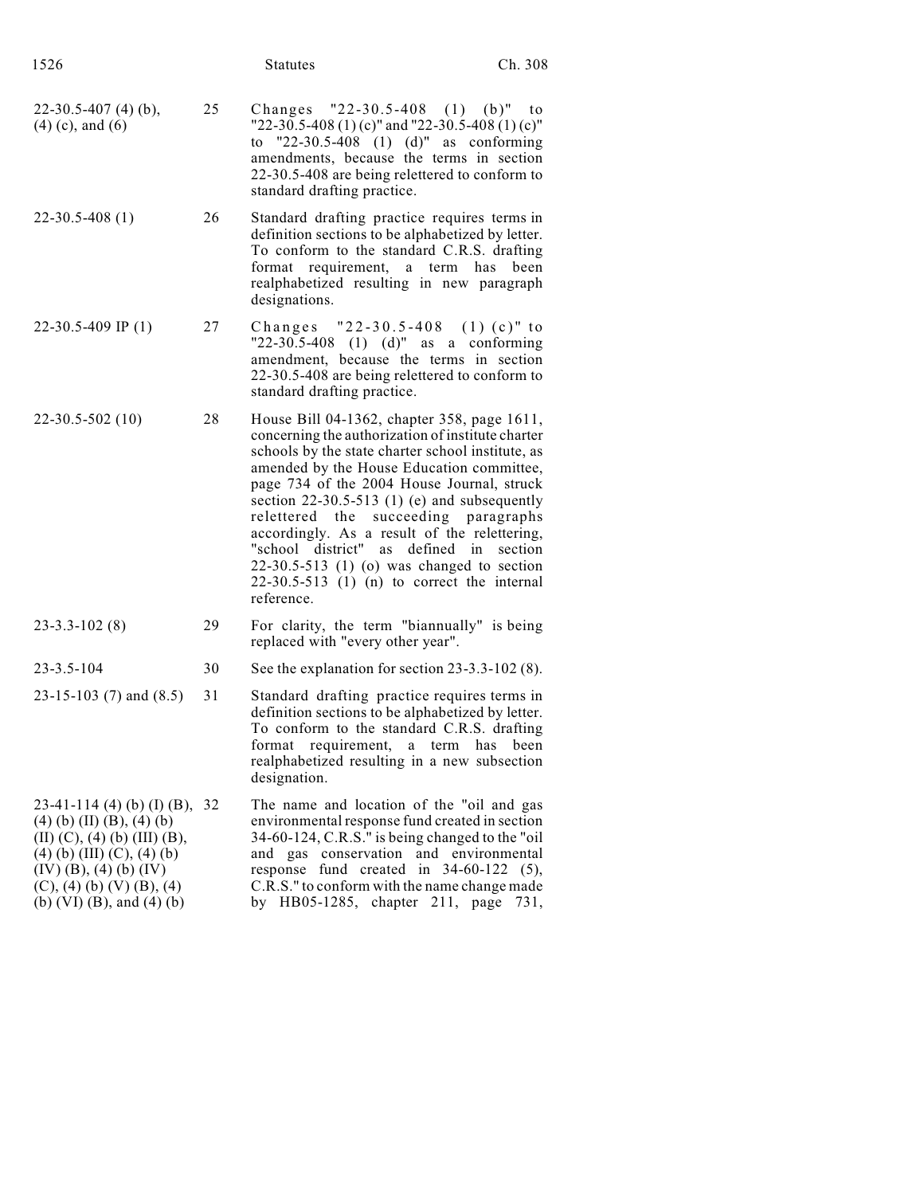| | | |
|---|---|---|
| 22-30.5-407 (4) (b), (4) (c), and (6) | 25 | Changes "22-30.5-408 (1) (b)" to "22-30.5-408 (1) (c)" and "22-30.5-408 (1) (c)" to "22-30.5-408 (1) (d)" as conforming amendments, because the terms in section 22-30.5-408 are being relettered to conform to standard drafting practice. |
| 22-30.5-408 (1) | 26 | Standard drafting practice requires terms in definition sections to be alphabetized by letter. To conform to the standard C.R.S. drafting format requirement, a term has been realphabetized resulting in new paragraph designations. |
| 22-30.5-409 IP (1) | 27 | Changes "22-30.5-408 (1) (c)" to "22-30.5-408 (1) (d)" as a conforming amendment, because the terms in section 22-30.5-408 are being relettered to conform to standard drafting practice. |
| 22-30.5-502 (10) | 28 | House Bill 04-1362, chapter 358, page 1611, concerning the authorization of institute charter schools by the state charter school institute, as amended by the House Education committee, page 734 of the 2004 House Journal, struck section 22-30.5-513 (1) (e) and subsequently relettered the succeeding paragraphs accordingly. As a result of the relettering, "school district" as defined in section 22-30.5-513 (1) (o) was changed to section 22-30.5-513 (1) (n) to correct the internal reference. |
| 23-3.3-102 (8) | 29 | For clarity, the term "biannually" is being replaced with "every other year". |
| 23-3.5-104 | 30 | See the explanation for section 23-3.3-102 (8). |
| 23-15-103 (7) and (8.5) | 31 | Standard drafting practice requires terms in definition sections to be alphabetized by letter. To conform to the standard C.R.S. drafting format requirement, a term has been realphabetized resulting in a new subsection designation. |
| 23-41-114 (4) (b) (I) (B), (4) (b) (II) (B), (4) (b) (II) (C), (4) (b) (III) (B), (4) (b) (III) (C), (4) (b) (IV) (B), (4) (b) (IV) (C), (4) (b) (V) (B), (4) (b) (VI) (B), and (4) (b) | 32 | The name and location of the "oil and gas environmental response fund created in section 34-60-124, C.R.S." is being changed to the "oil and gas conservation and environmental response fund created in 34-60-122 (5), C.R.S." to conform with the name change made by HB05-1285, chapter 211, page 731, |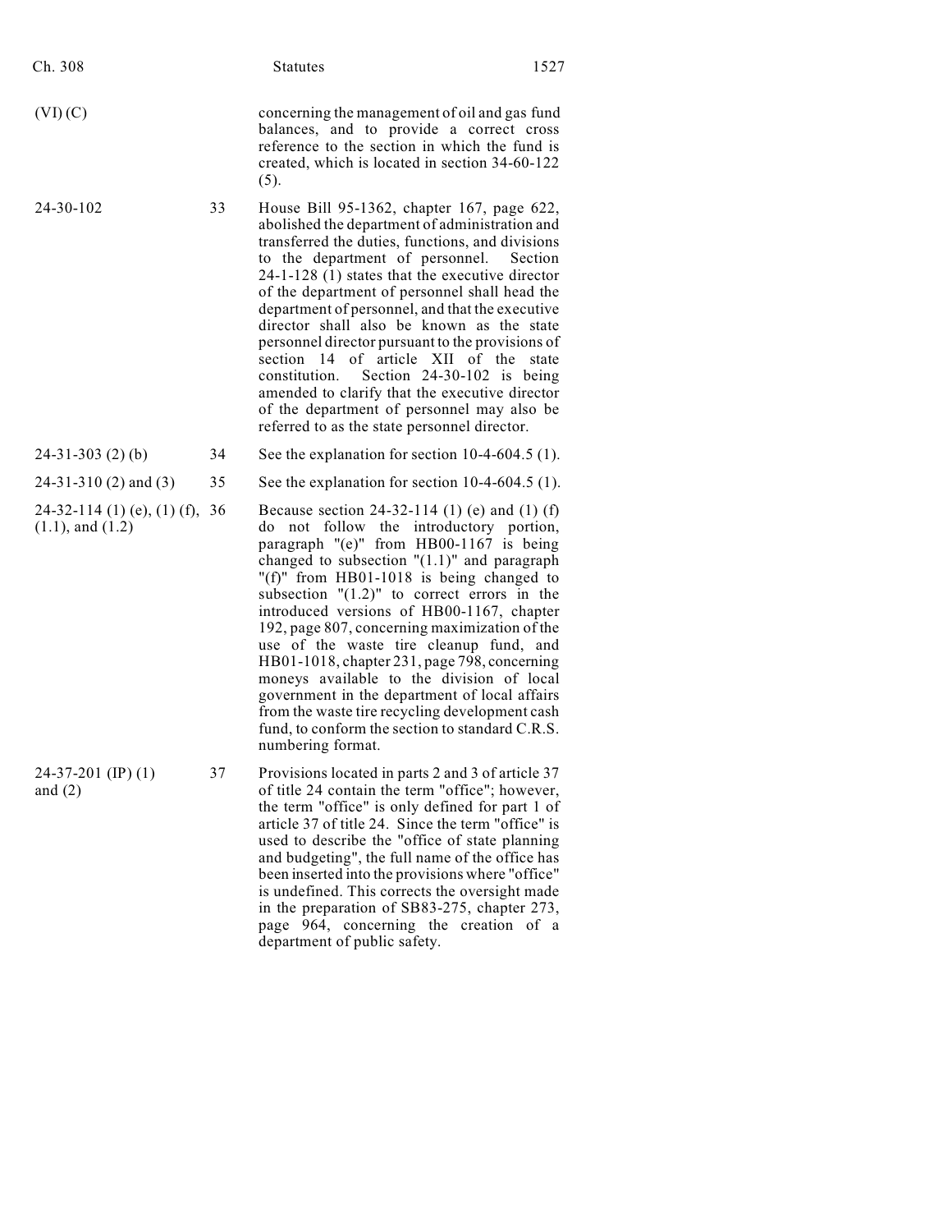| | | |
|---|---|---|
| (VI) (C) | | concerning the management of oil and gas fund balances, and to provide a correct cross reference to the section in which the fund is created, which is located in section 34-60-122 (5). |
| 24-30-102 | 33 | House Bill 95-1362, chapter 167, page 622, abolished the department of administration and transferred the duties, functions, and divisions to the department of personnel. Section 24-1-128 (1) states that the executive director of the department of personnel shall head the department of personnel, and that the executive director shall also be known as the state personnel director pursuant to the provisions of section 14 of article XII of the state constitution. Section 24-30-102 is being amended to clarify that the executive director of the department of personnel may also be referred to as the state personnel director. |
| 24-31-303 (2) (b) | 34 | See the explanation for section 10-4-604.5 (1). |
| 24-31-310 (2) and (3) | 35 | See the explanation for section 10-4-604.5 (1). |
| 24-32-114 (1) (e), (1) (f), (1.1), and (1.2) | 36 | Because section 24-32-114 (1) (e) and (1) (f) do not follow the introductory portion, paragraph "(e)" from HB00-1167 is being changed to subsection "(1.1)" and paragraph "(f)" from HB01-1018 is being changed to subsection "(1.2)" to correct errors in the introduced versions of HB00-1167, chapter 192, page 807, concerning maximization of the use of the waste tire cleanup fund, and HB01-1018, chapter 231, page 798, concerning moneys available to the division of local government in the department of local affairs from the waste tire recycling development cash fund, to conform the section to standard C.R.S. numbering format. |
| 24-37-201 (IP) (1) and (2) | 37 | Provisions located in parts 2 and 3 of article 37 of title 24 contain the term "office"; however, the term "office" is only defined for part 1 of article 37 of title 24. Since the term "office" is used to describe the "office of state planning and budgeting", the full name of the office has been inserted into the provisions where "office" is undefined. This corrects the oversight made in the preparation of SB83-275, chapter 273, page 964, concerning the creation of a department of public safety. |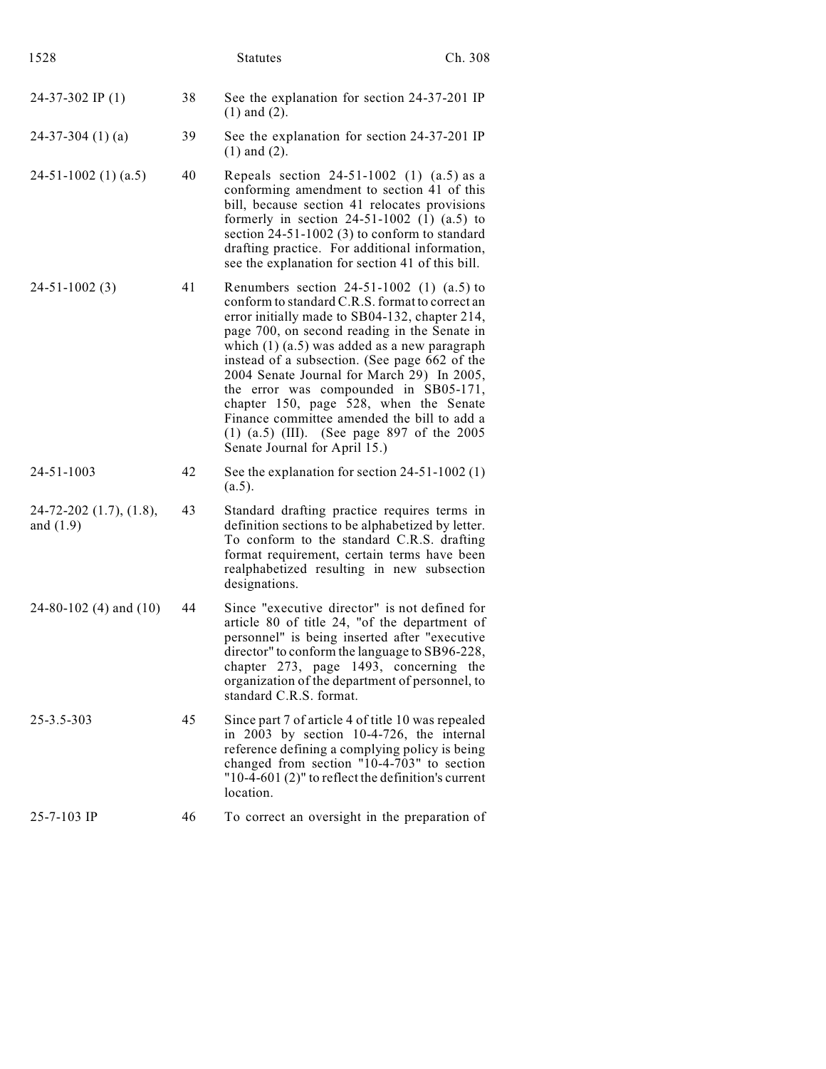| | | |
|---|---|---|
| 24-37-302 IP (1) | 38 | See the explanation for section 24-37-201 IP (1) and (2). |
| 24-37-304 (1) (a) | 39 | See the explanation for section 24-37-201 IP (1) and (2). |
| 24-51-1002 (1) (a.5) | 40 | Repeals section 24-51-1002 (1) (a.5) as a conforming amendment to section 41 of this bill, because section 41 relocates provisions formerly in section 24-51-1002 (1) (a.5) to section 24-51-1002 (3) to conform to standard drafting practice. For additional information, see the explanation for section 41 of this bill. |
| 24-51-1002 (3) | 41 | Renumbers section 24-51-1002 (1) (a.5) to conform to standard C.R.S. format to correct an error initially made to SB04-132, chapter 214, page 700, on second reading in the Senate in which (1) (a.5) was added as a new paragraph instead of a subsection. (See page 662 of the 2004 Senate Journal for March 29) In 2005, the error was compounded in SB05-171, chapter 150, page 528, when the Senate Finance committee amended the bill to add a (1) (a.5) (III). (See page 897 of the 2005 Senate Journal for April 15.) |
| 24-51-1003 | 42 | See the explanation for section 24-51-1002 (1) (a.5). |
| 24-72-202 (1.7), (1.8), and (1.9) | 43 | Standard drafting practice requires terms in definition sections to be alphabetized by letter. To conform to the standard C.R.S. drafting format requirement, certain terms have been realphabetized resulting in new subsection designations. |
| 24-80-102 (4) and (10) | 44 | Since "executive director" is not defined for article 80 of title 24, "of the department of personnel" is being inserted after "executive director" to conform the language to SB96-228, chapter 273, page 1493, concerning the organization of the department of personnel, to standard C.R.S. format. |
| 25-3.5-303 | 45 | Since part 7 of article 4 of title 10 was repealed in 2003 by section 10-4-726, the internal reference defining a complying policy is being changed from section "10-4-703" to section "10-4-601 (2)" to reflect the definition's current location. |
| 25-7-103 IP | 46 | To correct an oversight in the preparation of |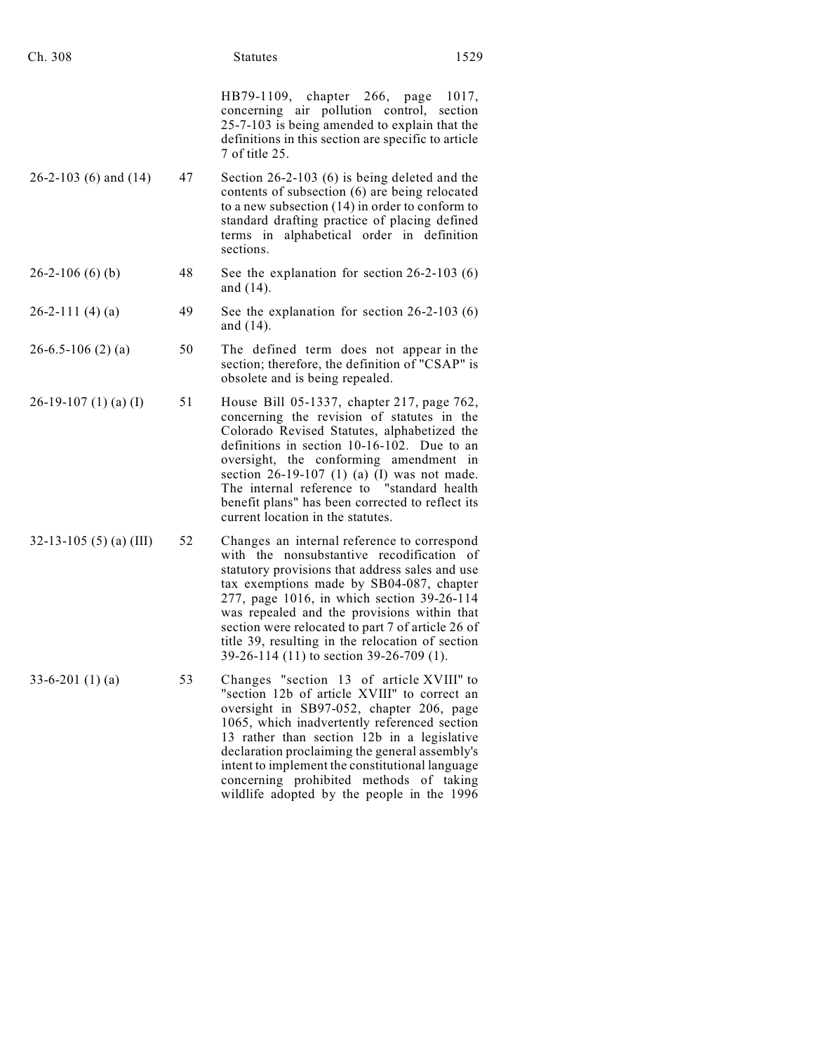| | | |
|---|---|---|
| | | HB79-1109, chapter 266, page 1017, concerning air pollution control, section 25-7-103 is being amended to explain that the definitions in this section are specific to article 7 of title 25. |
| 26-2-103 (6) and (14) | 47 | Section 26-2-103 (6) is being deleted and the contents of subsection (6) are being relocated to a new subsection (14) in order to conform to standard drafting practice of placing defined terms in alphabetical order in definition sections. |
| 26-2-106 (6) (b) | 48 | See the explanation for section 26-2-103 (6) and (14). |
| 26-2-111 (4) (a) | 49 | See the explanation for section 26-2-103 (6) and (14). |
| 26-6.5-106 (2) (a) | 50 | The defined term does not appear in the section; therefore, the definition of "CSAP" is obsolete and is being repealed. |
| 26-19-107 (1) (a) (I) | 51 | House Bill 05-1337, chapter 217, page 762, concerning the revision of statutes in the Colorado Revised Statutes, alphabetized the definitions in section 10-16-102. Due to an oversight, the conforming amendment in section 26-19-107 (1) (a) (I) was not made. The internal reference to "standard health benefit plans" has been corrected to reflect its current location in the statutes. |
| 32-13-105 (5) (a) (III) | 52 | Changes an internal reference to correspond with the nonsubstantive recodification of statutory provisions that address sales and use tax exemptions made by SB04-087, chapter 277, page 1016, in which section 39-26-114 was repealed and the provisions within that section were relocated to part 7 of article 26 of title 39, resulting in the relocation of section 39-26-114 (11) to section 39-26-709 (1). |
| 33-6-201 (1) (a) | 53 | Changes "section 13 of article XVIII" to "section 12b of article XVIII" to correct an oversight in SB97-052, chapter 206, page 1065, which inadvertently referenced section 13 rather than section 12b in a legislative declaration proclaiming the general assembly's intent to implement the constitutional language concerning prohibited methods of taking wildlife adopted by the people in the 1996 |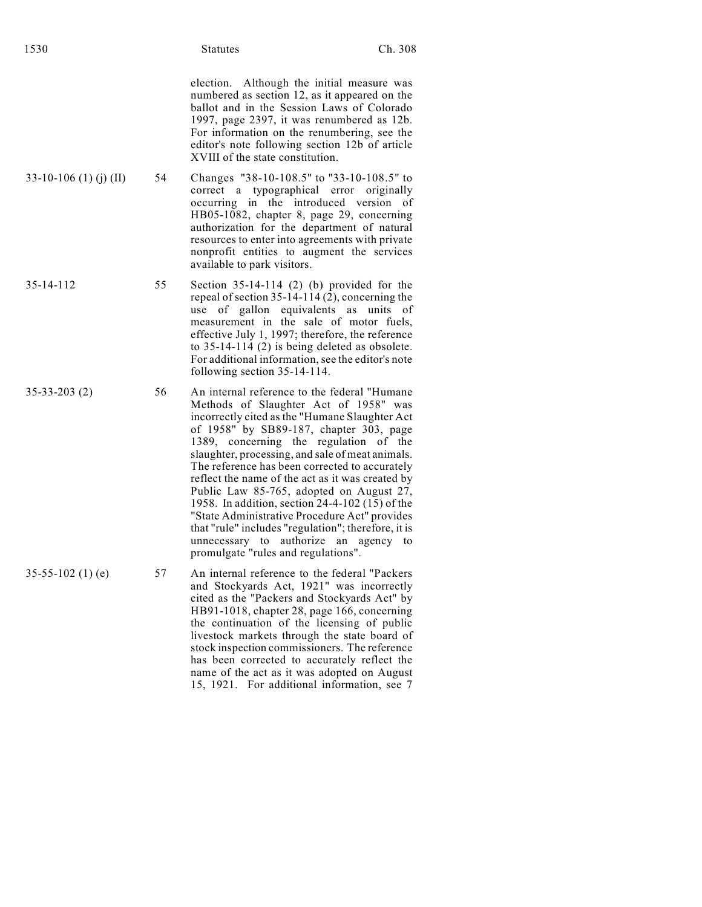| | | |
|---|---|---|
| | | election. Although the initial measure was numbered as section 12, as it appeared on the ballot and in the Session Laws of Colorado 1997, page 2397, it was renumbered as 12b. For information on the renumbering, see the editor's note following section 12b of article XVIII of the state constitution. |
| 33-10-106 (1) (j) (II) | 54 | Changes "38-10-108.5" to "33-10-108.5" to correct a typographical error originally occurring in the introduced version of HB05-1082, chapter 8, page 29, concerning authorization for the department of natural resources to enter into agreements with private nonprofit entities to augment the services available to park visitors. |
| 35-14-112 | 55 | Section 35-14-114 (2) (b) provided for the repeal of section 35-14-114 (2), concerning the use of gallon equivalents as units of measurement in the sale of motor fuels, effective July 1, 1997; therefore, the reference to 35-14-114 (2) is being deleted as obsolete. For additional information, see the editor's note following section 35-14-114. |
| 35-33-203 (2) | 56 | An internal reference to the federal "Humane Methods of Slaughter Act of 1958" was incorrectly cited as the "Humane Slaughter Act of 1958" by SB89-187, chapter 303, page 1389, concerning the regulation of the slaughter, processing, and sale of meat animals. The reference has been corrected to accurately reflect the name of the act as it was created by Public Law 85-765, adopted on August 27, 1958. In addition, section 24-4-102 (15) of the "State Administrative Procedure Act" provides that "rule" includes "regulation"; therefore, it is unnecessary to authorize an agency to promulgate "rules and regulations". |
| 35-55-102 (1) (e) | 57 | An internal reference to the federal "Packers and Stockyards Act, 1921" was incorrectly cited as the "Packers and Stockyards Act" by HB91-1018, chapter 28, page 166, concerning the continuation of the licensing of public livestock markets through the state board of stock inspection commissioners. The reference has been corrected to accurately reflect the name of the act as it was adopted on August 15, 1921. For additional information, see 7 |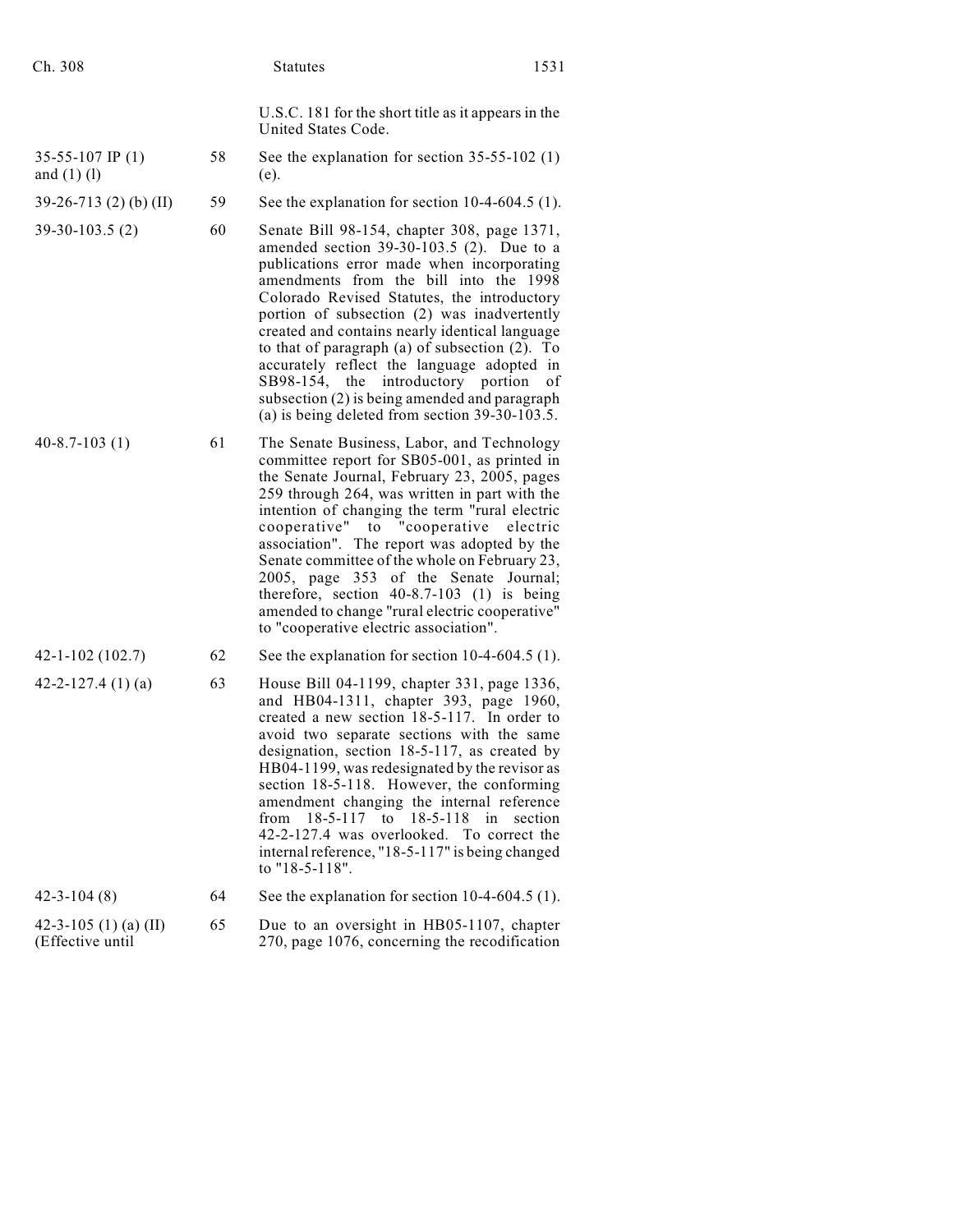| | | |
|---|---|---|
| | | U.S.C. 181 for the short title as it appears in the United States Code. |
| 35-55-107 IP (1) and (1) (l) | 58 | See the explanation for section 35-55-102 (1) (e). |
| 39-26-713 (2) (b) (II) | 59 | See the explanation for section 10-4-604.5 (1). |
| 39-30-103.5 (2) | 60 | Senate Bill 98-154, chapter 308, page 1371, amended section 39-30-103.5 (2). Due to a publications error made when incorporating amendments from the bill into the 1998 Colorado Revised Statutes, the introductory portion of subsection (2) was inadvertently created and contains nearly identical language to that of paragraph (a) of subsection (2). To accurately reflect the language adopted in SB98-154, the introductory portion of subsection (2) is being amended and paragraph (a) is being deleted from section 39-30-103.5. |
| 40-8.7-103 (1) | 61 | The Senate Business, Labor, and Technology committee report for SB05-001, as printed in the Senate Journal, February 23, 2005, pages 259 through 264, was written in part with the intention of changing the term "rural electric cooperative" to "cooperative electric association". The report was adopted by the Senate committee of the whole on February 23, 2005, page 353 of the Senate Journal; therefore, section 40-8.7-103 (1) is being amended to change "rural electric cooperative" to "cooperative electric association". |
| 42-1-102 (102.7) | 62 | See the explanation for section 10-4-604.5 (1). |
| 42-2-127.4 (1) (a) | 63 | House Bill 04-1199, chapter 331, page 1336, and HB04-1311, chapter 393, page 1960, created a new section 18-5-117. In order to avoid two separate sections with the same designation, section 18-5-117, as created by HB04-1199, was redesignated by the revisor as section 18-5-118. However, the conforming amendment changing the internal reference from 18-5-117 to 18-5-118 in section 42-2-127.4 was overlooked. To correct the internal reference, "18-5-117" is being changed to "18-5-118". |
| 42-3-104 (8) | 64 | See the explanation for section 10-4-604.5 (1). |
| 42-3-105 (1) (a) (II) (Effective until | 65 | Due to an oversight in HB05-1107, chapter 270, page 1076, concerning the recodification |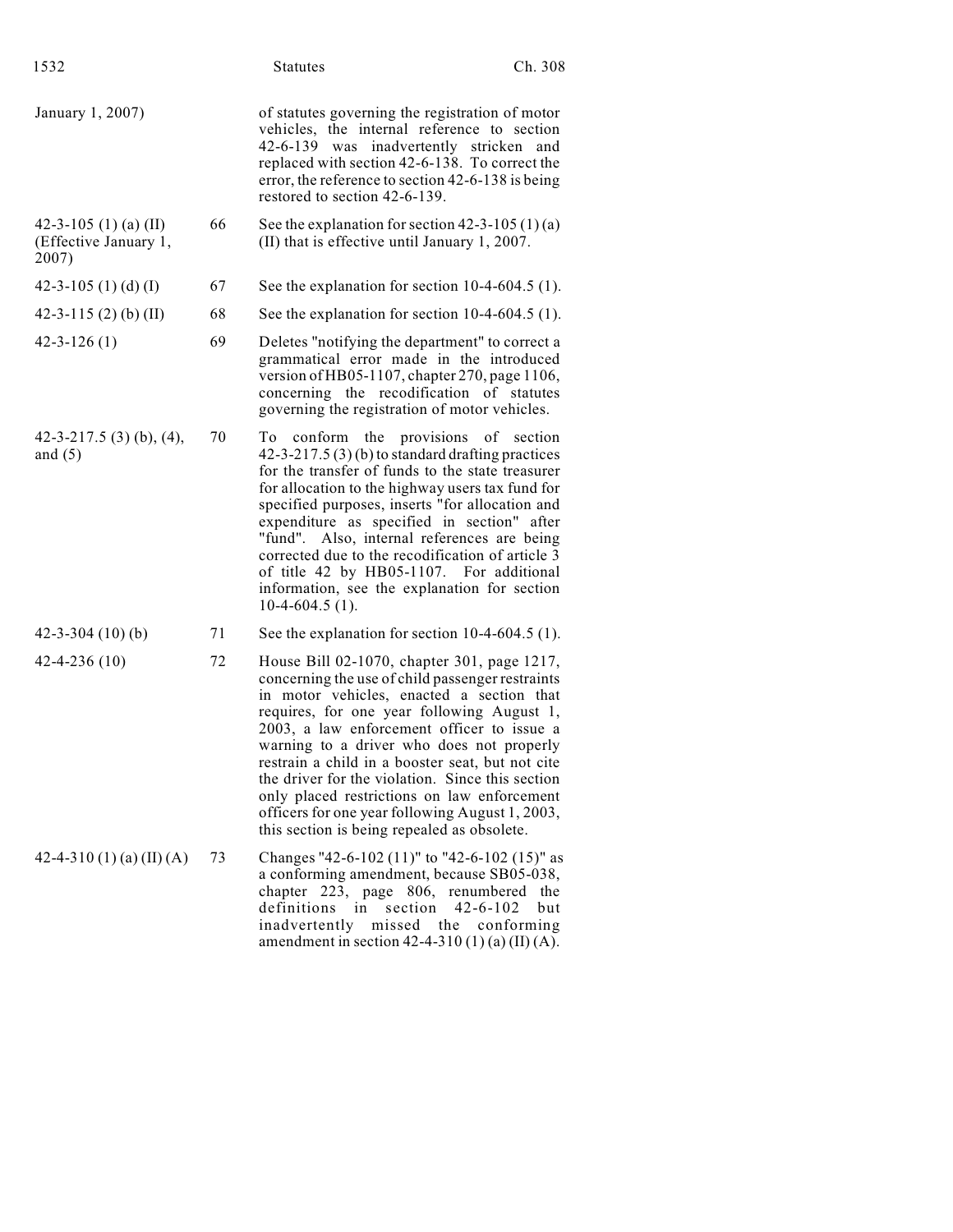| | | |
|---|---|---|
| January 1, 2007) | | of statutes governing the registration of motor vehicles, the internal reference to section 42-6-139 was inadvertently stricken and replaced with section 42-6-138. To correct the error, the reference to section 42-6-138 is being restored to section 42-6-139. |
| 42-3-105 (1) (a) (II) (Effective January 1, 2007) | 66 | See the explanation for section 42-3-105 (1) (a) (II) that is effective until January 1, 2007. |
| 42-3-105 (1) (d) (I) | 67 | See the explanation for section 10-4-604.5 (1). |
| 42-3-115 (2) (b) (II) | 68 | See the explanation for section 10-4-604.5 (1). |
| 42-3-126 (1) | 69 | Deletes "notifying the department" to correct a grammatical error made in the introduced version of HB05-1107, chapter 270, page 1106, concerning the recodification of statutes governing the registration of motor vehicles. |
| 42-3-217.5 (3) (b), (4), and (5) | 70 | To conform the provisions of section 42-3-217.5 (3) (b) to standard drafting practices for the transfer of funds to the state treasurer for allocation to the highway users tax fund for specified purposes, inserts "for allocation and expenditure as specified in section" after "fund". Also, internal references are being corrected due to the recodification of article 3 of title 42 by HB05-1107. For additional information, see the explanation for section 10-4-604.5 (1). |
| 42-3-304 (10) (b) | 71 | See the explanation for section 10-4-604.5 (1). |
| 42-4-236 (10) | 72 | House Bill 02-1070, chapter 301, page 1217, concerning the use of child passenger restraints in motor vehicles, enacted a section that requires, for one year following August 1, 2003, a law enforcement officer to issue a warning to a driver who does not properly restrain a child in a booster seat, but not cite the driver for the violation. Since this section only placed restrictions on law enforcement officers for one year following August 1, 2003, this section is being repealed as obsolete. |
| 42-4-310 (1) (a) (II) (A) | 73 | Changes "42-6-102 (11)" to "42-6-102 (15)" as a conforming amendment, because SB05-038, chapter 223, page 806, renumbered the definitions in section 42-6-102 but inadvertently missed the conforming amendment in section 42-4-310 (1) (a) (II) (A). |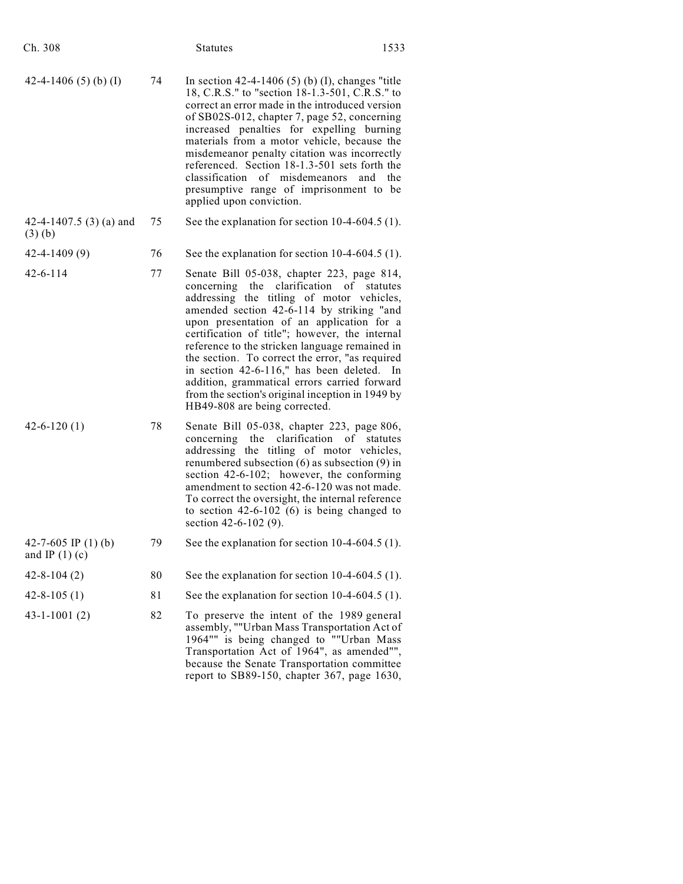| | | |
|---|---|---|
| 42-4-1406 (5) (b) (I) | 74 | In section 42-4-1406 (5) (b) (I), changes "title 18, C.R.S." to "section 18-1.3-501, C.R.S." to correct an error made in the introduced version of SB02S-012, chapter 7, page 52, concerning increased penalties for expelling burning materials from a motor vehicle, because the misdemeanor penalty citation was incorrectly referenced. Section 18-1.3-501 sets forth the classification of misdemeanors and the presumptive range of imprisonment to be applied upon conviction. |
| 42-4-1407.5 (3) (a) and (3) (b) | 75 | See the explanation for section 10-4-604.5 (1). |
| 42-4-1409 (9) | 76 | See the explanation for section 10-4-604.5 (1). |
| 42-6-114 | 77 | Senate Bill 05-038, chapter 223, page 814, concerning the clarification of statutes addressing the titling of motor vehicles, amended section 42-6-114 by striking "and upon presentation of an application for a certification of title"; however, the internal reference to the stricken language remained in the section. To correct the error, "as required in section 42-6-116," has been deleted. In addition, grammatical errors carried forward from the section's original inception in 1949 by HB49-808 are being corrected. |
| 42-6-120 (1) | 78 | Senate Bill 05-038, chapter 223, page 806, concerning the clarification of statutes addressing the titling of motor vehicles, renumbered subsection (6) as subsection (9) in section 42-6-102; however, the conforming amendment to section 42-6-120 was not made. To correct the oversight, the internal reference to section 42-6-102 (6) is being changed to section 42-6-102 (9). |
| 42-7-605 IP (1) (b) and IP (1) (c) | 79 | See the explanation for section 10-4-604.5 (1). |
| 42-8-104 (2) | 80 | See the explanation for section 10-4-604.5 (1). |
| 42-8-105 (1) | 81 | See the explanation for section 10-4-604.5 (1). |
| 43-1-1001 (2) | 82 | To preserve the intent of the 1989 general assembly, ""Urban Mass Transportation Act of 1964"" is being changed to ""Urban Mass Transportation Act of 1964", as amended"", because the Senate Transportation committee report to SB89-150, chapter 367, page 1630, |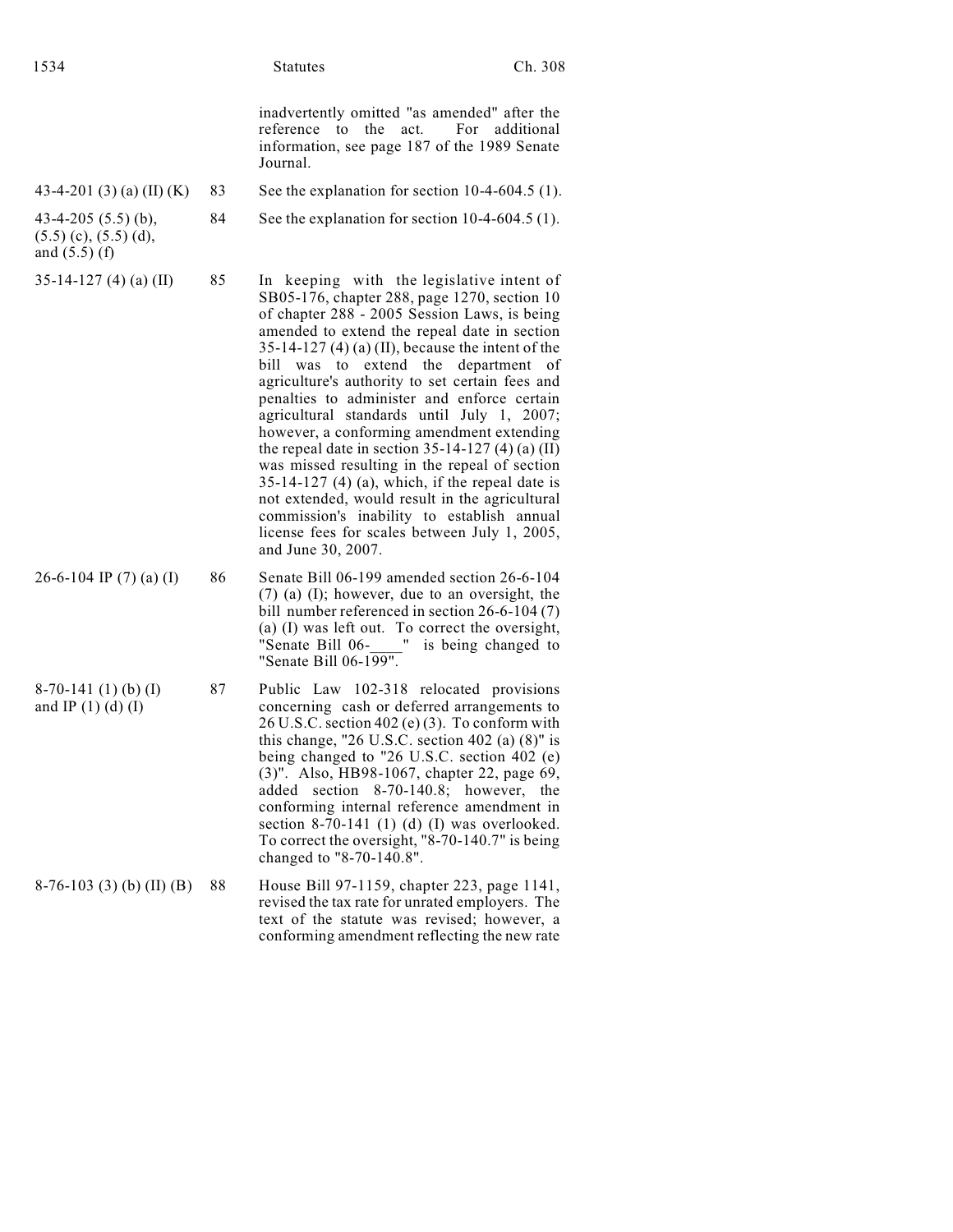| | | |
|---|---|---|
| | | inadvertently omitted "as amended" after the reference to the act. For additional information, see page 187 of the 1989 Senate Journal. |
| 43-4-201 (3) (a) (II) (K) | 83 | See the explanation for section 10-4-604.5 (1). |
| 43-4-205 (5.5) (b), (5.5) (c), (5.5) (d), and (5.5) (f) | 84 | See the explanation for section 10-4-604.5 (1). |
| 35-14-127 (4) (a) (II) | 85 | In keeping with the legislative intent of SB05-176, chapter 288, page 1270, section 10 of chapter 288 - 2005 Session Laws, is being amended to extend the repeal date in section 35-14-127 (4) (a) (II), because the intent of the bill was to extend the department of agriculture's authority to set certain fees and penalties to administer and enforce certain agricultural standards until July 1, 2007; however, a conforming amendment extending the repeal date in section 35-14-127 (4) (a) (II) was missed resulting in the repeal of section 35-14-127 (4) (a), which, if the repeal date is not extended, would result in the agricultural commission's inability to establish annual license fees for scales between July 1, 2005, and June 30, 2007. |
| 26-6-104 IP (7) (a) (I) | 86 | Senate Bill 06-199 amended section 26-6-104 (7) (a) (I); however, due to an oversight, the bill number referenced in section 26-6-104 (7) (a) (I) was left out. To correct the oversight, "Senate Bill 06-____" is being changed to "Senate Bill 06-199". |
| 8-70-141 (1) (b) (I) and IP (1) (d) (I) | 87 | Public Law 102-318 relocated provisions concerning cash or deferred arrangements to 26 U.S.C. section 402 (e) (3). To conform with this change, "26 U.S.C. section 402 (a) (8)" is being changed to "26 U.S.C. section 402 (e) (3)". Also, HB98-1067, chapter 22, page 69, added section 8-70-140.8; however, the conforming internal reference amendment in section 8-70-141 (1) (d) (I) was overlooked. To correct the oversight, "8-70-140.7" is being changed to "8-70-140.8". |
| 8-76-103 (3) (b) (II) (B) | 88 | House Bill 97-1159, chapter 223, page 1141, revised the tax rate for unrated employers. The text of the statute was revised; however, a conforming amendment reflecting the new rate |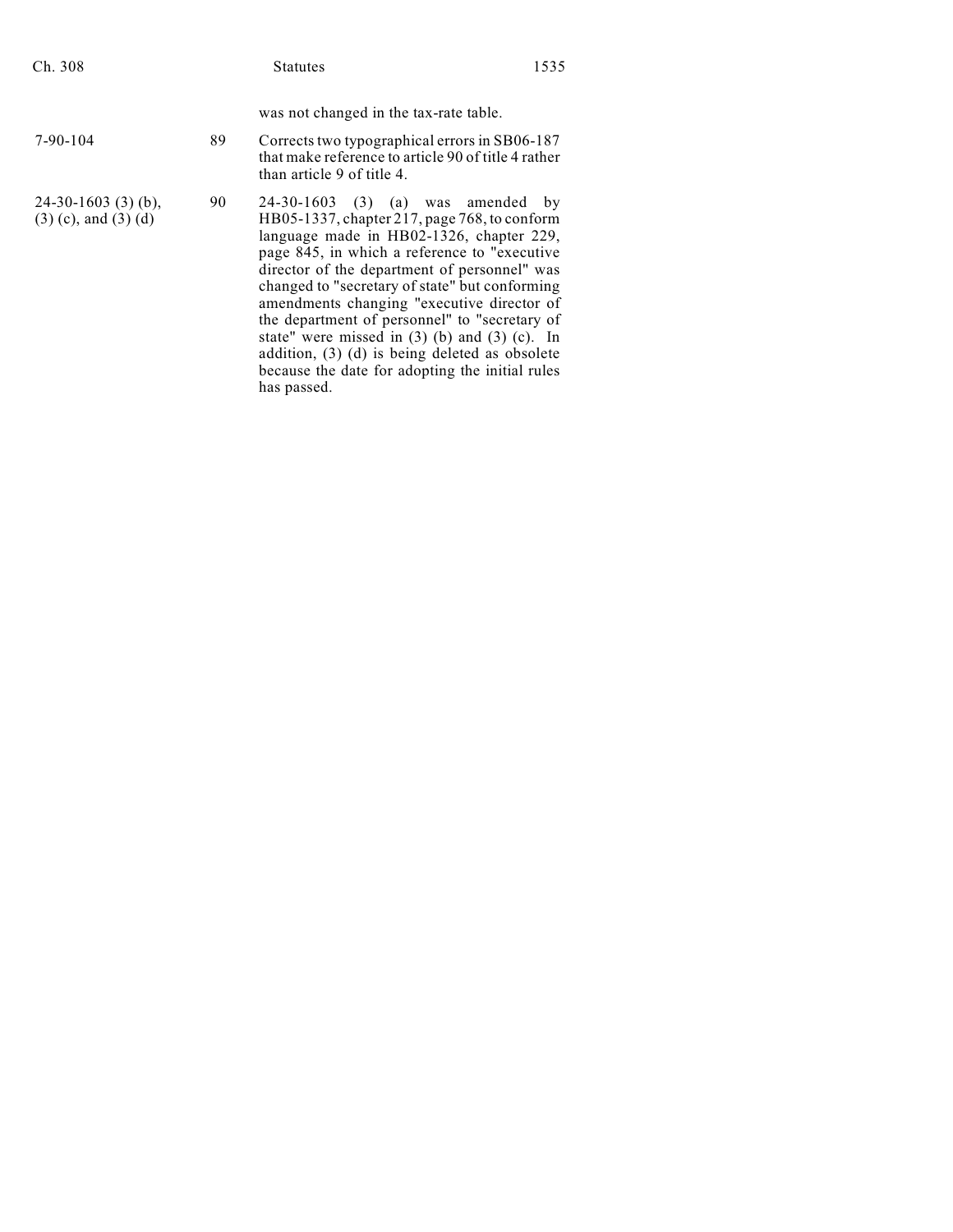| | | |
|---|---|---|
| | | was not changed in the tax-rate table. |
| 7-90-104 | 89 | Corrects two typographical errors in SB06-187 that make reference to article 90 of title 4 rather than article 9 of title 4. |
| 24-30-1603 (3) (b), (3) (c), and (3) (d) | 90 | 24-30-1603 (3) (a) was amended by HB05-1337, chapter 217, page 768, to conform language made in HB02-1326, chapter 229, page 845, in which a reference to "executive director of the department of personnel" was changed to "secretary of state" but conforming amendments changing "executive director of the department of personnel" to "secretary of state" were missed in (3) (b) and (3) (c). In addition, (3) (d) is being deleted as obsolete because the date for adopting the initial rules has passed. |